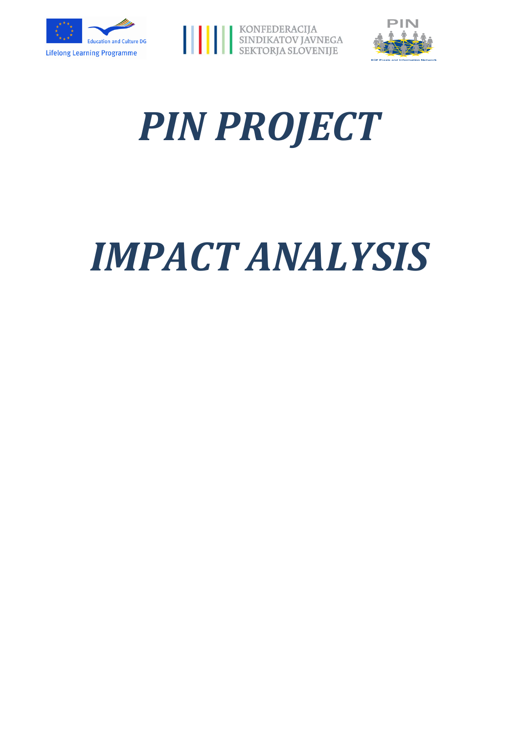Education and Culture DG

Lifelong Learning Programme

KONFEDERACIJA SINDIKATOV JAVNEGA SEKTORJA SLOVENIJE

PIN

EQF Praxis and Information Network

# *PIN PROJECT*

# *IMPACT ANALYSIS*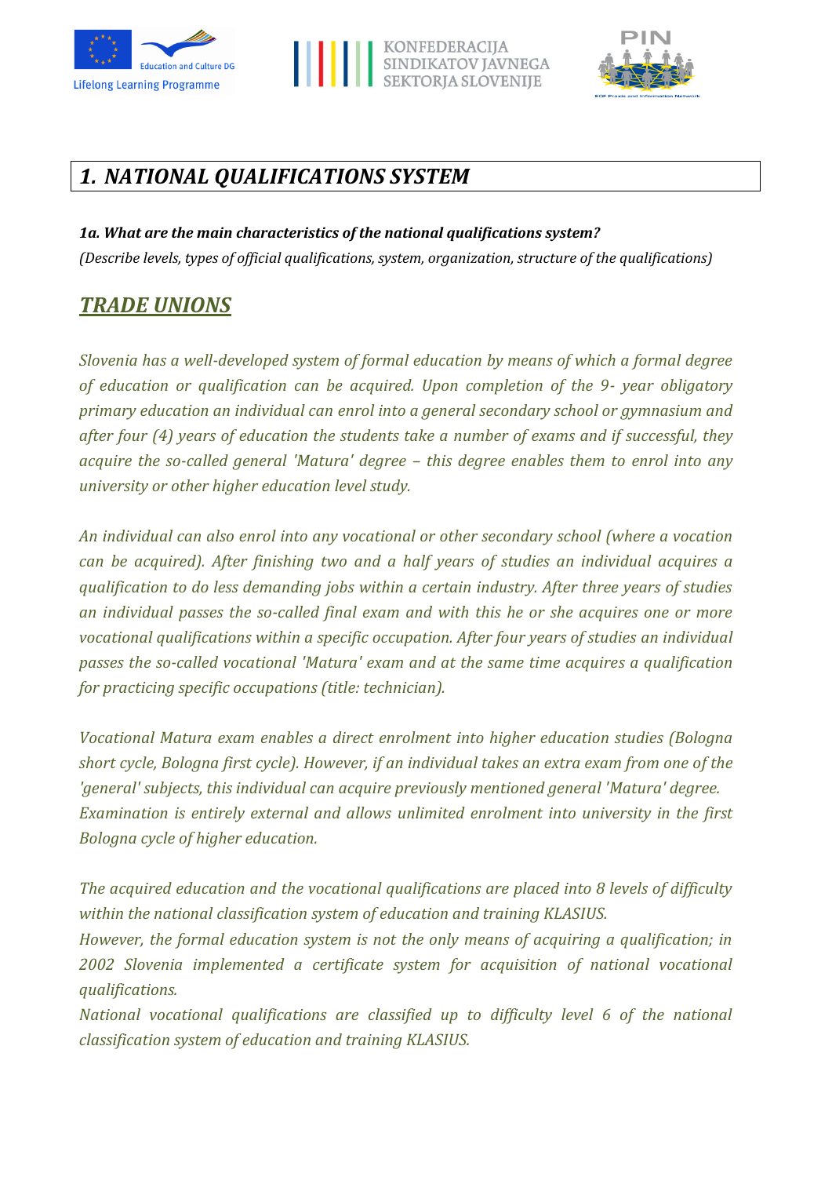# *1. NATIONAL QUALIFICATIONS SYSTEM*

***1a. What are the main characteristics of the national qualifications system?***

*(Describe levels, types of official qualifications, system, organization, structure of the qualifications)*

## ***TRADE UNIONS***

*Slovenia has a well-developed system of formal education by means of which a formal degree of education or qualification can be acquired. Upon completion of the 9- year obligatory primary education an individual can enrol into a general secondary school or gymnasium and after four (4) years of education the students take a number of exams and if successful, they acquire the so-called general 'Matura' degree – this degree enables them to enrol into any university or other higher education level study.*

*An individual can also enrol into any vocational or other secondary school (where a vocation can be acquired). After finishing two and a half years of studies an individual acquires a qualification to do less demanding jobs within a certain industry. After three years of studies an individual passes the so-called final exam and with this he or she acquires one or more vocational qualifications within a specific occupation. After four years of studies an individual passes the so-called vocational 'Matura' exam and at the same time acquires a qualification for practicing specific occupations (title: technician).*

*Vocational Matura exam enables a direct enrolment into higher education studies (Bologna short cycle, Bologna first cycle). However, if an individual takes an extra exam from one of the 'general' subjects, this individual can acquire previously mentioned general 'Matura' degree. Examination is entirely external and allows unlimited enrolment into university in the first Bologna cycle of higher education.*

*The acquired education and the vocational qualifications are placed into 8 levels of difficulty within the national classification system of education and training KLASIUS.*
*However, the formal education system is not the only means of acquiring a qualification; in 2002 Slovenia implemented a certificate system for acquisition of national vocational qualifications.*
*National vocational qualifications are classified up to difficulty level 6 of the national classification system of education and training KLASIUS.*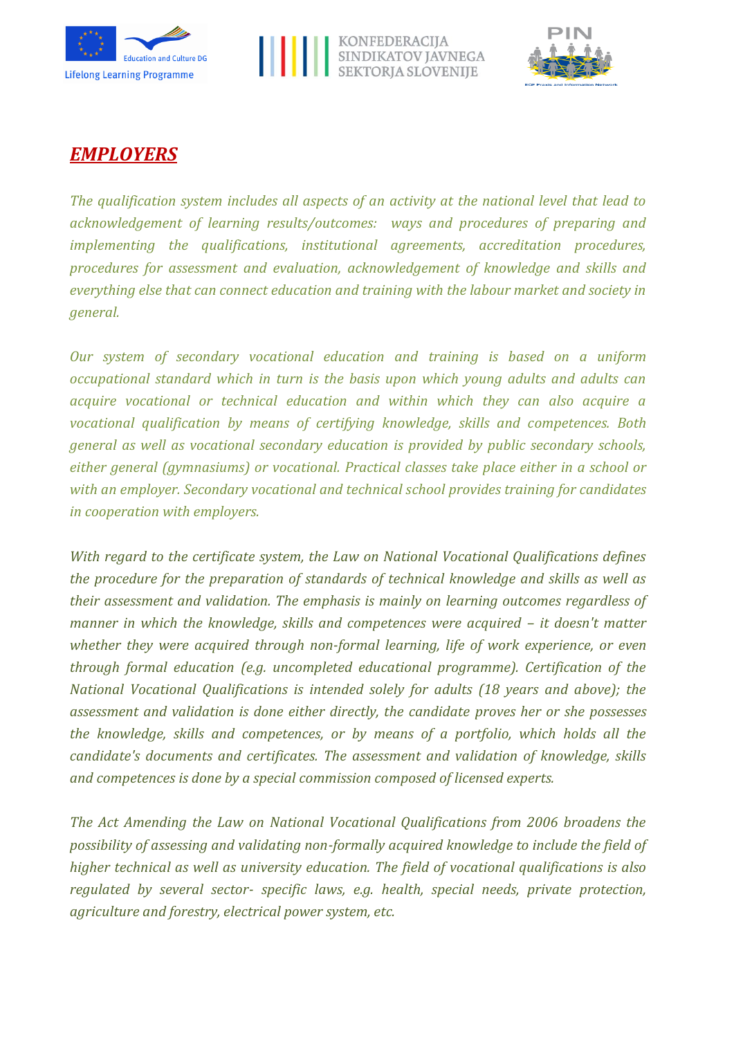## ***EMPLOYERS***

*The qualification system includes all aspects of an activity at the national level that lead to acknowledgement of learning results/outcomes: ways and procedures of preparing and implementing the qualifications, institutional agreements, accreditation procedures, procedures for assessment and evaluation, acknowledgement of knowledge and skills and everything else that can connect education and training with the labour market and society in general.*

*Our system of secondary vocational education and training is based on a uniform occupational standard which in turn is the basis upon which young adults and adults can acquire vocational or technical education and within which they can also acquire a vocational qualification by means of certifying knowledge, skills and competences. Both general as well as vocational secondary education is provided by public secondary schools, either general (gymnasiums) or vocational. Practical classes take place either in a school or with an employer. Secondary vocational and technical school provides training for candidates in cooperation with employers.*

*With regard to the certificate system, the Law on National Vocational Qualifications defines the procedure for the preparation of standards of technical knowledge and skills as well as their assessment and validation. The emphasis is mainly on learning outcomes regardless of manner in which the knowledge, skills and competences were acquired – it doesn't matter whether they were acquired through non-formal learning, life of work experience, or even through formal education (e.g. uncompleted educational programme). Certification of the National Vocational Qualifications is intended solely for adults (18 years and above); the assessment and validation is done either directly, the candidate proves her or she possesses the knowledge, skills and competences, or by means of a portfolio, which holds all the candidate's documents and certificates. The assessment and validation of knowledge, skills and competences is done by a special commission composed of licensed experts.*

*The Act Amending the Law on National Vocational Qualifications from 2006 broadens the possibility of assessing and validating non-formally acquired knowledge to include the field of higher technical as well as university education. The field of vocational qualifications is also regulated by several sector- specific laws, e.g. health, special needs, private protection, agriculture and forestry, electrical power system, etc.*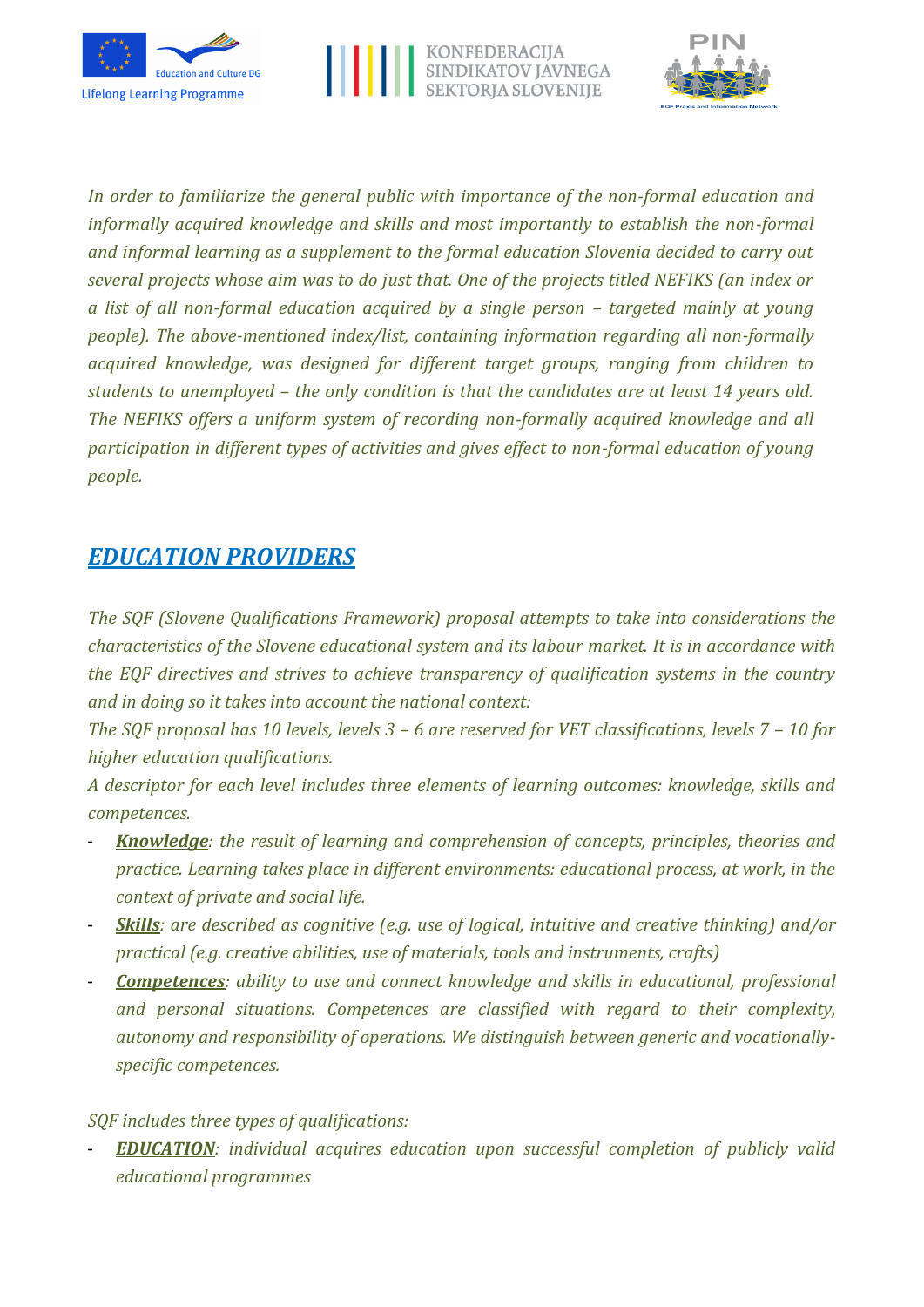*In order to familiarize the general public with importance of the non-formal education and informally acquired knowledge and skills and most importantly to establish the non-formal and informal learning as a supplement to the formal education Slovenia decided to carry out several projects whose aim was to do just that. One of the projects titled NEFIKS (an index or a list of all non-formal education acquired by a single person – targeted mainly at young people). The above-mentioned index/list, containing information regarding all non-formally acquired knowledge, was designed for different target groups, ranging from children to students to unemployed – the only condition is that the candidates are at least 14 years old. The NEFIKS offers a uniform system of recording non-formally acquired knowledge and all participation in different types of activities and gives effect to non-formal education of young people.*

## ***EDUCATION PROVIDERS***

*The SQF (Slovene Qualifications Framework) proposal attempts to take into considerations the characteristics of the Slovene educational system and its labour market. It is in accordance with the EQF directives and strives to achieve transparency of qualification systems in the country and in doing so it takes into account the national context:*

*The SQF proposal has 10 levels, levels 3 – 6 are reserved for VET classifications, levels 7 – 10 for higher education qualifications.*

*A descriptor for each level includes three elements of learning outcomes: knowledge, skills and competences.*

- ***Knowledge**: the result of learning and comprehension of concepts, principles, theories and practice. Learning takes place in different environments: educational process, at work, in the context of private and social life.*
- ***Skills**: are described as cognitive (e.g. use of logical, intuitive and creative thinking) and/or practical (e.g. creative abilities, use of materials, tools and instruments, crafts)*
- ***Competences**: ability to use and connect knowledge and skills in educational, professional and personal situations. Competences are classified with regard to their complexity, autonomy and responsibility of operations. We distinguish between generic and vocationally-specific competences.*

*SQF includes three types of qualifications:*

- ***EDUCATION**: individual acquires education upon successful completion of publicly valid educational programmes*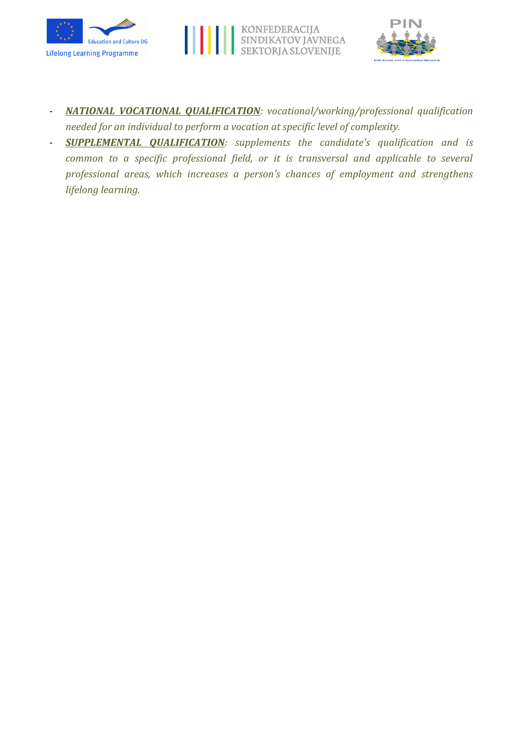- ***NATIONAL VOCATIONAL QUALIFICATION****: vocational/working/professional qualification needed for an individual to perform a vocation at specific level of complexity.*
- ***SUPPLEMENTAL QUALIFICATION****: supplements the candidate's qualification and is common to a specific professional field, or it is transversal and applicable to several professional areas, which increases a person's chances of employment and strengthens lifelong learning.*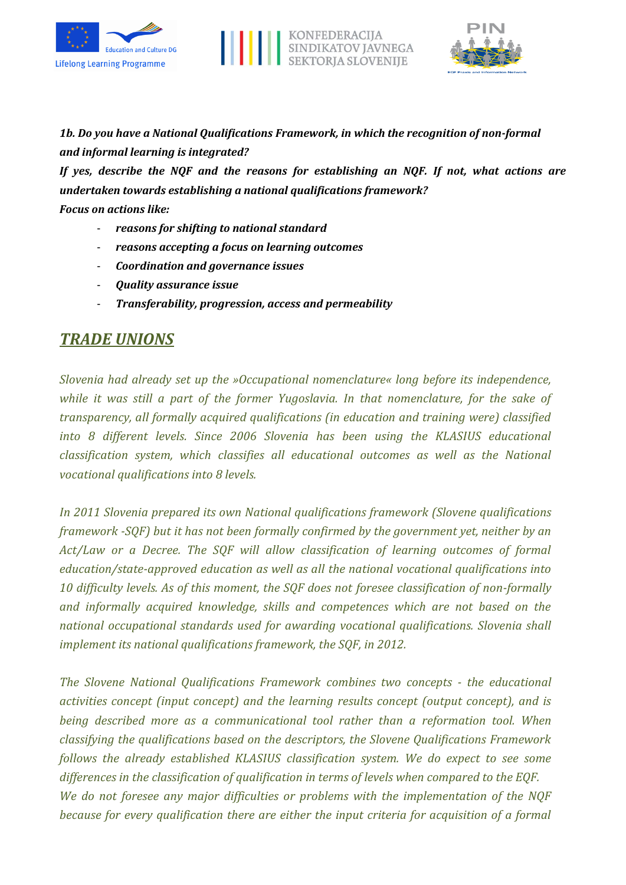***1b. Do you have a National Qualifications Framework, in which the recognition of non-formal and informal learning is integrated?***

***If yes, describe the NQF and the reasons for establishing an NQF. If not, what actions are undertaken towards establishing a national qualifications framework?***

***Focus on actions like:***

- ***reasons for shifting to national standard***
- ***reasons accepting a focus on learning outcomes***
- ***Coordination and governance issues***
- ***Quality assurance issue***
- ***Transferability, progression, access and permeability***

## ***TRADE UNIONS***

*Slovenia had already set up the »Occupational nomenclature« long before its independence, while it was still a part of the former Yugoslavia. In that nomenclature, for the sake of transparency, all formally acquired qualifications (in education and training were) classified into 8 different levels. Since 2006 Slovenia has been using the KLASIUS educational classification system, which classifies all educational outcomes as well as the National vocational qualifications into 8 levels.*

*In 2011 Slovenia prepared its own National qualifications framework (Slovene qualifications framework -SQF) but it has not been formally confirmed by the government yet, neither by an Act/Law or a Decree. The SQF will allow classification of learning outcomes of formal education/state-approved education as well as all the national vocational qualifications into 10 difficulty levels. As of this moment, the SQF does not foresee classification of non-formally and informally acquired knowledge, skills and competences which are not based on the national occupational standards used for awarding vocational qualifications. Slovenia shall implement its national qualifications framework, the SQF, in 2012.*

*The Slovene National Qualifications Framework combines two concepts - the educational activities concept (input concept) and the learning results concept (output concept), and is being described more as a communicational tool rather than a reformation tool. When classifying the qualifications based on the descriptors, the Slovene Qualifications Framework follows the already established KLASIUS classification system. We do expect to see some differences in the classification of qualification in terms of levels when compared to the EQF. We do not foresee any major difficulties or problems with the implementation of the NQF because for every qualification there are either the input criteria for acquisition of a formal*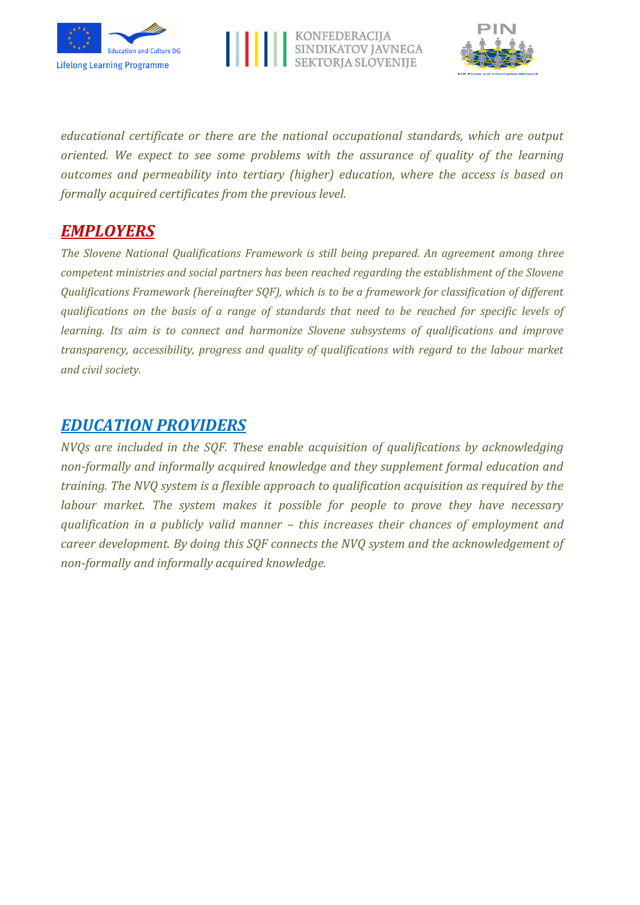*educational certificate or there are the national occupational standards, which are output oriented. We expect to see some problems with the assurance of quality of the learning outcomes and permeability into tertiary (higher) education, where the access is based on formally acquired certificates from the previous level.*

## ***EMPLOYERS***

*The Slovene National Qualifications Framework is still being prepared. An agreement among three competent ministries and social partners has been reached regarding the establishment of the Slovene Qualifications Framework (hereinafter SQF), which is to be a framework for classification of different qualifications on the basis of a range of standards that need to be reached for specific levels of learning. Its aim is to connect and harmonize Slovene subsystems of qualifications and improve transparency, accessibility, progress and quality of qualifications with regard to the labour market and civil society.*

## ***EDUCATION PROVIDERS***

*NVQs are included in the SQF. These enable acquisition of qualifications by acknowledging non-formally and informally acquired knowledge and they supplement formal education and training. The NVQ system is a flexible approach to qualification acquisition as required by the labour market. The system makes it possible for people to prove they have necessary qualification in a publicly valid manner – this increases their chances of employment and career development. By doing this SQF connects the NVQ system and the acknowledgement of non-formally and informally acquired knowledge.*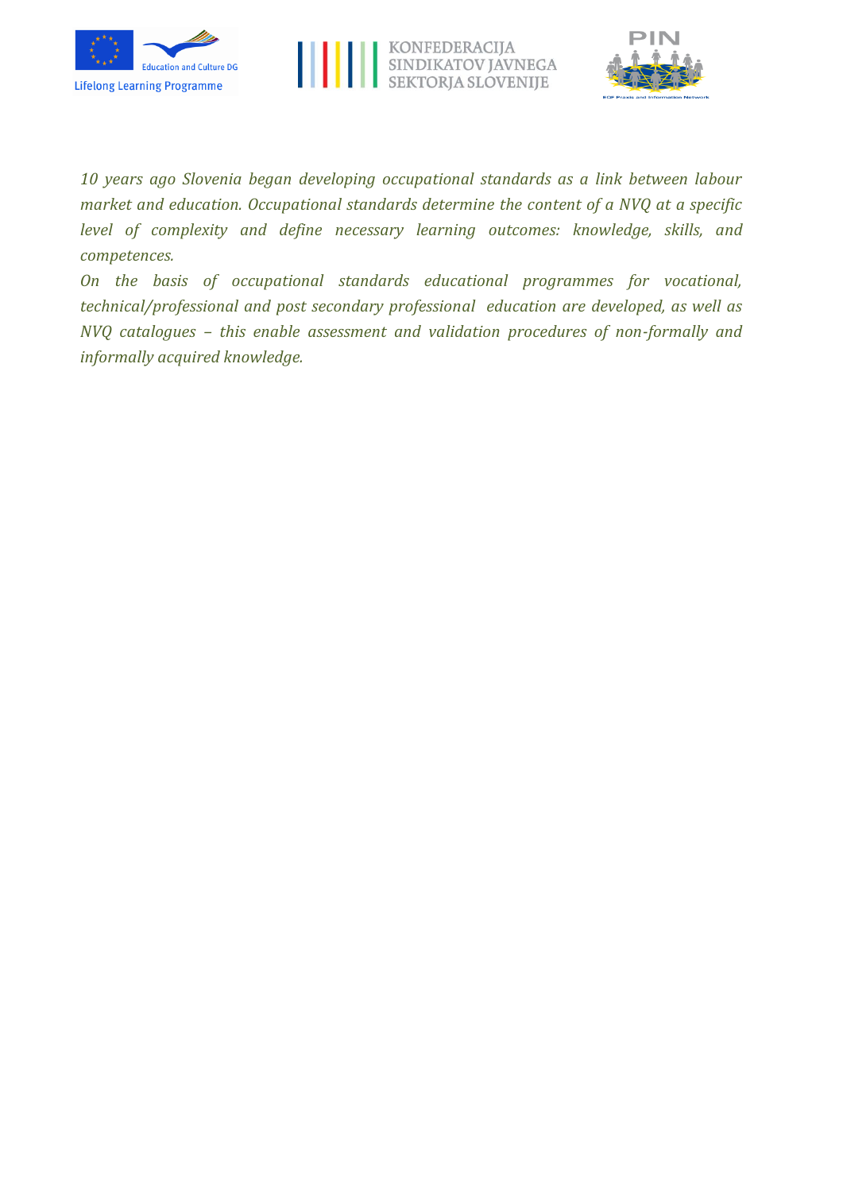*10 years ago Slovenia began developing occupational standards as a link between labour market and education. Occupational standards determine the content of a NVQ at a specific level of complexity and define necessary learning outcomes: knowledge, skills, and competences.*

*On the basis of occupational standards educational programmes for vocational, technical/professional and post secondary professional education are developed, as well as NVQ catalogues – this enable assessment and validation procedures of non-formally and informally acquired knowledge.*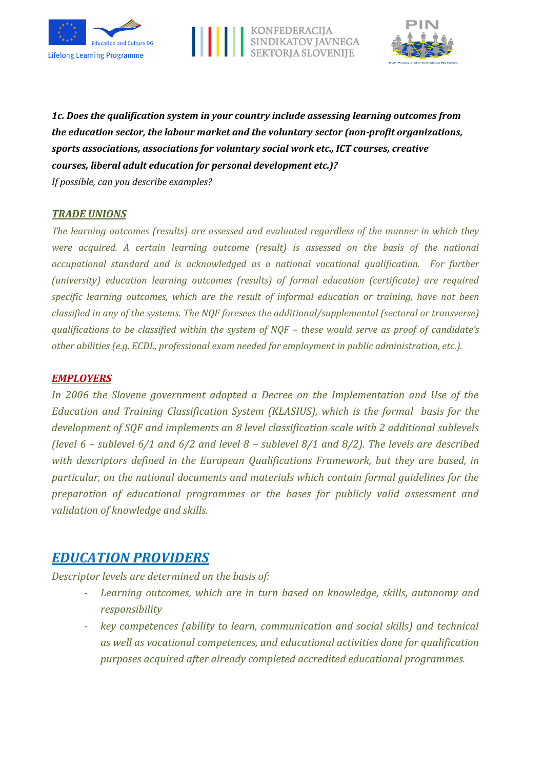***1c. Does the qualification system in your country include assessing learning outcomes from the education sector, the labour market and the voluntary sector (non-profit organizations, sports associations, associations for voluntary social work etc., ICT courses, creative courses, liberal adult education for personal development etc.)?***

*If possible, can you describe examples?*

***TRADE UNIONS***

*The learning outcomes (results) are assessed and evaluated regardless of the manner in which they were acquired. A certain learning outcome (result) is assessed on the basis of the national occupational standard and is acknowledged as a national vocational qualification. For further (university) education learning outcomes (results) of formal education (certificate) are required specific learning outcomes, which are the result of informal education or training, have not been classified in any of the systems. The NQF foresees the additional/supplemental (sectoral or transverse) qualifications to be classified within the system of NQF – these would serve as proof of candidate's other abilities (e.g. ECDL, professional exam needed for employment in public administration, etc.).*

***EMPLOYERS***

*In 2006 the Slovene government adopted a Decree on the Implementation and Use of the Education and Training Classification System (KLASIUS), which is the formal basis for the development of SQF and implements an 8 level classification scale with 2 additional sublevels (level 6 – sublevel 6/1 and 6/2 and level 8 – sublevel 8/1 and 8/2). The levels are described with descriptors defined in the European Qualifications Framework, but they are based, in particular, on the national documents and materials which contain formal guidelines for the preparation of educational programmes or the bases for publicly valid assessment and validation of knowledge and skills.*

## ***EDUCATION PROVIDERS***

*Descriptor levels are determined on the basis of:*

- *Learning outcomes, which are in turn based on knowledge, skills, autonomy and responsibility*
- *key competences (ability to learn, communication and social skills) and technical as well as vocational competences, and educational activities done for qualification purposes acquired after already completed accredited educational programmes.*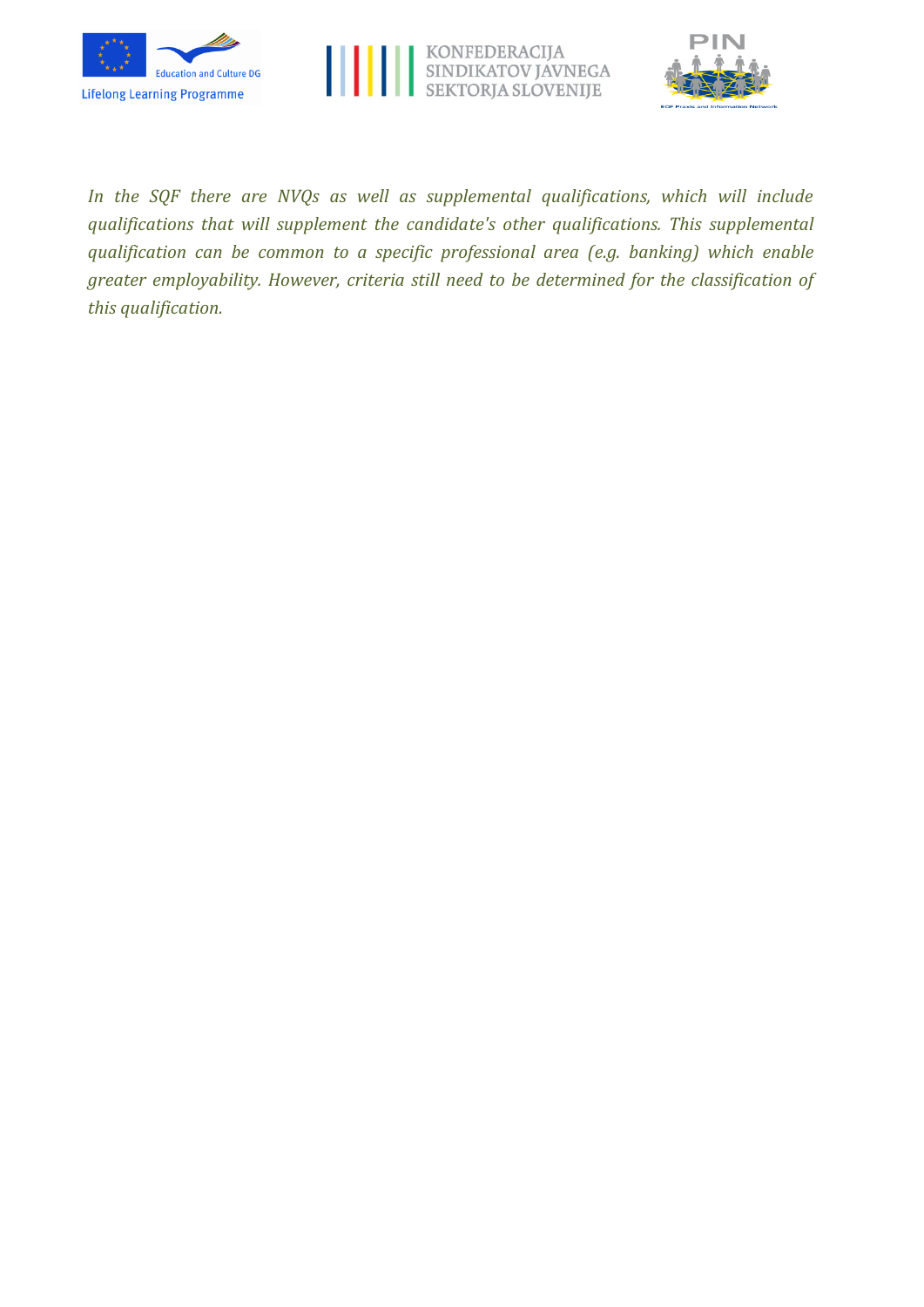*In the SQF there are NVQs as well as supplemental qualifications, which will include qualifications that will supplement the candidate's other qualifications. This supplemental qualification can be common to a specific professional area (e.g. banking) which enable greater employability. However, criteria still need to be determined for the classification of this qualification.*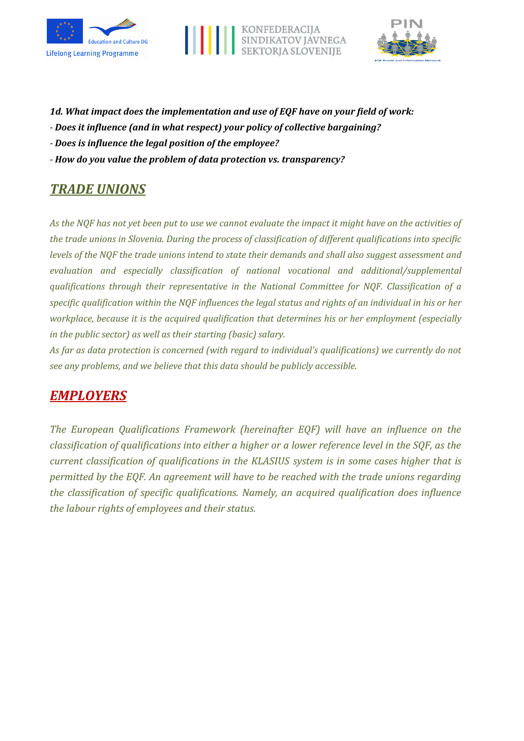***1d. What impact does the implementation and use of EQF have on your field of work:***

***- Does it influence (and in what respect) your policy of collective bargaining?***

***- Does is influence the legal position of the employee?***

***- How do you value the problem of data protection vs. transparency?***

## TRADE UNIONS

*As the NQF has not yet been put to use we cannot evaluate the impact it might have on the activities of the trade unions in Slovenia. During the process of classification of different qualifications into specific levels of the NQF the trade unions intend to state their demands and shall also suggest assessment and evaluation and especially classification of national vocational and additional/supplemental qualifications through their representative in the National Committee for NQF. Classification of a specific qualification within the NQF influences the legal status and rights of an individual in his or her workplace, because it is the acquired qualification that determines his or her employment (especially in the public sector) as well as their starting (basic) salary.*

*As far as data protection is concerned (with regard to individual's qualifications) we currently do not see any problems, and we believe that this data should be publicly accessible.*

## EMPLOYERS

*The European Qualifications Framework (hereinafter EQF) will have an influence on the classification of qualifications into either a higher or a lower reference level in the SQF, as the current classification of qualifications in the KLASIUS system is in some cases higher that is permitted by the EQF. An agreement will have to be reached with the trade unions regarding the classification of specific qualifications. Namely, an acquired qualification does influence the labour rights of employees and their status.*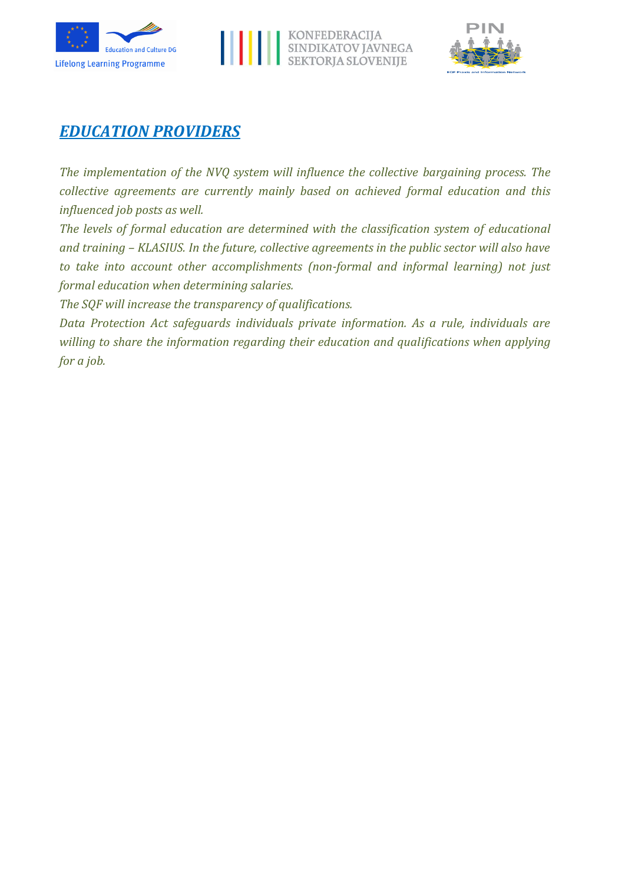# *EDUCATION PROVIDERS*

*The implementation of the NVQ system will influence the collective bargaining process. The collective agreements are currently mainly based on achieved formal education and this influenced job posts as well.*

*The levels of formal education are determined with the classification system of educational and training – KLASIUS. In the future, collective agreements in the public sector will also have to take into account other accomplishments (non-formal and informal learning) not just formal education when determining salaries.*

*The SQF will increase the transparency of qualifications.*

*Data Protection Act safeguards individuals private information. As a rule, individuals are willing to share the information regarding their education and qualifications when applying for a job.*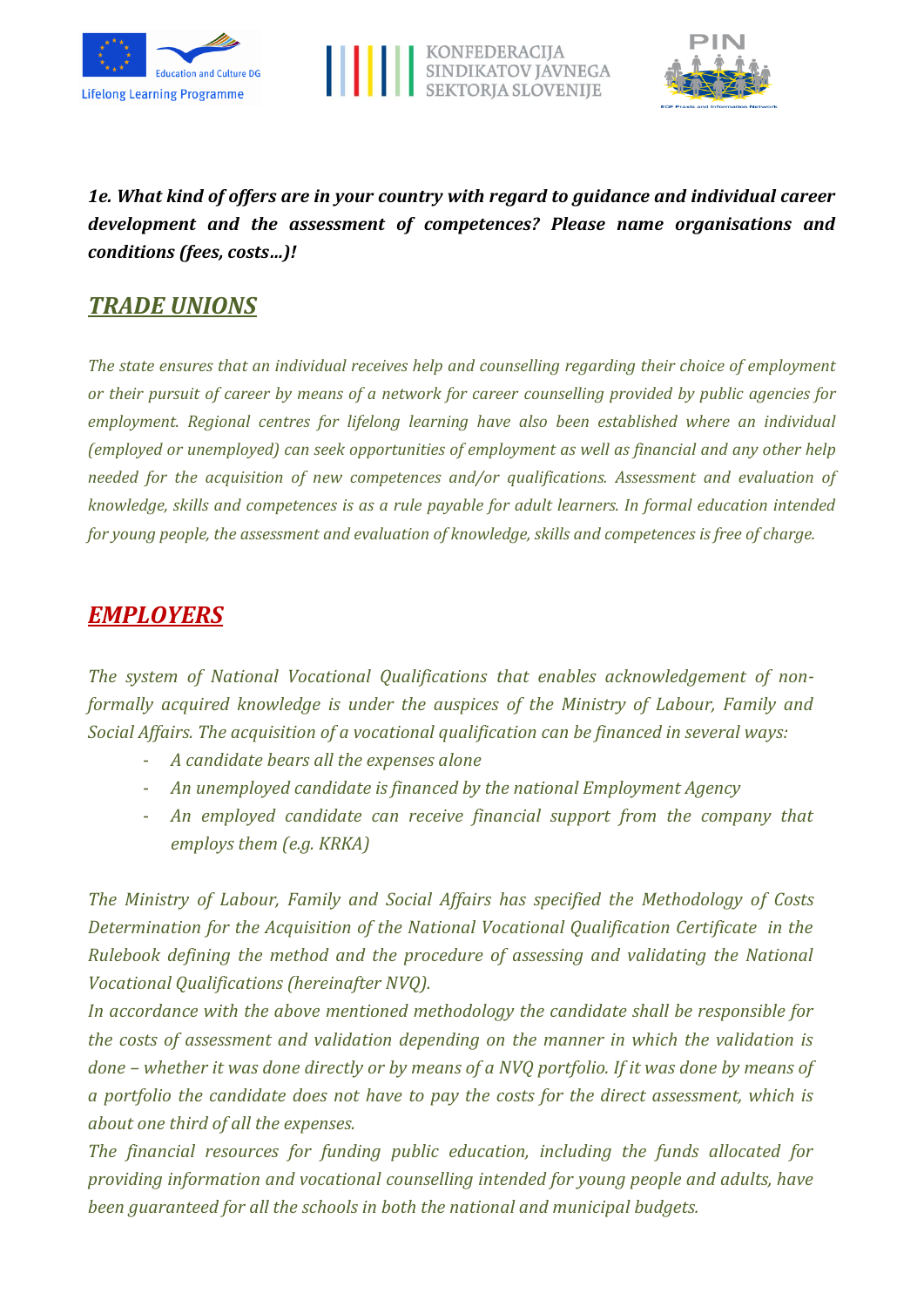***1e. What kind of offers are in your country with regard to guidance and individual career development and the assessment of competences? Please name organisations and conditions (fees, costs…)!***

## ***TRADE UNIONS***

*The state ensures that an individual receives help and counselling regarding their choice of employment or their pursuit of career by means of a network for career counselling provided by public agencies for employment. Regional centres for lifelong learning have also been established where an individual (employed or unemployed) can seek opportunities of employment as well as financial and any other help needed for the acquisition of new competences and/or qualifications. Assessment and evaluation of knowledge, skills and competences is as a rule payable for adult learners. In formal education intended for young people, the assessment and evaluation of knowledge, skills and competences is free of charge.*

## ***EMPLOYERS***

*The system of National Vocational Qualifications that enables acknowledgement of non-formally acquired knowledge is under the auspices of the Ministry of Labour, Family and Social Affairs. The acquisition of a vocational qualification can be financed in several ways:*

- *A candidate bears all the expenses alone*
- *An unemployed candidate is financed by the national Employment Agency*
- *An employed candidate can receive financial support from the company that employs them (e.g. KRKA)*

*The Ministry of Labour, Family and Social Affairs has specified the Methodology of Costs Determination for the Acquisition of the National Vocational Qualification Certificate in the Rulebook defining the method and the procedure of assessing and validating the National Vocational Qualifications (hereinafter NVQ).*
*In accordance with the above mentioned methodology the candidate shall be responsible for the costs of assessment and validation depending on the manner in which the validation is done – whether it was done directly or by means of a NVQ portfolio. If it was done by means of a portfolio the candidate does not have to pay the costs for the direct assessment, which is about one third of all the expenses.*
*The financial resources for funding public education, including the funds allocated for providing information and vocational counselling intended for young people and adults, have been guaranteed for all the schools in both the national and municipal budgets.*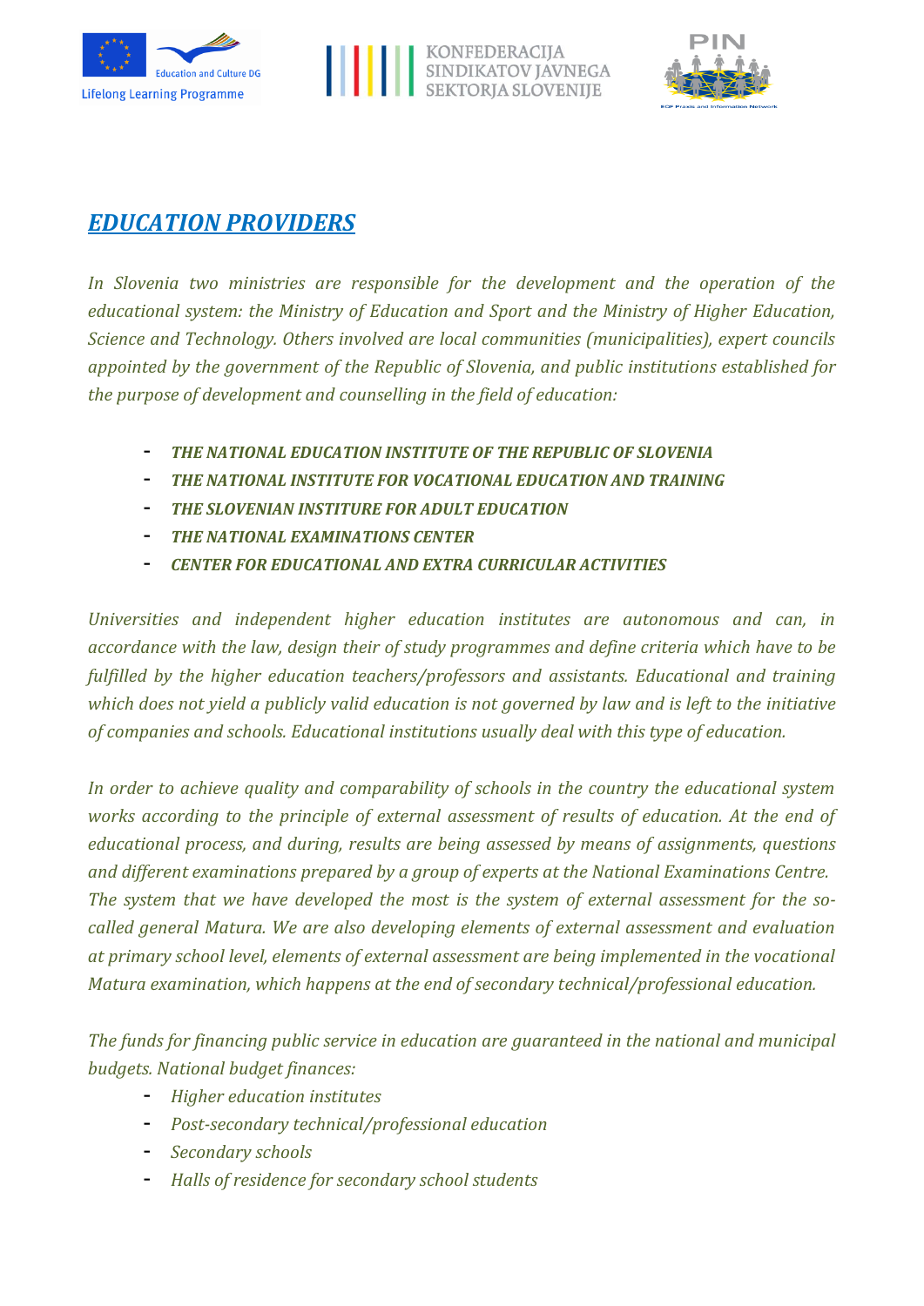## *EDUCATION PROVIDERS*

*In Slovenia two ministries are responsible for the development and the operation of the educational system: the Ministry of Education and Sport and the Ministry of Higher Education, Science and Technology. Others involved are local communities (municipalities), expert councils appointed by the government of the Republic of Slovenia, and public institutions established for the purpose of development and counselling in the field of education:*

- ***THE NATIONAL EDUCATION INSTITUTE OF THE REPUBLIC OF SLOVENIA***
- ***THE NATIONAL INSTITUTE FOR VOCATIONAL EDUCATION AND TRAINING***
- ***THE SLOVENIAN INSTITURE FOR ADULT EDUCATION***
- ***THE NATIONAL EXAMINATIONS CENTER***
- ***CENTER FOR EDUCATIONAL AND EXTRA CURRICULAR ACTIVITIES***

*Universities and independent higher education institutes are autonomous and can, in accordance with the law, design their of study programmes and define criteria which have to be fulfilled by the higher education teachers/professors and assistants. Educational and training which does not yield a publicly valid education is not governed by law and is left to the initiative of companies and schools. Educational institutions usually deal with this type of education.*

*In order to achieve quality and comparability of schools in the country the educational system works according to the principle of external assessment of results of education. At the end of educational process, and during, results are being assessed by means of assignments, questions and different examinations prepared by a group of experts at the National Examinations Centre. The system that we have developed the most is the system of external assessment for the so-called general Matura. We are also developing elements of external assessment and evaluation at primary school level, elements of external assessment are being implemented in the vocational Matura examination, which happens at the end of secondary technical/professional education.*

*The funds for financing public service in education are guaranteed in the national and municipal budgets. National budget finances:*

- *Higher education institutes*
- *Post-secondary technical/professional education*
- *Secondary schools*
- *Halls of residence for secondary school students*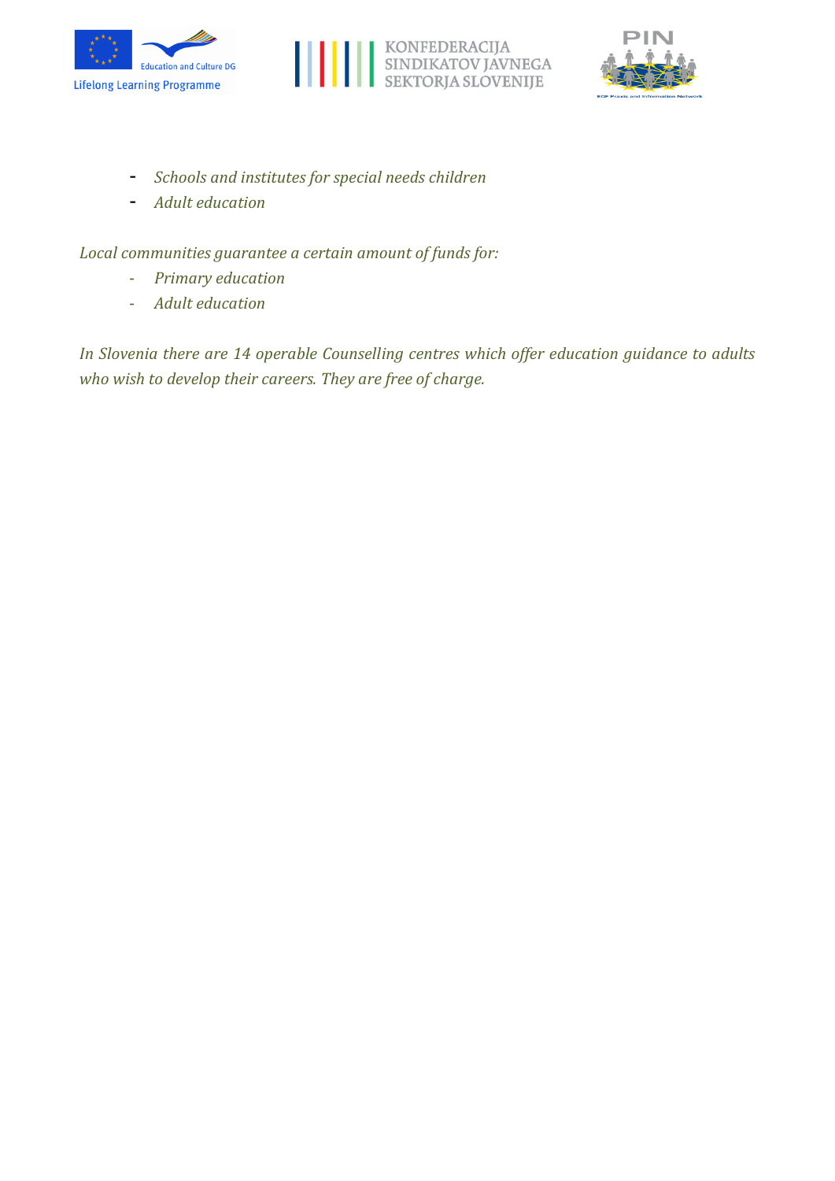- *Schools and institutes for special needs children*
- *Adult education*

*Local communities guarantee a certain amount of funds for:*

- *Primary education*
- *Adult education*

*In Slovenia there are 14 operable Counselling centres which offer education guidance to adults who wish to develop their careers. They are free of charge.*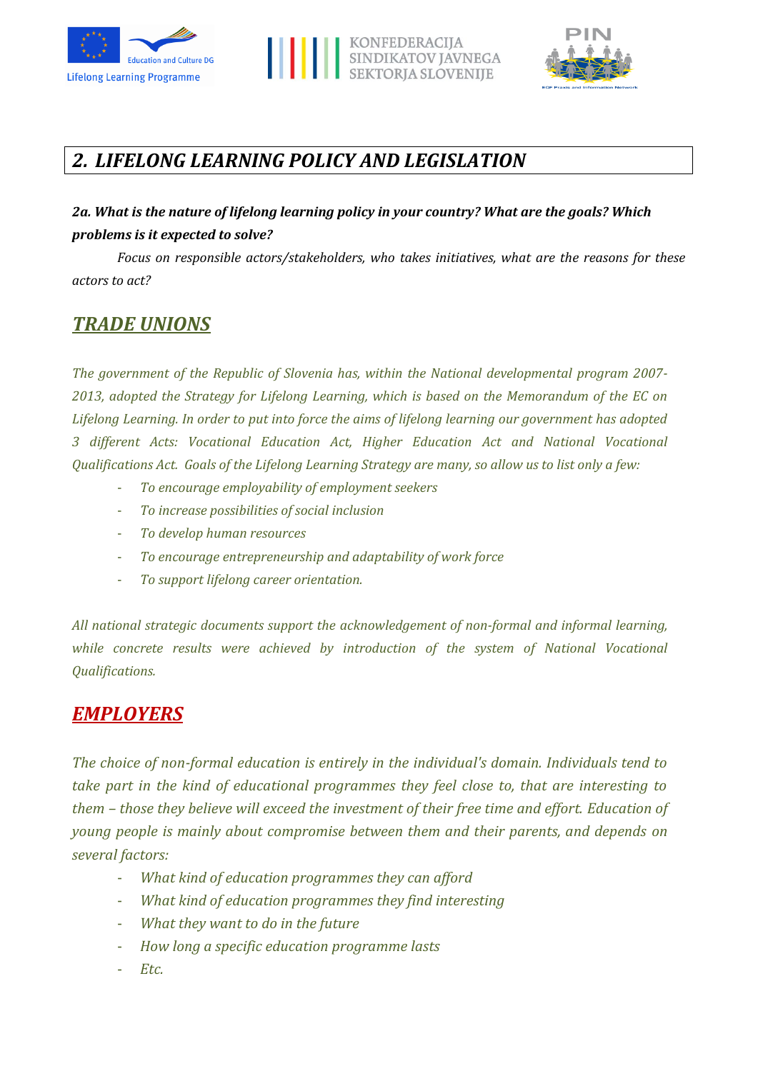## 2. LIFELONG LEARNING POLICY AND LEGISLATION

***2a. What is the nature of lifelong learning policy in your country? What are the goals? Which problems is it expected to solve?***

*Focus on responsible actors/stakeholders, who takes initiatives, what are the reasons for these actors to act?*

### ***TRADE UNIONS***

*The government of the Republic of Slovenia has, within the National developmental program 2007-2013, adopted the Strategy for Lifelong Learning, which is based on the Memorandum of the EC on Lifelong Learning. In order to put into force the aims of lifelong learning our government has adopted 3 different Acts: Vocational Education Act, Higher Education Act and National Vocational Qualifications Act. Goals of the Lifelong Learning Strategy are many, so allow us to list only a few:*

- *To encourage employability of employment seekers*
- *To increase possibilities of social inclusion*
- *To develop human resources*
- *To encourage entrepreneurship and adaptability of work force*
- *To support lifelong career orientation.*

*All national strategic documents support the acknowledgement of non-formal and informal learning, while concrete results were achieved by introduction of the system of National Vocational Qualifications.*

### ***EMPLOYERS***

*The choice of non-formal education is entirely in the individual's domain. Individuals tend to take part in the kind of educational programmes they feel close to, that are interesting to them – those they believe will exceed the investment of their free time and effort. Education of young people is mainly about compromise between them and their parents, and depends on several factors:*

- *What kind of education programmes they can afford*
- *What kind of education programmes they find interesting*
- *What they want to do in the future*
- *How long a specific education programme lasts*
- *Etc.*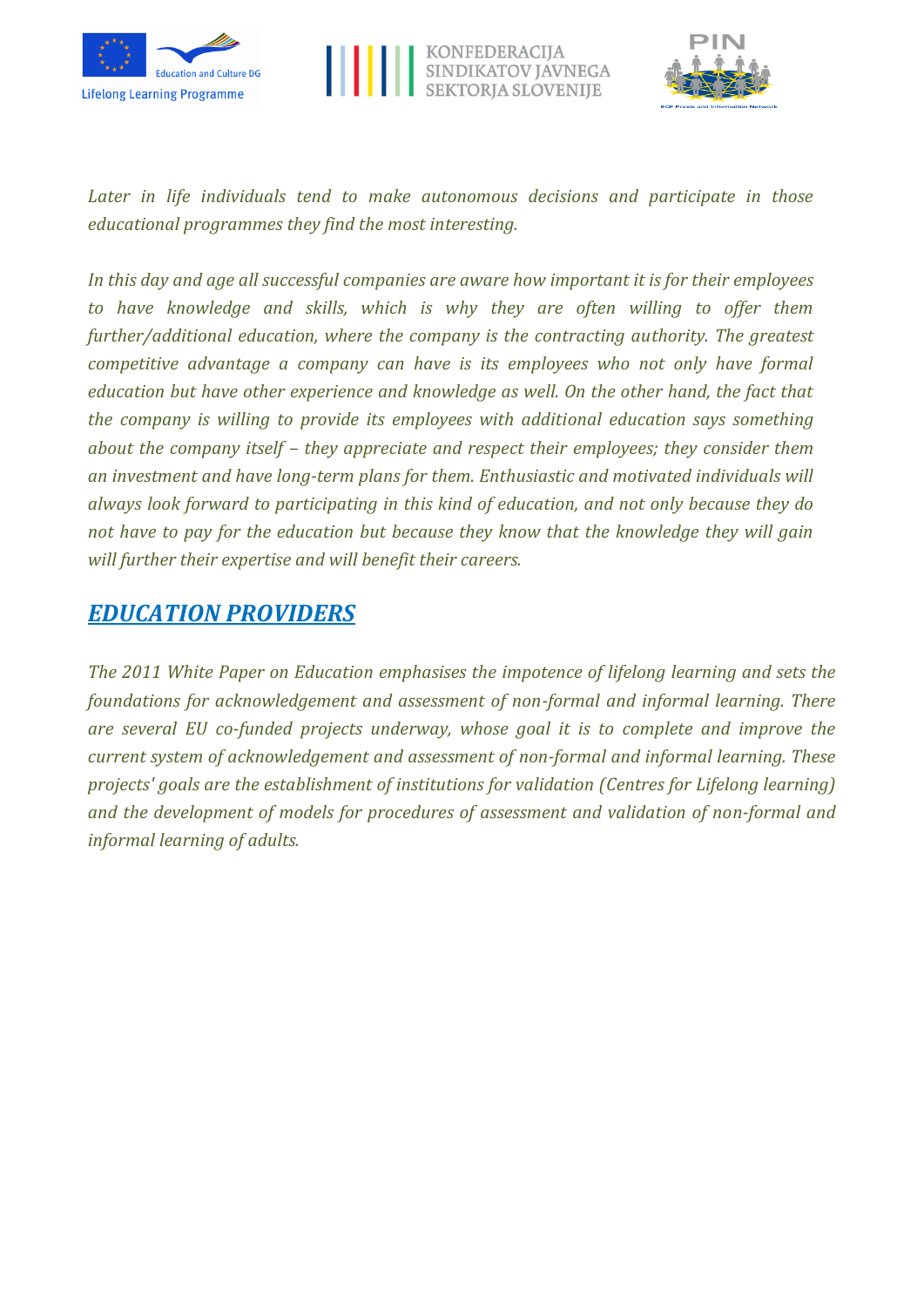*Later in life individuals tend to make autonomous decisions and participate in those educational programmes they find the most interesting.*

*In this day and age all successful companies are aware how important it is for their employees to have knowledge and skills, which is why they are often willing to offer them further/additional education, where the company is the contracting authority. The greatest competitive advantage a company can have is its employees who not only have formal education but have other experience and knowledge as well. On the other hand, the fact that the company is willing to provide its employees with additional education says something about the company itself – they appreciate and respect their employees; they consider them an investment and have long-term plans for them. Enthusiastic and motivated individuals will always look forward to participating in this kind of education, and not only because they do not have to pay for the education but because they know that the knowledge they will gain will further their expertise and will benefit their careers.*

## ***EDUCATION PROVIDERS***

*The 2011 White Paper on Education emphasises the impotence of lifelong learning and sets the foundations for acknowledgement and assessment of non-formal and informal learning. There are several EU co-funded projects underway, whose goal it is to complete and improve the current system of acknowledgement and assessment of non-formal and informal learning. These projects' goals are the establishment of institutions for validation (Centres for Lifelong learning) and the development of models for procedures of assessment and validation of non-formal and informal learning of adults.*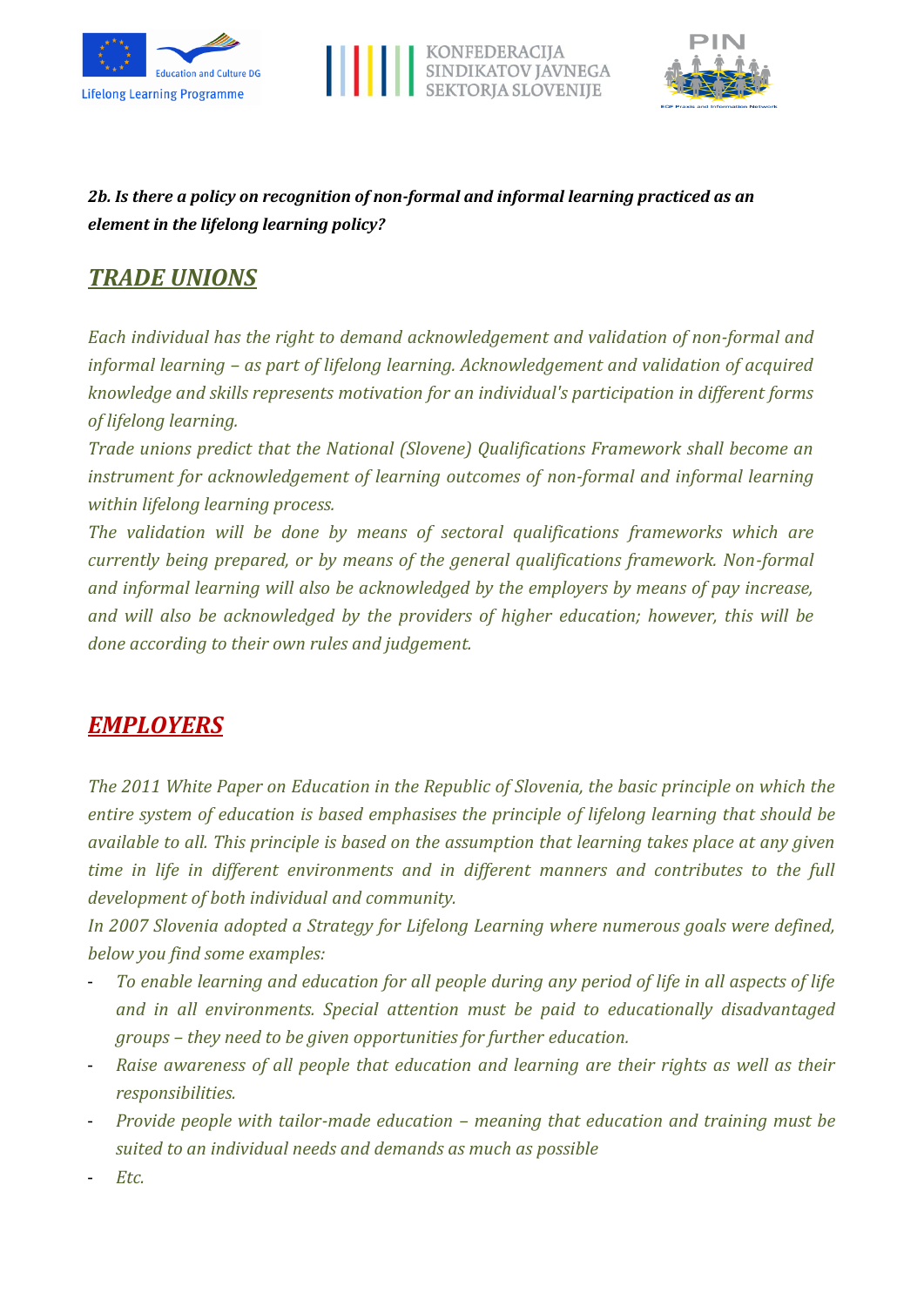***2b. Is there a policy on recognition of non-formal and informal learning practiced as an element in the lifelong learning policy?***

## ***TRADE UNIONS***

*Each individual has the right to demand acknowledgement and validation of non-formal and informal learning – as part of lifelong learning. Acknowledgement and validation of acquired knowledge and skills represents motivation for an individual's participation in different forms of lifelong learning.*

*Trade unions predict that the National (Slovene) Qualifications Framework shall become an instrument for acknowledgement of learning outcomes of non-formal and informal learning within lifelong learning process.*

*The validation will be done by means of sectoral qualifications frameworks which are currently being prepared, or by means of the general qualifications framework. Non-formal and informal learning will also be acknowledged by the employers by means of pay increase, and will also be acknowledged by the providers of higher education; however, this will be done according to their own rules and judgement.*

## ***EMPLOYERS***

*The 2011 White Paper on Education in the Republic of Slovenia, the basic principle on which the entire system of education is based emphasises the principle of lifelong learning that should be available to all. This principle is based on the assumption that learning takes place at any given time in life in different environments and in different manners and contributes to the full development of both individual and community.*

*In 2007 Slovenia adopted a Strategy for Lifelong Learning where numerous goals were defined, below you find some examples:*

- *To enable learning and education for all people during any period of life in all aspects of life and in all environments. Special attention must be paid to educationally disadvantaged groups – they need to be given opportunities for further education.*
- *Raise awareness of all people that education and learning are their rights as well as their responsibilities.*
- *Provide people with tailor-made education – meaning that education and training must be suited to an individual needs and demands as much as possible*
- *Etc.*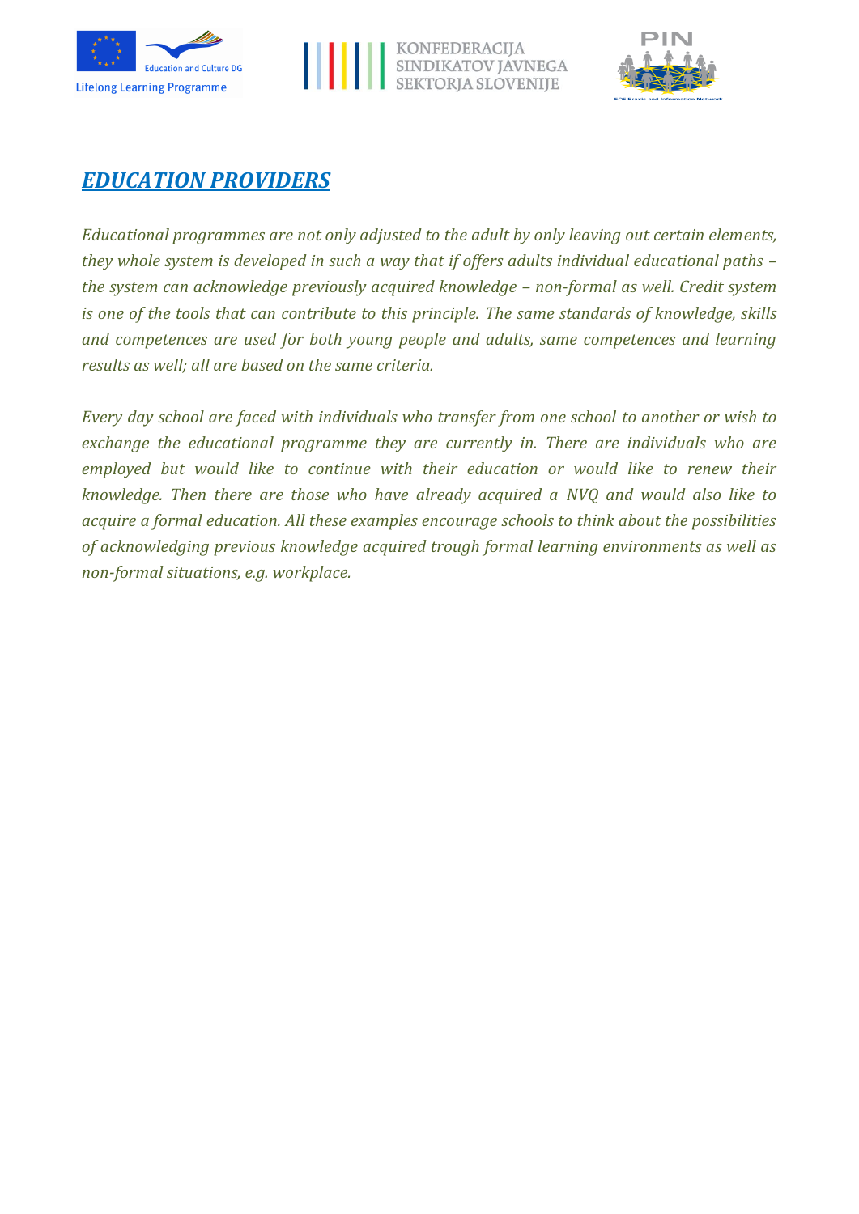## *EDUCATION PROVIDERS*

*Educational programmes are not only adjusted to the adult by only leaving out certain elements, they whole system is developed in such a way that if offers adults individual educational paths – the system can acknowledge previously acquired knowledge – non-formal as well. Credit system is one of the tools that can contribute to this principle. The same standards of knowledge, skills and competences are used for both young people and adults, same competences and learning results as well; all are based on the same criteria.*

*Every day school are faced with individuals who transfer from one school to another or wish to exchange the educational programme they are currently in. There are individuals who are employed but would like to continue with their education or would like to renew their knowledge. Then there are those who have already acquired a NVQ and would also like to acquire a formal education. All these examples encourage schools to think about the possibilities of acknowledging previous knowledge acquired trough formal learning environments as well as non-formal situations, e.g. workplace.*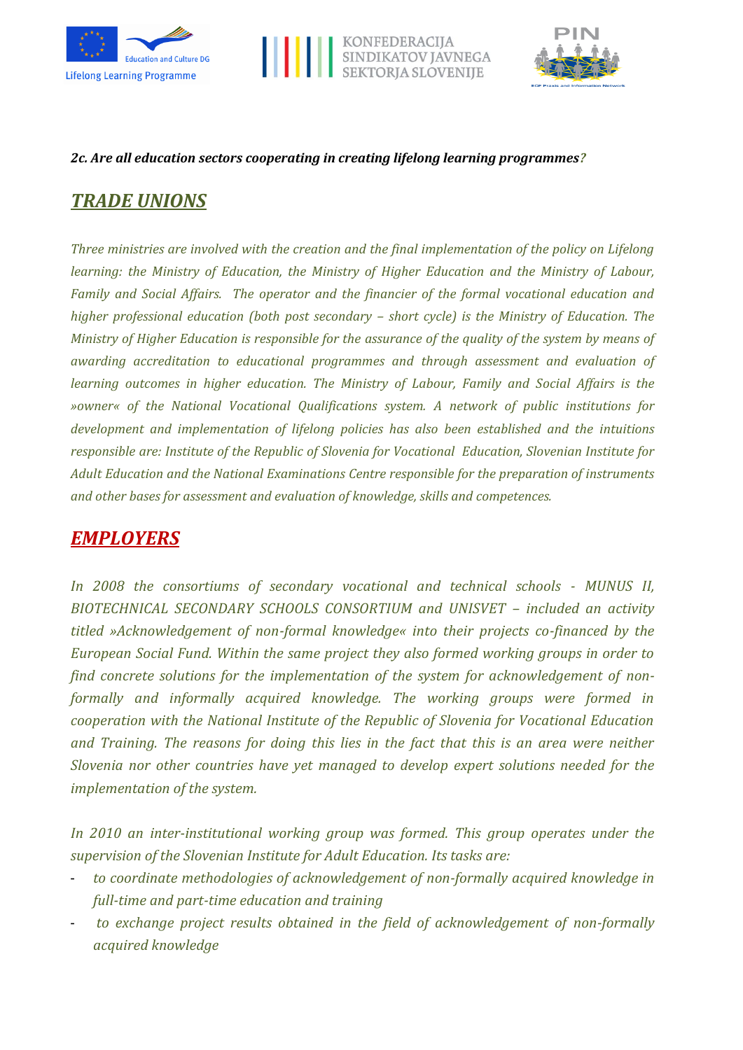***2c. Are all education sectors cooperating in creating lifelong learning programmes?***

## ***TRADE UNIONS***

*Three ministries are involved with the creation and the final implementation of the policy on Lifelong learning: the Ministry of Education, the Ministry of Higher Education and the Ministry of Labour, Family and Social Affairs. The operator and the financier of the formal vocational education and higher professional education (both post secondary – short cycle) is the Ministry of Education. The Ministry of Higher Education is responsible for the assurance of the quality of the system by means of awarding accreditation to educational programmes and through assessment and evaluation of learning outcomes in higher education. The Ministry of Labour, Family and Social Affairs is the »owner« of the National Vocational Qualifications system. A network of public institutions for development and implementation of lifelong policies has also been established and the intuitions responsible are: Institute of the Republic of Slovenia for Vocational Education, Slovenian Institute for Adult Education and the National Examinations Centre responsible for the preparation of instruments and other bases for assessment and evaluation of knowledge, skills and competences.*

## ***EMPLOYERS***

*In 2008 the consortiums of secondary vocational and technical schools - MUNUS II, BIOTECHNICAL SECONDARY SCHOOLS CONSORTIUM and UNISVET – included an activity titled »Acknowledgement of non-formal knowledge« into their projects co-financed by the European Social Fund. Within the same project they also formed working groups in order to find concrete solutions for the implementation of the system for acknowledgement of non-formally and informally acquired knowledge. The working groups were formed in cooperation with the National Institute of the Republic of Slovenia for Vocational Education and Training. The reasons for doing this lies in the fact that this is an area were neither Slovenia nor other countries have yet managed to develop expert solutions needed for the implementation of the system.*

*In 2010 an inter-institutional working group was formed. This group operates under the supervision of the Slovenian Institute for Adult Education. Its tasks are:*

- *to coordinate methodologies of acknowledgement of non-formally acquired knowledge in full-time and part-time education and training*
- *to exchange project results obtained in the field of acknowledgement of non-formally acquired knowledge*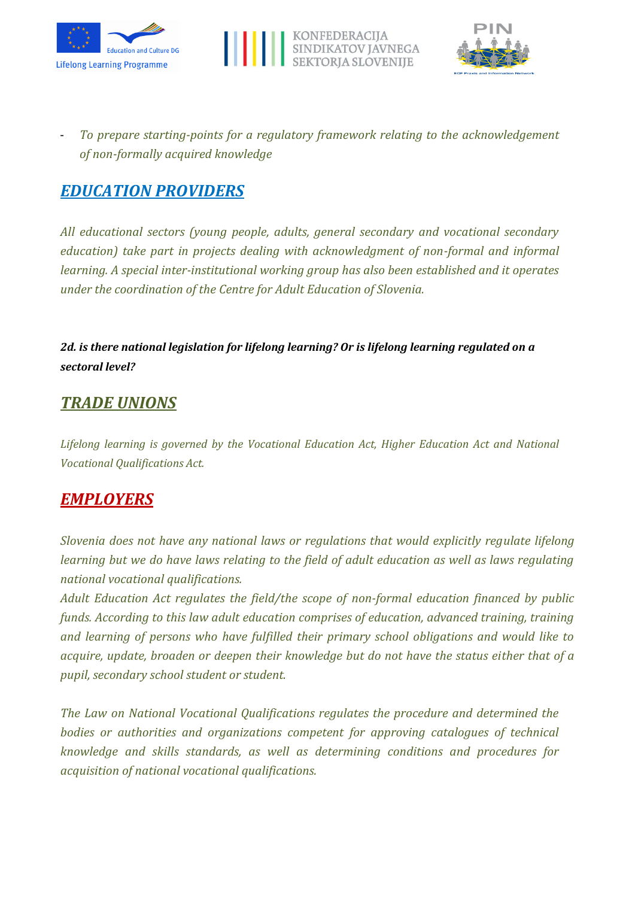- *To prepare starting-points for a regulatory framework relating to the acknowledgement of non-formally acquired knowledge*

## ***EDUCATION PROVIDERS***

*All educational sectors (young people, adults, general secondary and vocational secondary education) take part in projects dealing with acknowledgment of non-formal and informal learning. A special inter-institutional working group has also been established and it operates under the coordination of the Centre for Adult Education of Slovenia.*

***2d. is there national legislation for lifelong learning? Or is lifelong learning regulated on a sectoral level?***

## ***TRADE UNIONS***

*Lifelong learning is governed by the Vocational Education Act, Higher Education Act and National Vocational Qualifications Act.*

## ***EMPLOYERS***

*Slovenia does not have any national laws or regulations that would explicitly regulate lifelong learning but we do have laws relating to the field of adult education as well as laws regulating national vocational qualifications.*

*Adult Education Act regulates the field/the scope of non-formal education financed by public funds. According to this law adult education comprises of education, advanced training, training and learning of persons who have fulfilled their primary school obligations and would like to acquire, update, broaden or deepen their knowledge but do not have the status either that of a pupil, secondary school student or student.*

*The Law on National Vocational Qualifications regulates the procedure and determined the bodies or authorities and organizations competent for approving catalogues of technical knowledge and skills standards, as well as determining conditions and procedures for acquisition of national vocational qualifications.*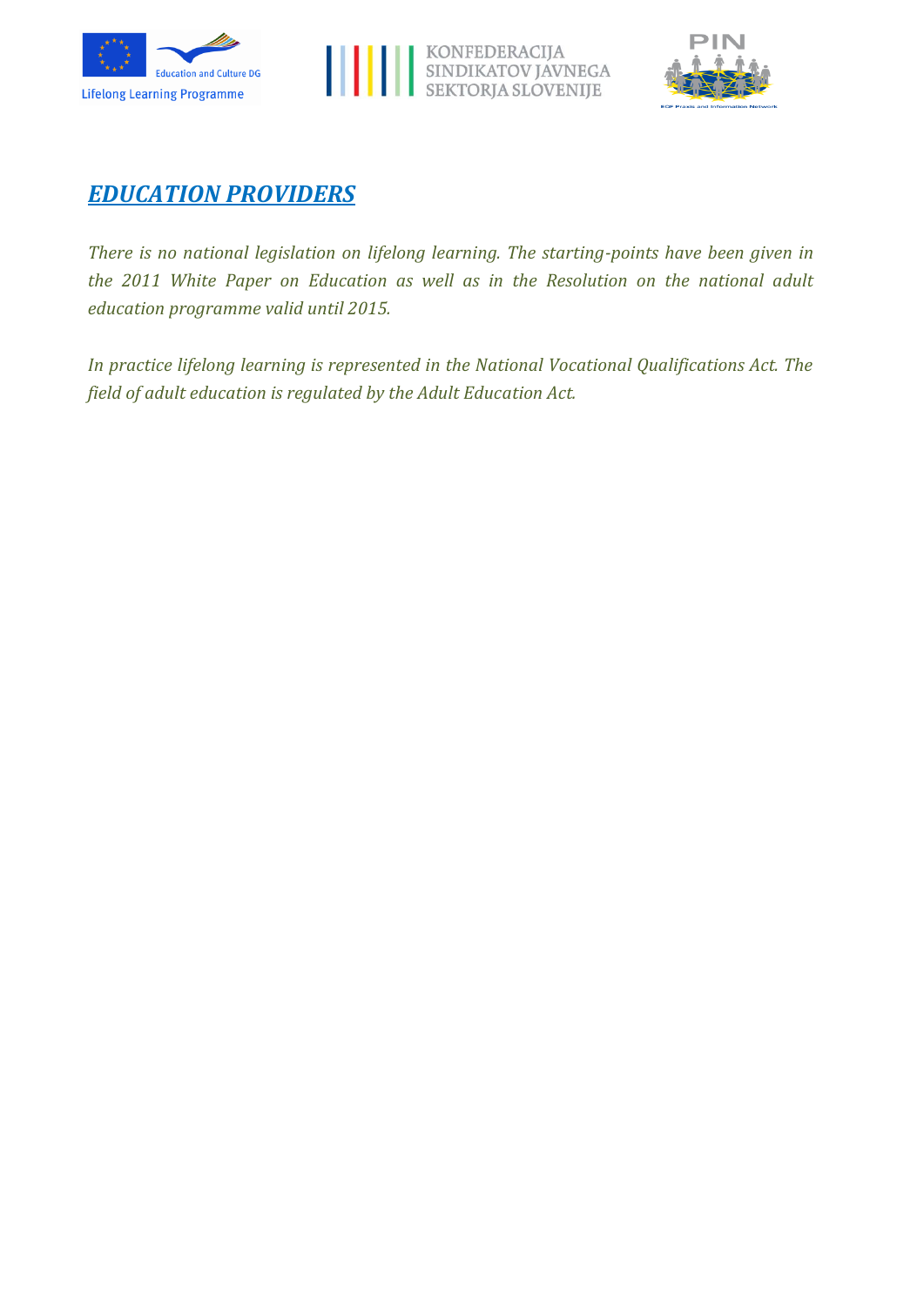# ***EDUCATION PROVIDERS***

*There is no national legislation on lifelong learning. The starting-points have been given in the 2011 White Paper on Education as well as in the Resolution on the national adult education programme valid until 2015.*

*In practice lifelong learning is represented in the National Vocational Qualifications Act. The field of adult education is regulated by the Adult Education Act.*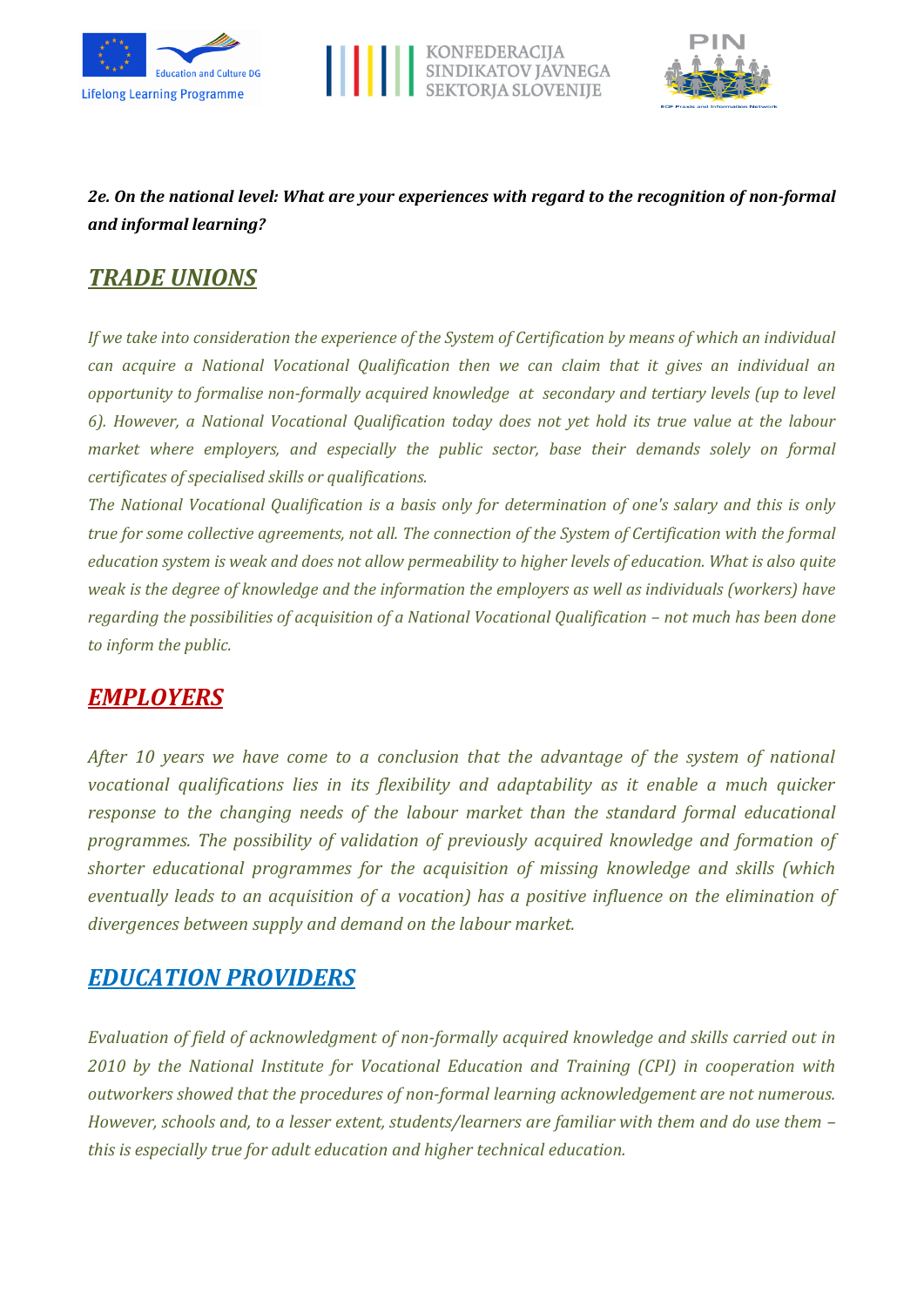***2e. On the national level: What are your experiences with regard to the recognition of non-formal and informal learning?***

## ***TRADE UNIONS***

*If we take into consideration the experience of the System of Certification by means of which an individual can acquire a National Vocational Qualification then we can claim that it gives an individual an opportunity to formalise non-formally acquired knowledge at secondary and tertiary levels (up to level 6). However, a National Vocational Qualification today does not yet hold its true value at the labour market where employers, and especially the public sector, base their demands solely on formal certificates of specialised skills or qualifications.*

*The National Vocational Qualification is a basis only for determination of one's salary and this is only true for some collective agreements, not all. The connection of the System of Certification with the formal education system is weak and does not allow permeability to higher levels of education. What is also quite weak is the degree of knowledge and the information the employers as well as individuals (workers) have regarding the possibilities of acquisition of a National Vocational Qualification – not much has been done to inform the public.*

## ***EMPLOYERS***

*After 10 years we have come to a conclusion that the advantage of the system of national vocational qualifications lies in its flexibility and adaptability as it enable a much quicker response to the changing needs of the labour market than the standard formal educational programmes. The possibility of validation of previously acquired knowledge and formation of shorter educational programmes for the acquisition of missing knowledge and skills (which eventually leads to an acquisition of a vocation) has a positive influence on the elimination of divergences between supply and demand on the labour market.*

## ***EDUCATION PROVIDERS***

*Evaluation of field of acknowledgment of non-formally acquired knowledge and skills carried out in 2010 by the National Institute for Vocational Education and Training (CPI) in cooperation with outworkers showed that the procedures of non-formal learning acknowledgement are not numerous. However, schools and, to a lesser extent, students/learners are familiar with them and do use them – this is especially true for adult education and higher technical education.*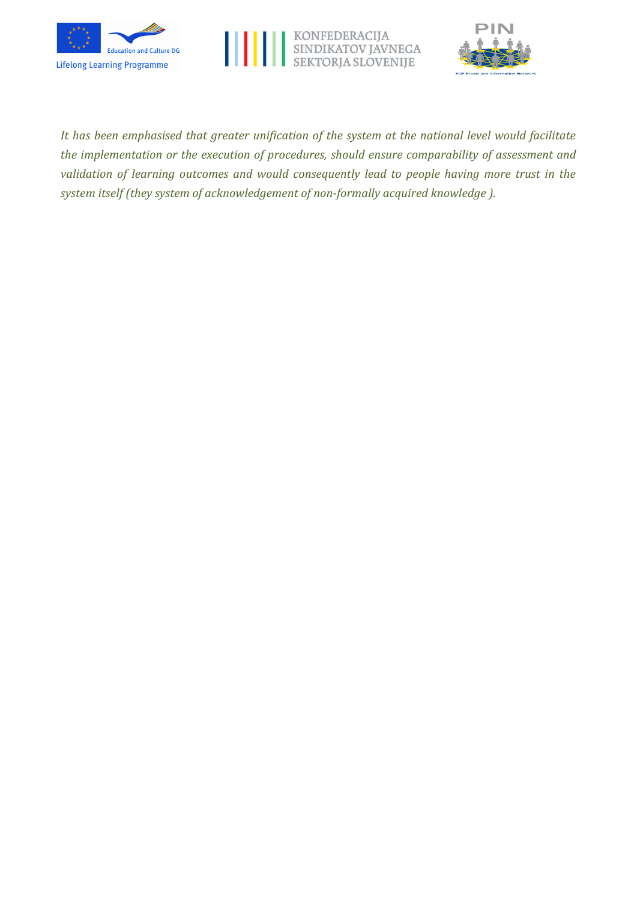*It has been emphasised that greater unification of the system at the national level would facilitate the implementation or the execution of procedures, should ensure comparability of assessment and validation of learning outcomes and would consequently lead to people having more trust in the system itself (they system of acknowledgement of non-formally acquired knowledge ).*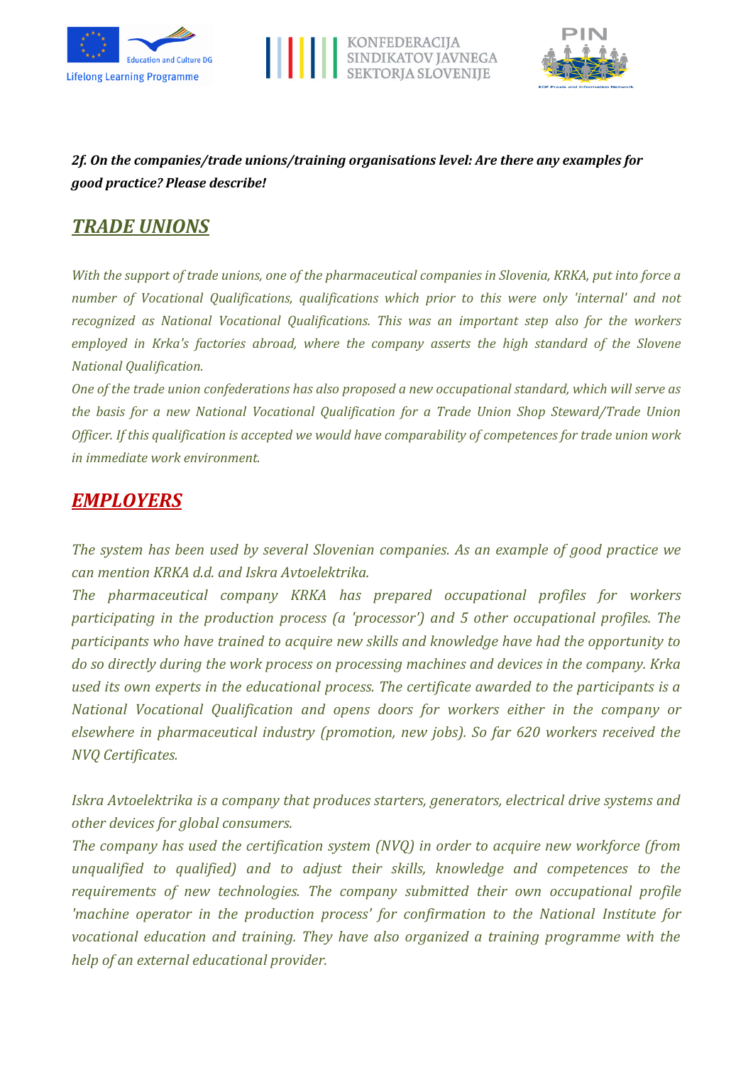***2f. On the companies/trade unions/training organisations level: Are there any examples for good practice? Please describe!***

## ***TRADE UNIONS***

*With the support of trade unions, one of the pharmaceutical companies in Slovenia, KRKA, put into force a number of Vocational Qualifications, qualifications which prior to this were only 'internal' and not recognized as National Vocational Qualifications. This was an important step also for the workers employed in Krka's factories abroad, where the company asserts the high standard of the Slovene National Qualification.*

*One of the trade union confederations has also proposed a new occupational standard, which will serve as the basis for a new National Vocational Qualification for a Trade Union Shop Steward/Trade Union Officer. If this qualification is accepted we would have comparability of competences for trade union work in immediate work environment.*

## ***EMPLOYERS***

*The system has been used by several Slovenian companies. As an example of good practice we can mention KRKA d.d. and Iskra Avtoelektrika.*

*The pharmaceutical company KRKA has prepared occupational profiles for workers participating in the production process (a 'processor') and 5 other occupational profiles. The participants who have trained to acquire new skills and knowledge have had the opportunity to do so directly during the work process on processing machines and devices in the company. Krka used its own experts in the educational process. The certificate awarded to the participants is a National Vocational Qualification and opens doors for workers either in the company or elsewhere in pharmaceutical industry (promotion, new jobs). So far 620 workers received the NVQ Certificates.*

*Iskra Avtoelektrika is a company that produces starters, generators, electrical drive systems and other devices for global consumers.*

*The company has used the certification system (NVQ) in order to acquire new workforce (from unqualified to qualified) and to adjust their skills, knowledge and competences to the requirements of new technologies. The company submitted their own occupational profile 'machine operator in the production process' for confirmation to the National Institute for vocational education and training. They have also organized a training programme with the help of an external educational provider.*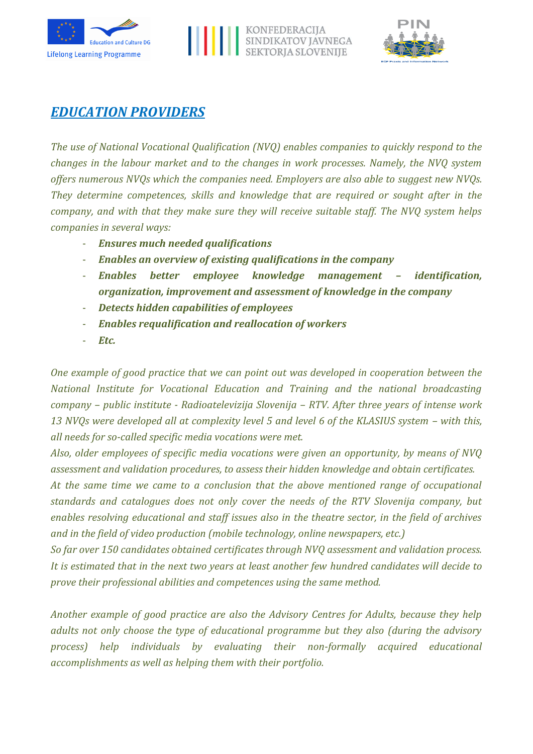## *EDUCATION PROVIDERS*

*The use of National Vocational Qualification (NVQ) enables companies to quickly respond to the changes in the labour market and to the changes in work processes. Namely, the NVQ system offers numerous NVQs which the companies need. Employers are also able to suggest new NVQs. They determine competences, skills and knowledge that are required or sought after in the company, and with that they make sure they will receive suitable staff. The NVQ system helps companies in several ways:*

- ***Ensures much needed qualifications***
- ***Enables an overview of existing qualifications in the company***
- ***Enables better employee knowledge management – identification, organization, improvement and assessment of knowledge in the company***
- ***Detects hidden capabilities of employees***
- ***Enables requalification and reallocation of workers***
- ***Etc.***

*One example of good practice that we can point out was developed in cooperation between the National Institute for Vocational Education and Training and the national broadcasting company – public institute - Radioatelevizija Slovenija – RTV. After three years of intense work 13 NVQs were developed all at complexity level 5 and level 6 of the KLASIUS system – with this, all needs for so-called specific media vocations were met.*

*Also, older employees of specific media vocations were given an opportunity, by means of NVQ assessment and validation procedures, to assess their hidden knowledge and obtain certificates.*

*At the same time we came to a conclusion that the above mentioned range of occupational standards and catalogues does not only cover the needs of the RTV Slovenija company, but enables resolving educational and staff issues also in the theatre sector, in the field of archives and in the field of video production (mobile technology, online newspapers, etc.)*

*So far over 150 candidates obtained certificates through NVQ assessment and validation process. It is estimated that in the next two years at least another few hundred candidates will decide to prove their professional abilities and competences using the same method.*

*Another example of good practice are also the Advisory Centres for Adults, because they help adults not only choose the type of educational programme but they also (during the advisory process) help individuals by evaluating their non-formally acquired educational accomplishments as well as helping them with their portfolio.*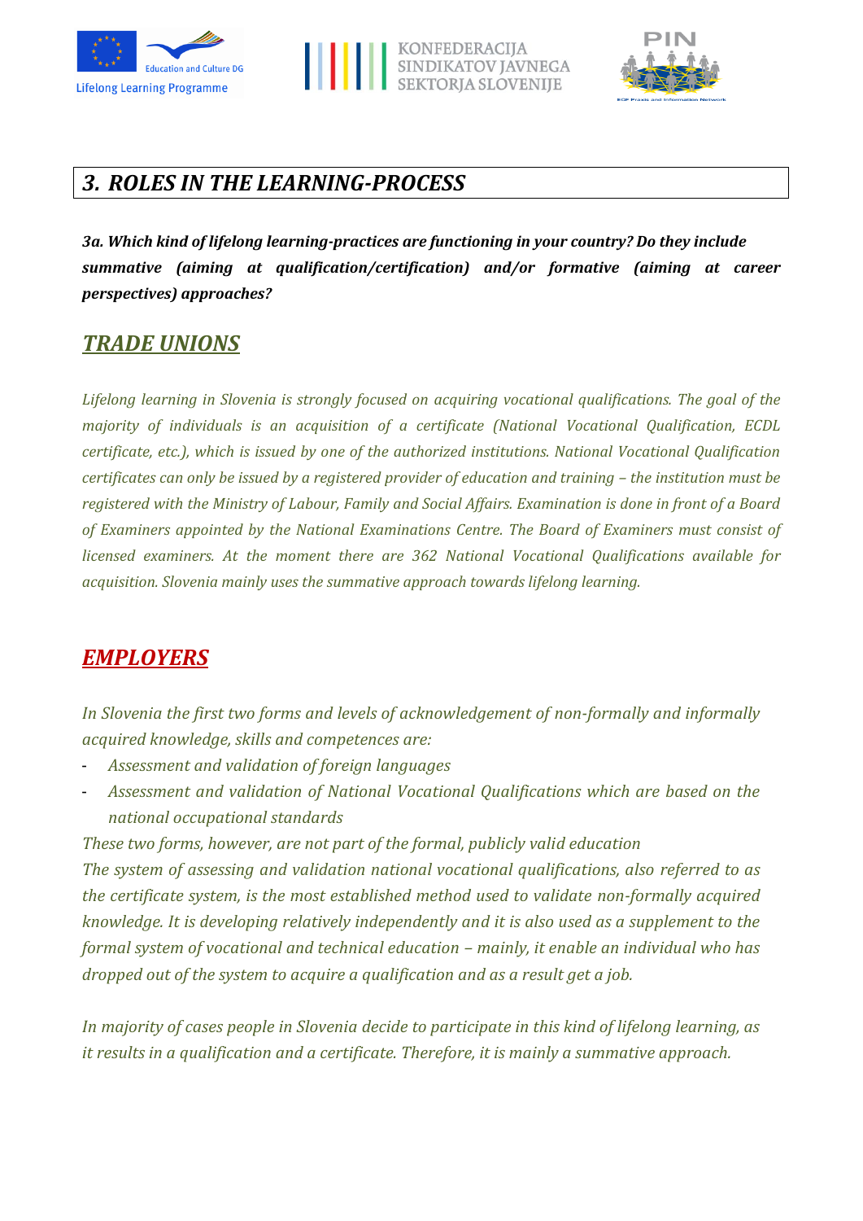## *3. ROLES IN THE LEARNING-PROCESS*

***3a. Which kind of lifelong learning-practices are functioning in your country? Do they include summative (aiming at qualification/certification) and/or formative (aiming at career perspectives) approaches?***

### ***TRADE UNIONS***

*Lifelong learning in Slovenia is strongly focused on acquiring vocational qualifications. The goal of the majority of individuals is an acquisition of a certificate (National Vocational Qualification, ECDL certificate, etc.), which is issued by one of the authorized institutions. National Vocational Qualification certificates can only be issued by a registered provider of education and training – the institution must be registered with the Ministry of Labour, Family and Social Affairs. Examination is done in front of a Board of Examiners appointed by the National Examinations Centre. The Board of Examiners must consist of licensed examiners. At the moment there are 362 National Vocational Qualifications available for acquisition. Slovenia mainly uses the summative approach towards lifelong learning.*

### ***EMPLOYERS***

*In Slovenia the first two forms and levels of acknowledgement of non-formally and informally acquired knowledge, skills and competences are:*

- *Assessment and validation of foreign languages*
- *Assessment and validation of National Vocational Qualifications which are based on the national occupational standards*

*These two forms, however, are not part of the formal, publicly valid education*
*The system of assessing and validation national vocational qualifications, also referred to as the certificate system, is the most established method used to validate non-formally acquired knowledge. It is developing relatively independently and it is also used as a supplement to the formal system of vocational and technical education – mainly, it enable an individual who has dropped out of the system to acquire a qualification and as a result get a job.*

*In majority of cases people in Slovenia decide to participate in this kind of lifelong learning, as it results in a qualification and a certificate. Therefore, it is mainly a summative approach.*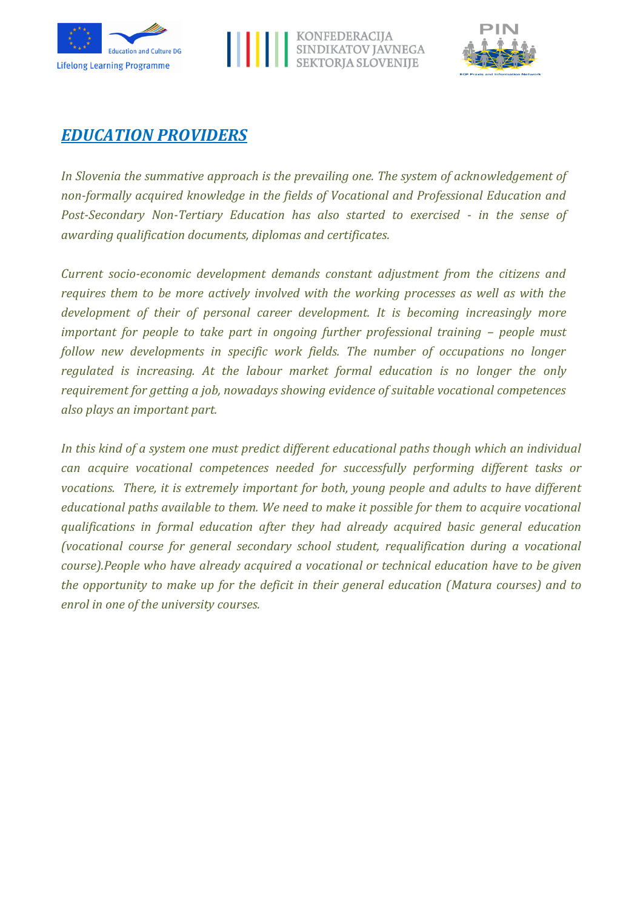## *EDUCATION PROVIDERS*

*In Slovenia the summative approach is the prevailing one. The system of acknowledgement of non-formally acquired knowledge in the fields of Vocational and Professional Education and Post-Secondary Non-Tertiary Education has also started to exercised - in the sense of awarding qualification documents, diplomas and certificates.*

*Current socio-economic development demands constant adjustment from the citizens and requires them to be more actively involved with the working processes as well as with the development of their of personal career development. It is becoming increasingly more important for people to take part in ongoing further professional training – people must follow new developments in specific work fields. The number of occupations no longer regulated is increasing. At the labour market formal education is no longer the only requirement for getting a job, nowadays showing evidence of suitable vocational competences also plays an important part.*

*In this kind of a system one must predict different educational paths though which an individual can acquire vocational competences needed for successfully performing different tasks or vocations. There, it is extremely important for both, young people and adults to have different educational paths available to them. We need to make it possible for them to acquire vocational qualifications in formal education after they had already acquired basic general education (vocational course for general secondary school student, requalification during a vocational course).People who have already acquired a vocational or technical education have to be given the opportunity to make up for the deficit in their general education (Matura courses) and to enrol in one of the university courses.*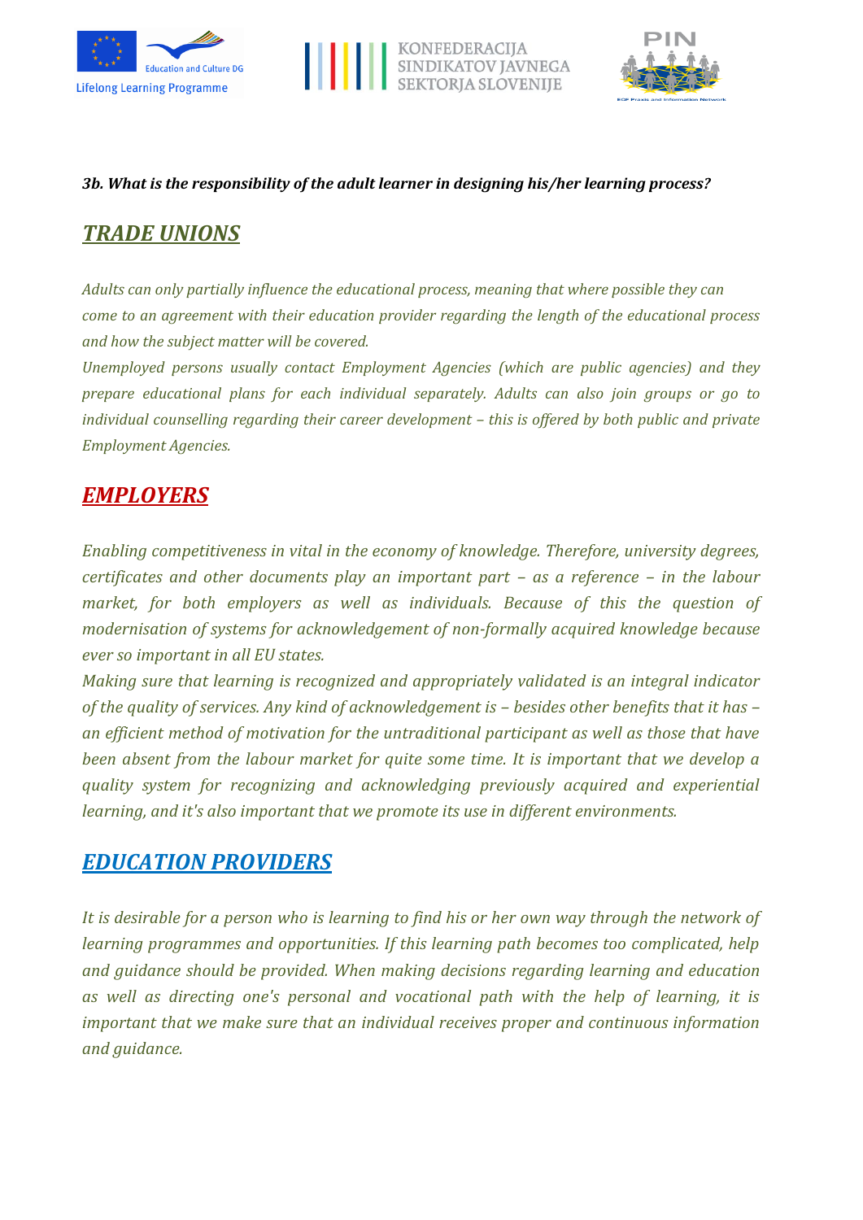***3b. What is the responsibility of the adult learner in designing his/her learning process?***

## ***TRADE UNIONS***

*Adults can only partially influence the educational process, meaning that where possible they can come to an agreement with their education provider regarding the length of the educational process and how the subject matter will be covered.*

*Unemployed persons usually contact Employment Agencies (which are public agencies) and they prepare educational plans for each individual separately. Adults can also join groups or go to individual counselling regarding their career development – this is offered by both public and private Employment Agencies.*

## ***EMPLOYERS***

*Enabling competitiveness in vital in the economy of knowledge. Therefore, university degrees, certificates and other documents play an important part – as a reference – in the labour market, for both employers as well as individuals. Because of this the question of modernisation of systems for acknowledgement of non-formally acquired knowledge because ever so important in all EU states.*

*Making sure that learning is recognized and appropriately validated is an integral indicator of the quality of services. Any kind of acknowledgement is – besides other benefits that it has – an efficient method of motivation for the untraditional participant as well as those that have been absent from the labour market for quite some time. It is important that we develop a quality system for recognizing and acknowledging previously acquired and experiential learning, and it's also important that we promote its use in different environments.*

## ***EDUCATION PROVIDERS***

*It is desirable for a person who is learning to find his or her own way through the network of learning programmes and opportunities. If this learning path becomes too complicated, help and guidance should be provided. When making decisions regarding learning and education as well as directing one's personal and vocational path with the help of learning, it is important that we make sure that an individual receives proper and continuous information and guidance.*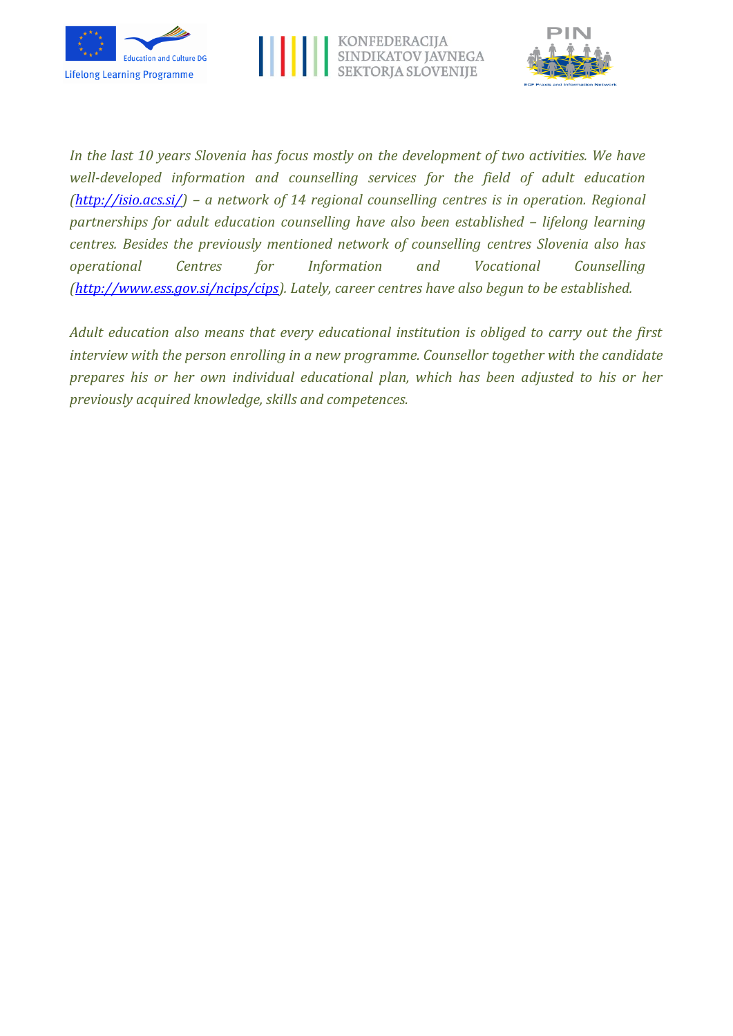*In the last 10 years Slovenia has focus mostly on the development of two activities. We have well-developed information and counselling services for the field of adult education ([http://isio.acs.si/](http://isio.acs.si/)) – a network of 14 regional counselling centres is in operation. Regional partnerships for adult education counselling have also been established – lifelong learning centres. Besides the previously mentioned network of counselling centres Slovenia also has operational Centres for Information and Vocational Counselling ([http://www.ess.gov.si/ncips/cips](http://www.ess.gov.si/ncips/cips)). Lately, career centres have also begun to be established.*

*Adult education also means that every educational institution is obliged to carry out the first interview with the person enrolling in a new programme. Counsellor together with the candidate prepares his or her own individual educational plan, which has been adjusted to his or her previously acquired knowledge, skills and competences.*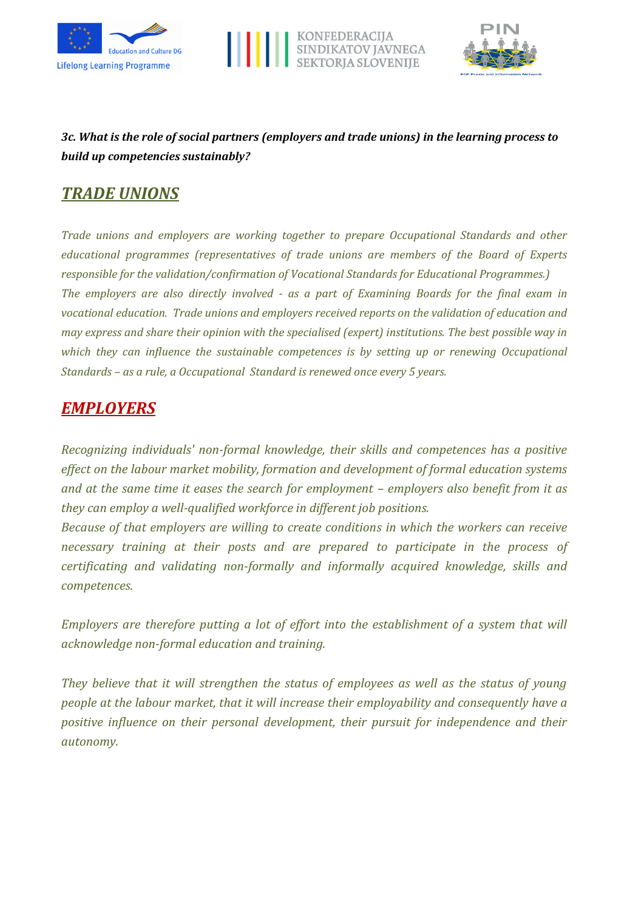***3c. What is the role of social partners (employers and trade unions) in the learning process to build up competencies sustainably?***

## ***TRADE UNIONS***

*Trade unions and employers are working together to prepare Occupational Standards and other educational programmes (representatives of trade unions are members of the Board of Experts responsible for the validation/confirmation of Vocational Standards for Educational Programmes.) The employers are also directly involved - as a part of Examining Boards for the final exam in vocational education. Trade unions and employers received reports on the validation of education and may express and share their opinion with the specialised (expert) institutions. The best possible way in which they can influence the sustainable competences is by setting up or renewing Occupational Standards – as a rule, a Occupational Standard is renewed once every 5 years.*

## ***EMPLOYERS***

*Recognizing individuals' non-formal knowledge, their skills and competences has a positive effect on the labour market mobility, formation and development of formal education systems and at the same time it eases the search for employment – employers also benefit from it as they can employ a well-qualified workforce in different job positions.*
*Because of that employers are willing to create conditions in which the workers can receive necessary training at their posts and are prepared to participate in the process of certificating and validating non-formally and informally acquired knowledge, skills and competences.*

*Employers are therefore putting a lot of effort into the establishment of a system that will acknowledge non-formal education and training.*

*They believe that it will strengthen the status of employees as well as the status of young people at the labour market, that it will increase their employability and consequently have a positive influence on their personal development, their pursuit for independence and their autonomy.*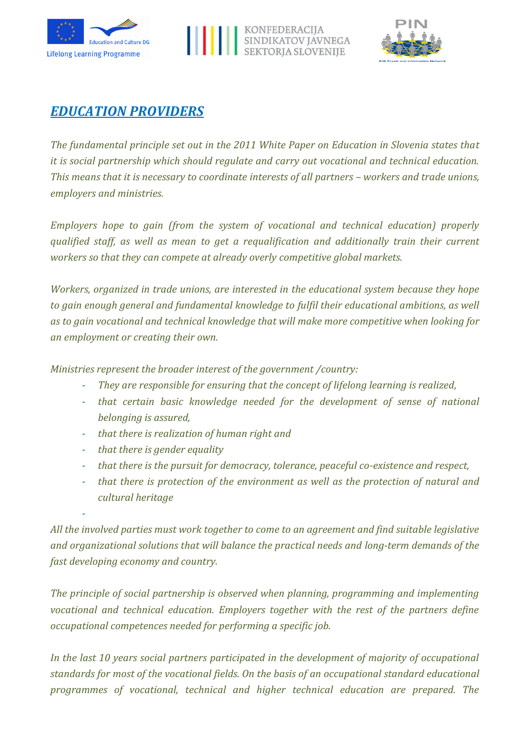## *EDUCATION PROVIDERS*

*The fundamental principle set out in the 2011 White Paper on Education in Slovenia states that it is social partnership which should regulate and carry out vocational and technical education. This means that it is necessary to coordinate interests of all partners – workers and trade unions, employers and ministries.*

*Employers hope to gain (from the system of vocational and technical education) properly qualified staff, as well as mean to get a requalification and additionally train their current workers so that they can compete at already overly competitive global markets.*

*Workers, organized in trade unions, are interested in the educational system because they hope to gain enough general and fundamental knowledge to fulfil their educational ambitions, as well as to gain vocational and technical knowledge that will make more competitive when looking for an employment or creating their own.*

*Ministries represent the broader interest of the government /country:*

- *They are responsible for ensuring that the concept of lifelong learning is realized,*
- *that certain basic knowledge needed for the development of sense of national belonging is assured,*
- *that there is realization of human right and*
- *that there is gender equality*
- *that there is the pursuit for democracy, tolerance, peaceful co-existence and respect,*
- *that there is protection of the environment as well as the protection of natural and cultural heritage*

*All the involved parties must work together to come to an agreement and find suitable legislative and organizational solutions that will balance the practical needs and long-term demands of the fast developing economy and country.*

*The principle of social partnership is observed when planning, programming and implementing vocational and technical education. Employers together with the rest of the partners define occupational competences needed for performing a specific job.*

*In the last 10 years social partners participated in the development of majority of occupational standards for most of the vocational fields. On the basis of an occupational standard educational programmes of vocational, technical and higher technical education are prepared. The*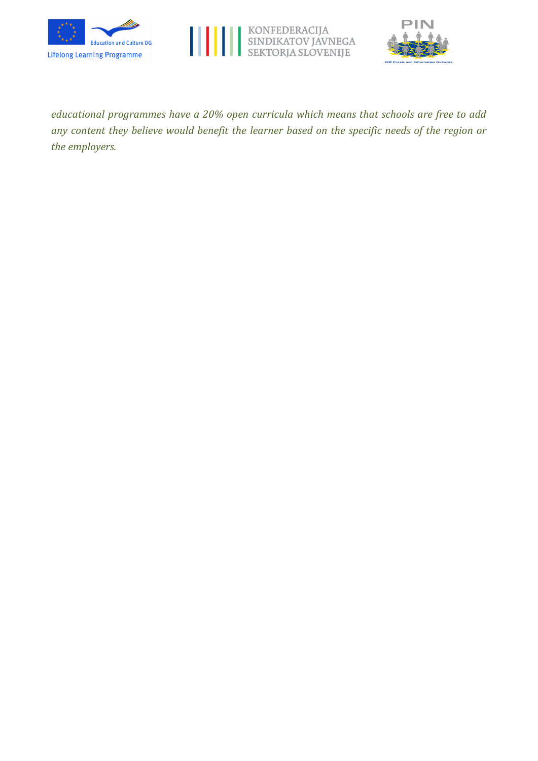*educational programmes have a 20% open curricula which means that schools are free to add any content they believe would benefit the learner based on the specific needs of the region or the employers.*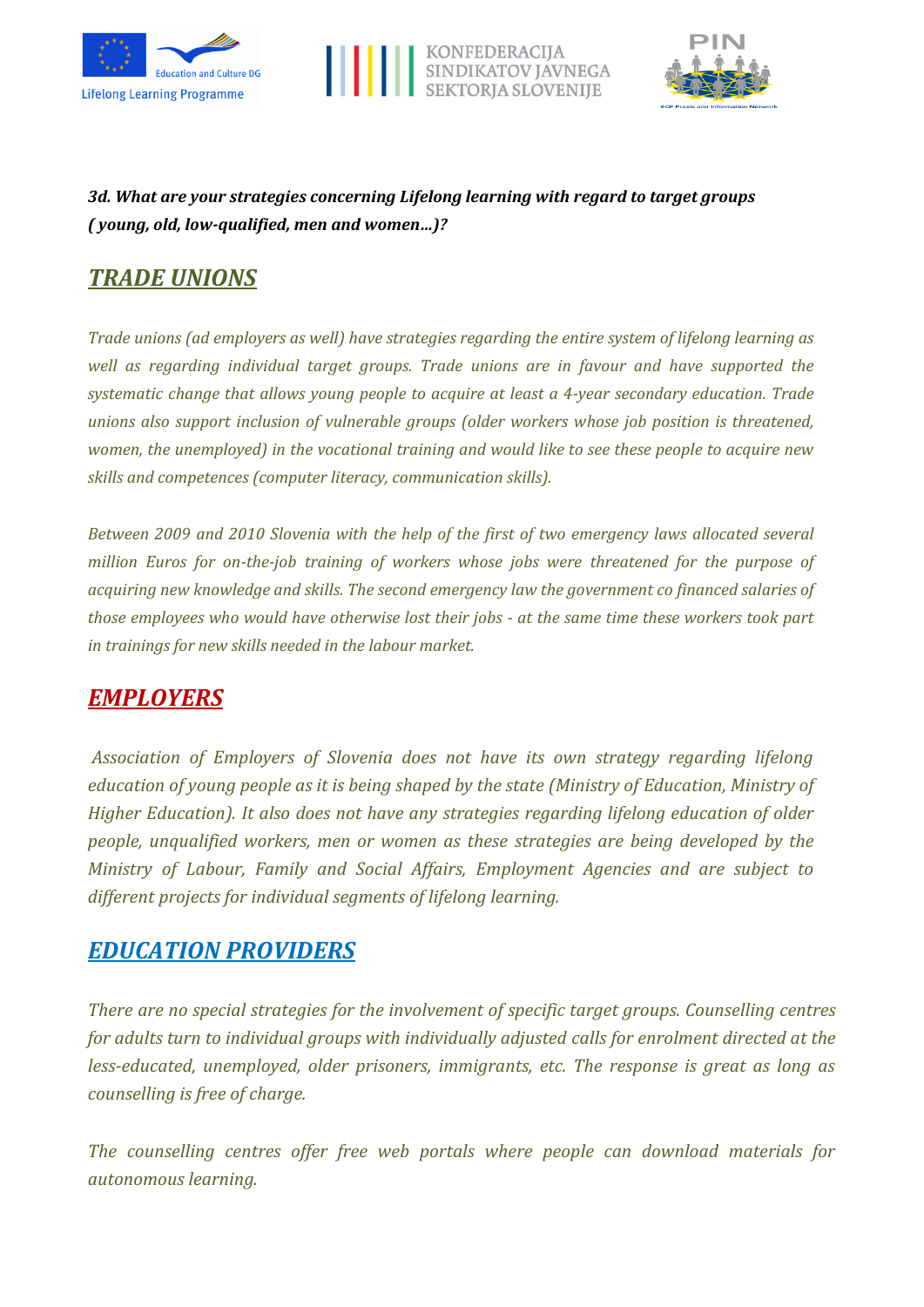***3d. What are your strategies concerning Lifelong learning with regard to target groups ( young, old, low-qualified, men and women...)?***

## *TRADE UNIONS*

*Trade unions (ad employers as well) have strategies regarding the entire system of lifelong learning as well as regarding individual target groups. Trade unions are in favour and have supported the systematic change that allows young people to acquire at least a 4-year secondary education. Trade unions also support inclusion of vulnerable groups (older workers whose job position is threatened, women, the unemployed) in the vocational training and would like to see these people to acquire new skills and competences (computer literacy, communication skills).*

*Between 2009 and 2010 Slovenia with the help of the first of two emergency laws allocated several million Euros for on-the-job training of workers whose jobs were threatened for the purpose of acquiring new knowledge and skills. The second emergency law the government co financed salaries of those employees who would have otherwise lost their jobs - at the same time these workers took part in trainings for new skills needed in the labour market.*

## *EMPLOYERS*

*Association of Employers of Slovenia does not have its own strategy regarding lifelong education of young people as it is being shaped by the state (Ministry of Education, Ministry of Higher Education). It also does not have any strategies regarding lifelong education of older people, unqualified workers, men or women as these strategies are being developed by the Ministry of Labour, Family and Social Affairs, Employment Agencies and are subject to different projects for individual segments of lifelong learning.*

## *EDUCATION PROVIDERS*

*There are no special strategies for the involvement of specific target groups. Counselling centres for adults turn to individual groups with individually adjusted calls for enrolment directed at the less-educated, unemployed, older prisoners, immigrants, etc. The response is great as long as counselling is free of charge.*

*The counselling centres offer free web portals where people can download materials for autonomous learning.*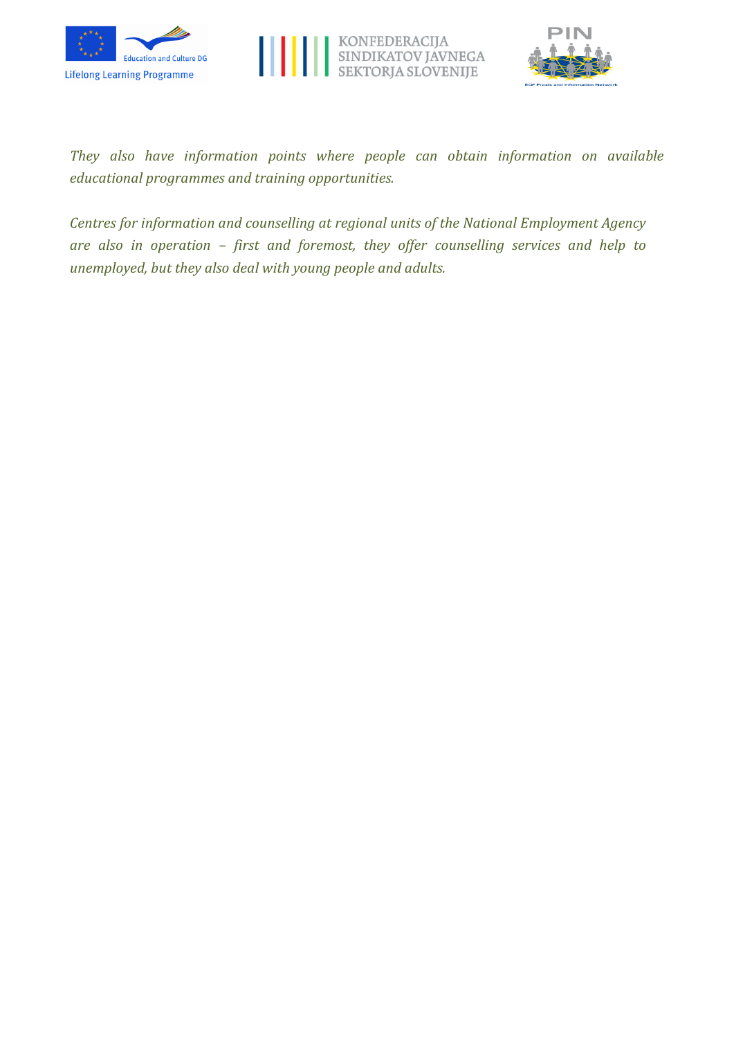*They also have information points where people can obtain information on available educational programmes and training opportunities.*

*Centres for information and counselling at regional units of the National Employment Agency are also in operation – first and foremost, they offer counselling services and help to unemployed, but they also deal with young people and adults.*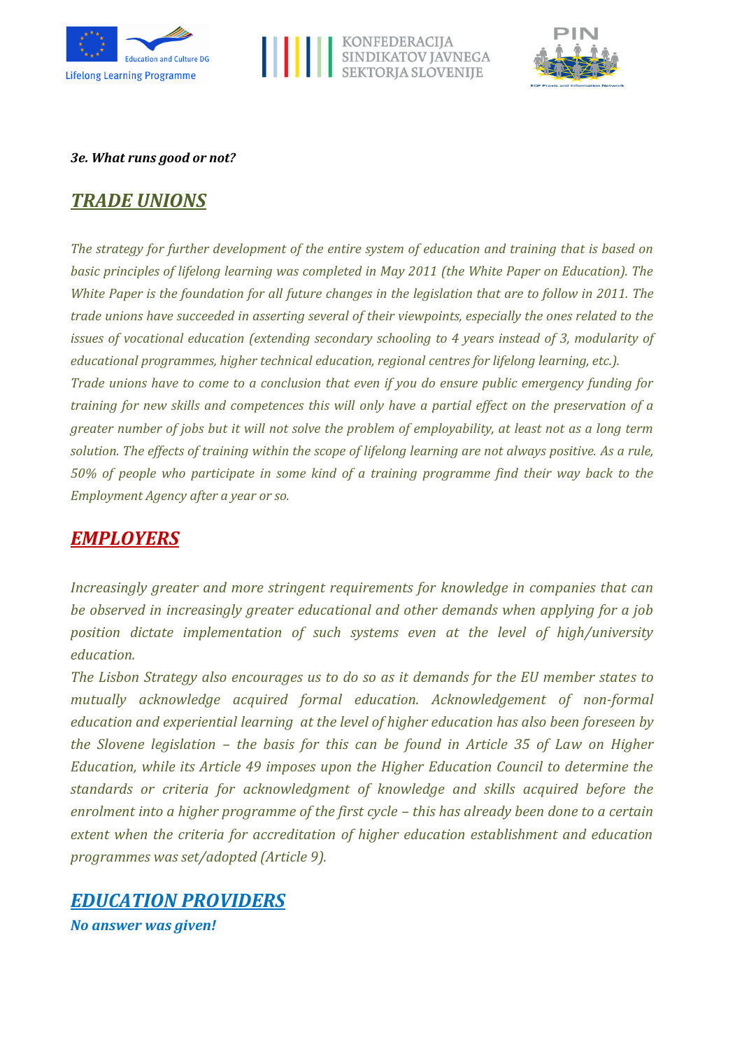***3e. What runs good or not?***

## ***TRADE UNIONS***

*The strategy for further development of the entire system of education and training that is based on basic principles of lifelong learning was completed in May 2011 (the White Paper on Education). The White Paper is the foundation for all future changes in the legislation that are to follow in 2011. The trade unions have succeeded in asserting several of their viewpoints, especially the ones related to the issues of vocational education (extending secondary schooling to 4 years instead of 3, modularity of educational programmes, higher technical education, regional centres for lifelong learning, etc.).*
*Trade unions have to come to a conclusion that even if you do ensure public emergency funding for training for new skills and competences this will only have a partial effect on the preservation of a greater number of jobs but it will not solve the problem of employability, at least not as a long term solution. The effects of training within the scope of lifelong learning are not always positive. As a rule, 50% of people who participate in some kind of a training programme find their way back to the Employment Agency after a year or so.*

## ***EMPLOYERS***

*Increasingly greater and more stringent requirements for knowledge in companies that can be observed in increasingly greater educational and other demands when applying for a job position dictate implementation of such systems even at the level of high/university education.*
*The Lisbon Strategy also encourages us to do so as it demands for the EU member states to mutually acknowledge acquired formal education. Acknowledgement of non-formal education and experiential learning at the level of higher education has also been foreseen by the Slovene legislation – the basis for this can be found in Article 35 of Law on Higher Education, while its Article 49 imposes upon the Higher Education Council to determine the standards or criteria for acknowledgment of knowledge and skills acquired before the enrolment into a higher programme of the first cycle – this has already been done to a certain extent when the criteria for accreditation of higher education establishment and education programmes was set/adopted (Article 9).*

## ***EDUCATION PROVIDERS***

***No answer was given!***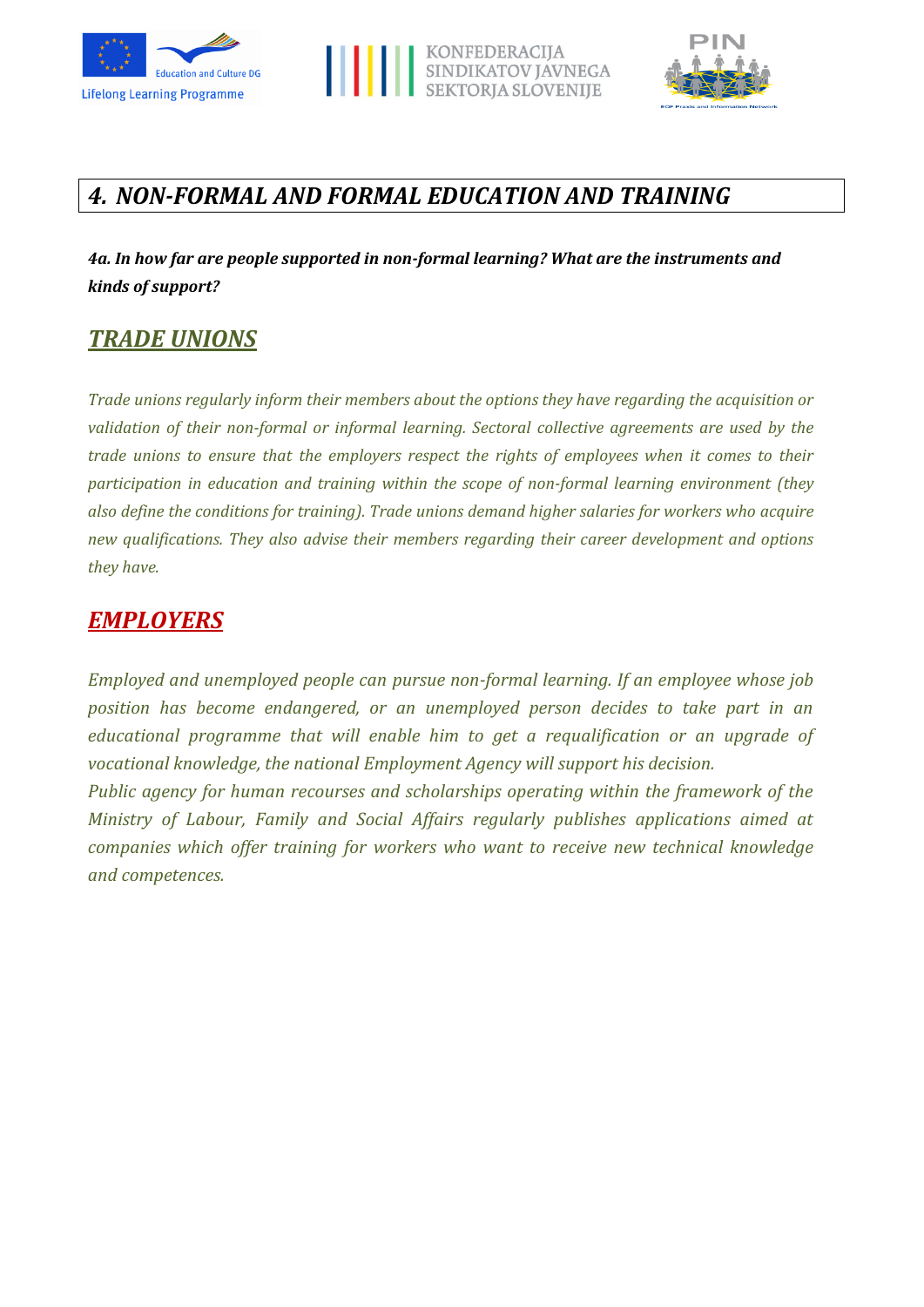# *4. NON-FORMAL AND FORMAL EDUCATION AND TRAINING*

***4a. In how far are people supported in non-formal learning? What are the instruments and kinds of support?***

## *TRADE UNIONS*

*Trade unions regularly inform their members about the options they have regarding the acquisition or validation of their non-formal or informal learning. Sectoral collective agreements are used by the trade unions to ensure that the employers respect the rights of employees when it comes to their participation in education and training within the scope of non-formal learning environment (they also define the conditions for training). Trade unions demand higher salaries for workers who acquire new qualifications. They also advise their members regarding their career development and options they have.*

## *EMPLOYERS*

*Employed and unemployed people can pursue non-formal learning. If an employee whose job position has become endangered, or an unemployed person decides to take part in an educational programme that will enable him to get a requalification or an upgrade of vocational knowledge, the national Employment Agency will support his decision.*
*Public agency for human recourses and scholarships operating within the framework of the Ministry of Labour, Family and Social Affairs regularly publishes applications aimed at companies which offer training for workers who want to receive new technical knowledge and competences.*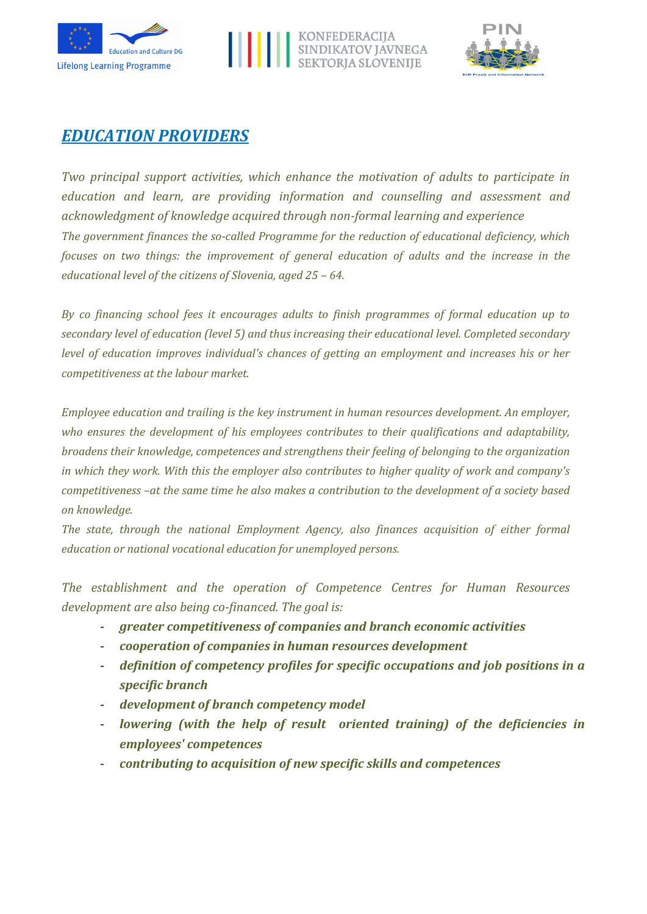## *EDUCATION PROVIDERS*

*Two principal support activities, which enhance the motivation of adults to participate in education and learn, are providing information and counselling and assessment and acknowledgment of knowledge acquired through non-formal learning and experience*

*The government finances the so-called Programme for the reduction of educational deficiency, which focuses on two things: the improvement of general education of adults and the increase in the educational level of the citizens of Slovenia, aged 25 – 64.*

*By co financing school fees it encourages adults to finish programmes of formal education up to secondary level of education (level 5) and thus increasing their educational level. Completed secondary level of education improves individual's chances of getting an employment and increases his or her competitiveness at the labour market.*

*Employee education and trailing is the key instrument in human resources development. An employer, who ensures the development of his employees contributes to their qualifications and adaptability, broadens their knowledge, competences and strengthens their feeling of belonging to the organization in which they work. With this the employer also contributes to higher quality of work and company's competitiveness –at the same time he also makes a contribution to the development of a society based on knowledge.*

*The state, through the national Employment Agency, also finances acquisition of either formal education or national vocational education for unemployed persons.*

*The establishment and the operation of Competence Centres for Human Resources development are also being co-financed. The goal is:*

- ***greater competitiveness of companies and branch economic activities***
- ***cooperation of companies in human resources development***
- ***definition of competency profiles for specific occupations and job positions in a specific branch***
- ***development of branch competency model***
- ***lowering (with the help of result oriented training) of the deficiencies in employees' competences***
- ***contributing to acquisition of new specific skills and competences***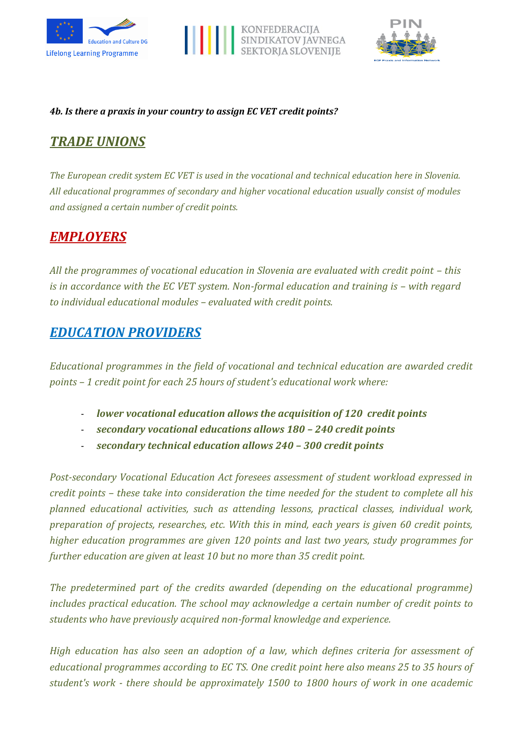***4b. Is there a praxis in your country to assign EC VET credit points?***

## ***TRADE UNIONS***

*The European credit system EC VET is used in the vocational and technical education here in Slovenia. All educational programmes of secondary and higher vocational education usually consist of modules and assigned a certain number of credit points.*

## ***EMPLOYERS***

*All the programmes of vocational education in Slovenia are evaluated with credit point – this is in accordance with the EC VET system. Non-formal education and training is – with regard to individual educational modules – evaluated with credit points.*

## ***EDUCATION PROVIDERS***

*Educational programmes in the field of vocational and technical education are awarded credit points – 1 credit point for each 25 hours of student's educational work where:*

- ***lower vocational education allows the acquisition of 120 credit points***
- ***secondary vocational educations allows 180 – 240 credit points***
- ***secondary technical education allows 240 – 300 credit points***

*Post-secondary Vocational Education Act foresees assessment of student workload expressed in credit points – these take into consideration the time needed for the student to complete all his planned educational activities, such as attending lessons, practical classes, individual work, preparation of projects, researches, etc. With this in mind, each years is given 60 credit points, higher education programmes are given 120 points and last two years, study programmes for further education are given at least 10 but no more than 35 credit point.*

*The predetermined part of the credits awarded (depending on the educational programme) includes practical education. The school may acknowledge a certain number of credit points to students who have previously acquired non-formal knowledge and experience.*

*High education has also seen an adoption of a law, which defines criteria for assessment of educational programmes according to EC TS. One credit point here also means 25 to 35 hours of student's work - there should be approximately 1500 to 1800 hours of work in one academic*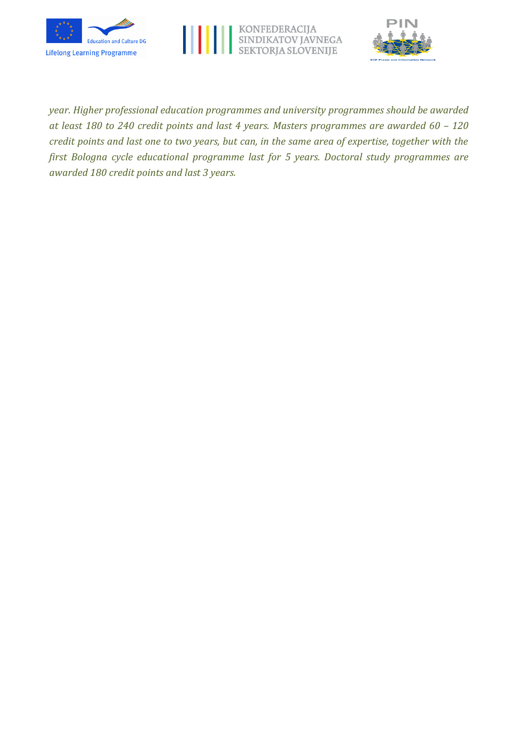*year. Higher professional education programmes and university programmes should be awarded at least 180 to 240 credit points and last 4 years. Masters programmes are awarded 60 – 120 credit points and last one to two years, but can, in the same area of expertise, together with the first Bologna cycle educational programme last for 5 years. Doctoral study programmes are awarded 180 credit points and last 3 years.*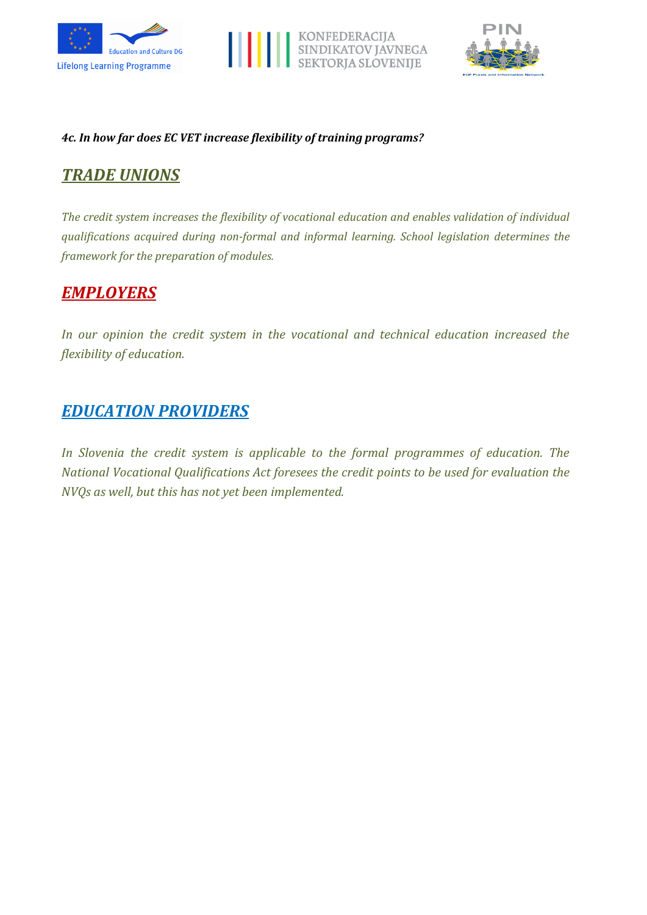***4c. In how far does EC VET increase flexibility of training programs?***

## ***TRADE UNIONS***

*The credit system increases the flexibility of vocational education and enables validation of individual qualifications acquired during non-formal and informal learning. School legislation determines the framework for the preparation of modules.*

## ***EMPLOYERS***

*In our opinion the credit system in the vocational and technical education increased the flexibility of education.*

## ***EDUCATION PROVIDERS***

*In Slovenia the credit system is applicable to the formal programmes of education. The National Vocational Qualifications Act foresees the credit points to be used for evaluation the NVQs as well, but this has not yet been implemented.*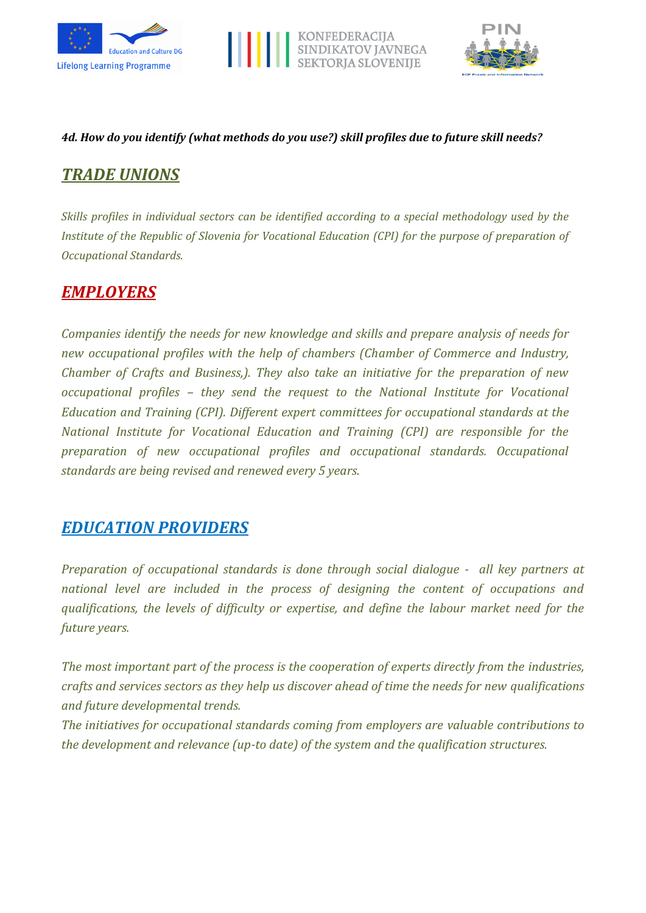***4d. How do you identify (what methods do you use?) skill profiles due to future skill needs?***

## ***TRADE UNIONS***

*Skills profiles in individual sectors can be identified according to a special methodology used by the Institute of the Republic of Slovenia for Vocational Education (CPI) for the purpose of preparation of Occupational Standards.*

## ***EMPLOYERS***

*Companies identify the needs for new knowledge and skills and prepare analysis of needs for new occupational profiles with the help of chambers (Chamber of Commerce and Industry, Chamber of Crafts and Business,). They also take an initiative for the preparation of new occupational profiles – they send the request to the National Institute for Vocational Education and Training (CPI). Different expert committees for occupational standards at the National Institute for Vocational Education and Training (CPI) are responsible for the preparation of new occupational profiles and occupational standards. Occupational standards are being revised and renewed every 5 years.*

## ***EDUCATION PROVIDERS***

*Preparation of occupational standards is done through social dialogue - all key partners at national level are included in the process of designing the content of occupations and qualifications, the levels of difficulty or expertise, and define the labour market need for the future years.*

*The most important part of the process is the cooperation of experts directly from the industries, crafts and services sectors as they help us discover ahead of time the needs for new qualifications and future developmental trends.*

*The initiatives for occupational standards coming from employers are valuable contributions to the development and relevance (up-to date) of the system and the qualification structures.*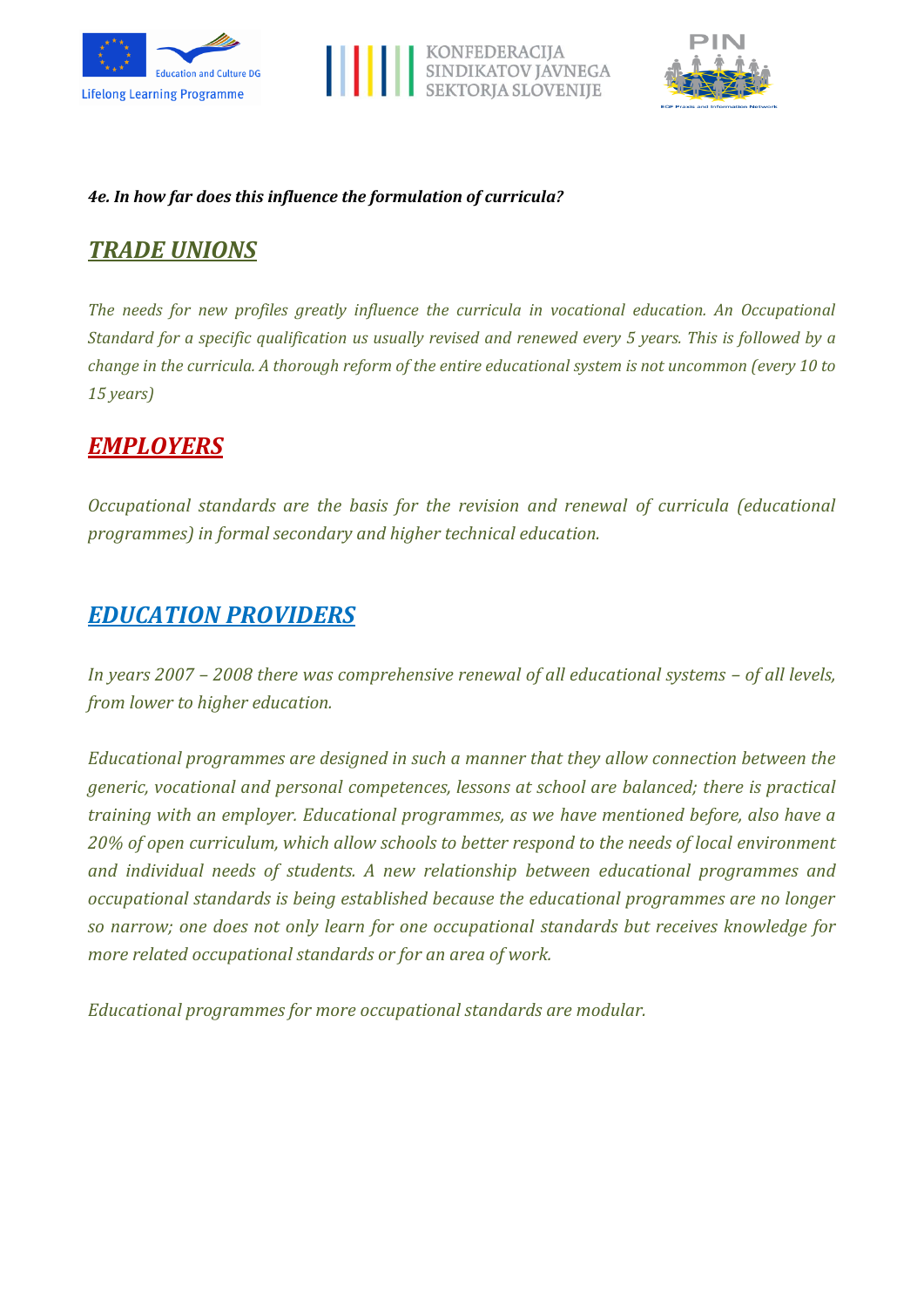***4e. In how far does this influence the formulation of curricula?***

## ***TRADE UNIONS***

*The needs for new profiles greatly influence the curricula in vocational education. An Occupational Standard for a specific qualification us usually revised and renewed every 5 years. This is followed by a change in the curricula. A thorough reform of the entire educational system is not uncommon (every 10 to 15 years)*

## ***EMPLOYERS***

*Occupational standards are the basis for the revision and renewal of curricula (educational programmes) in formal secondary and higher technical education.*

## ***EDUCATION PROVIDERS***

*In years 2007 – 2008 there was comprehensive renewal of all educational systems – of all levels, from lower to higher education.*

*Educational programmes are designed in such a manner that they allow connection between the generic, vocational and personal competences, lessons at school are balanced; there is practical training with an employer. Educational programmes, as we have mentioned before, also have a 20% of open curriculum, which allow schools to better respond to the needs of local environment and individual needs of students. A new relationship between educational programmes and occupational standards is being established because the educational programmes are no longer so narrow; one does not only learn for one occupational standards but receives knowledge for more related occupational standards or for an area of work.*

*Educational programmes for more occupational standards are modular.*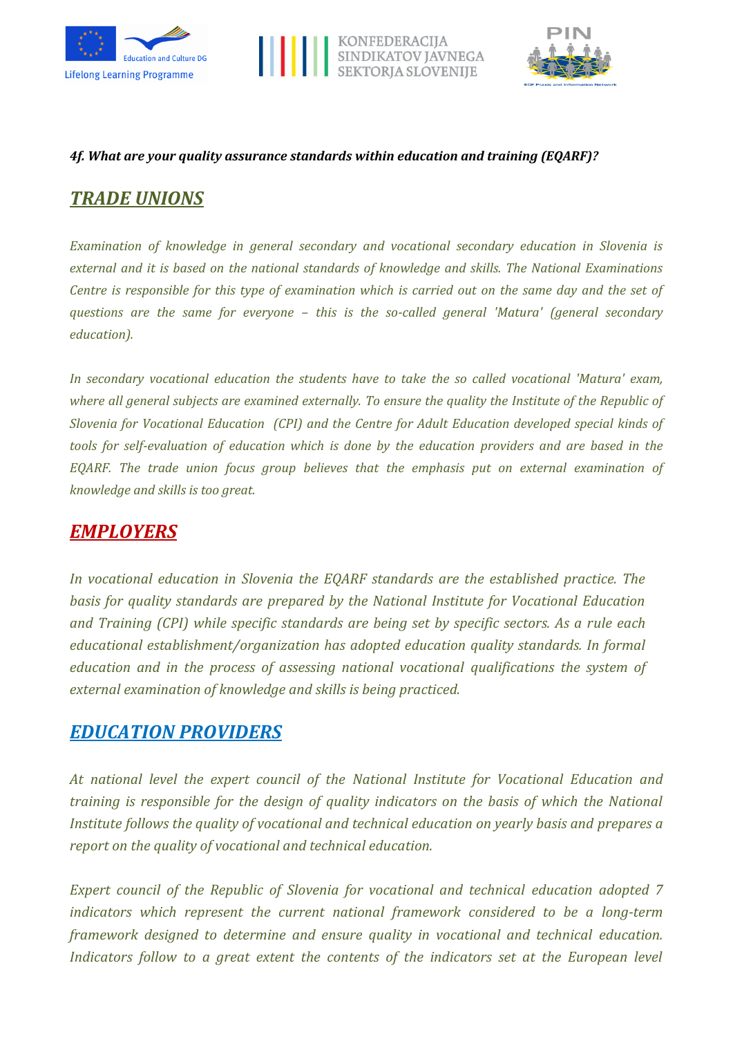***4f. What are your quality assurance standards within education and training (EQARF)?***

## ***TRADE UNIONS***

*Examination of knowledge in general secondary and vocational secondary education in Slovenia is external and it is based on the national standards of knowledge and skills. The National Examinations Centre is responsible for this type of examination which is carried out on the same day and the set of questions are the same for everyone – this is the so-called general 'Matura' (general secondary education).*

*In secondary vocational education the students have to take the so called vocational 'Matura' exam, where all general subjects are examined externally. To ensure the quality the Institute of the Republic of Slovenia for Vocational Education (CPI) and the Centre for Adult Education developed special kinds of tools for self-evaluation of education which is done by the education providers and are based in the EQARF. The trade union focus group believes that the emphasis put on external examination of knowledge and skills is too great.*

## ***EMPLOYERS***

*In vocational education in Slovenia the EQARF standards are the established practice. The basis for quality standards are prepared by the National Institute for Vocational Education and Training (CPI) while specific standards are being set by specific sectors. As a rule each educational establishment/organization has adopted education quality standards. In formal education and in the process of assessing national vocational qualifications the system of external examination of knowledge and skills is being practiced.*

## ***EDUCATION PROVIDERS***

*At national level the expert council of the National Institute for Vocational Education and training is responsible for the design of quality indicators on the basis of which the National Institute follows the quality of vocational and technical education on yearly basis and prepares a report on the quality of vocational and technical education.*

*Expert council of the Republic of Slovenia for vocational and technical education adopted 7 indicators which represent the current national framework considered to be a long-term framework designed to determine and ensure quality in vocational and technical education. Indicators follow to a great extent the contents of the indicators set at the European level*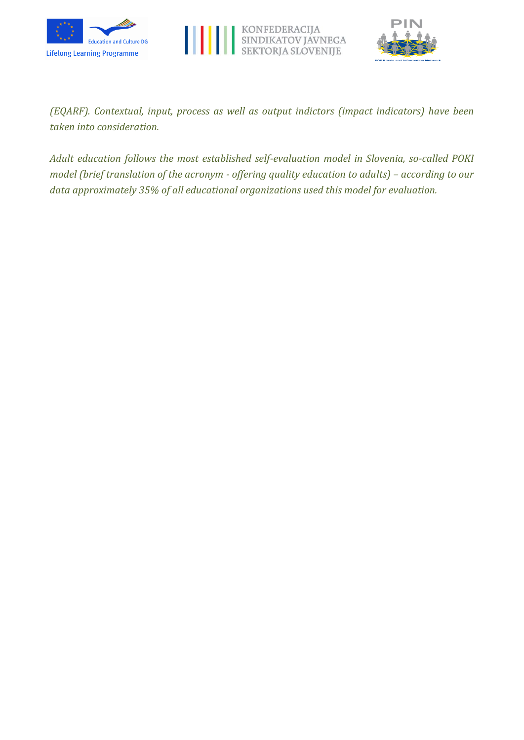*(EQARF). Contextual, input, process as well as output indictors (impact indicators) have been taken into consideration.*

*Adult education follows the most established self-evaluation model in Slovenia, so-called POKI model (brief translation of the acronym - offering quality education to adults) – according to our data approximately 35% of all educational organizations used this model for evaluation.*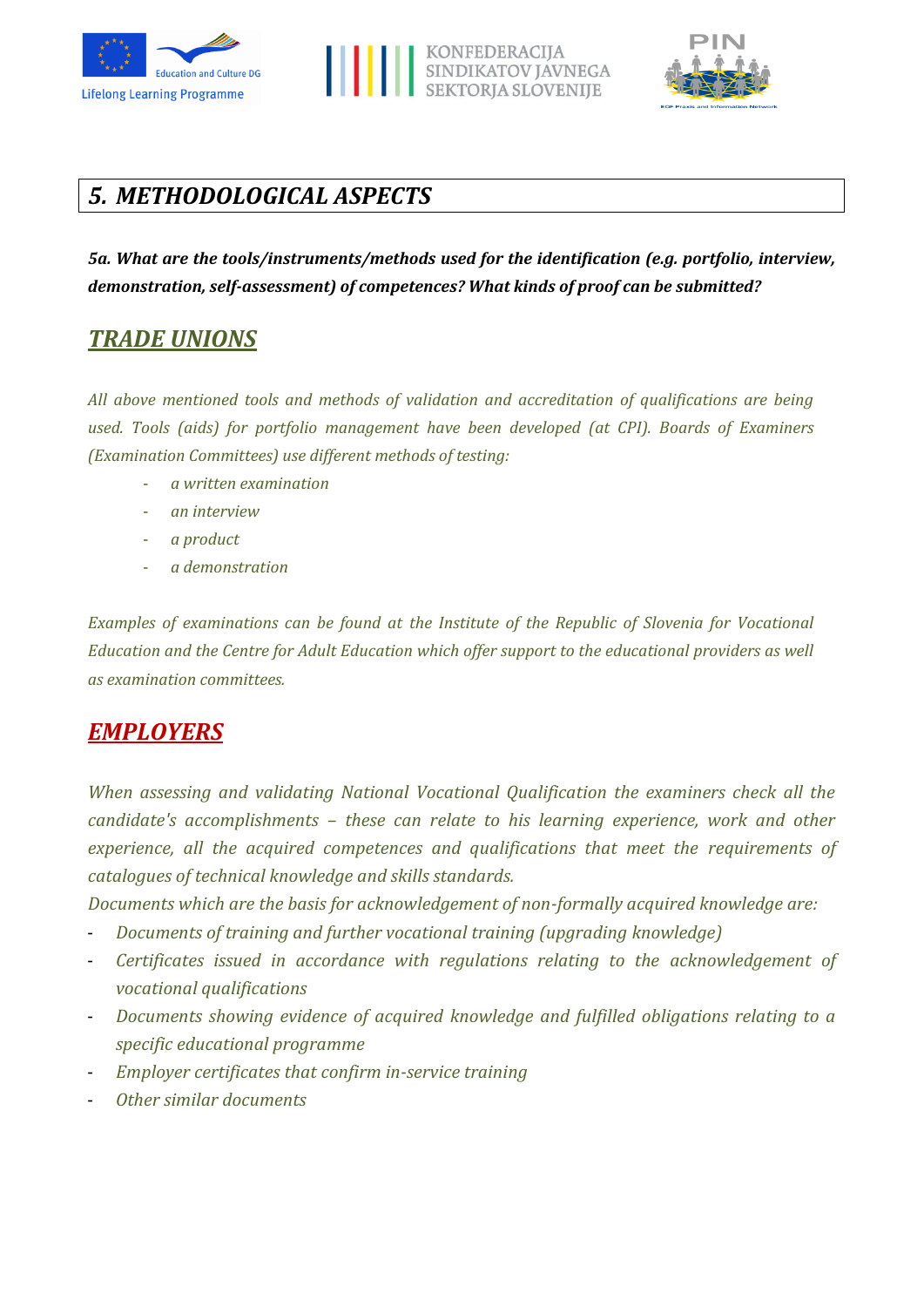## *5. METHODOLOGICAL ASPECTS*

***5a. What are the tools/instruments/methods used for the identification (e.g. portfolio, interview, demonstration, self-assessment) of competences? What kinds of proof can be submitted?***

### ***TRADE UNIONS***

*All above mentioned tools and methods of validation and accreditation of qualifications are being used. Tools (aids) for portfolio management have been developed (at CPI). Boards of Examiners (Examination Committees) use different methods of testing:*

- *a written examination*
- *an interview*
- *a product*
- *a demonstration*

*Examples of examinations can be found at the Institute of the Republic of Slovenia for Vocational Education and the Centre for Adult Education which offer support to the educational providers as well as examination committees.*

### ***EMPLOYERS***

*When assessing and validating National Vocational Qualification the examiners check all the candidate's accomplishments – these can relate to his learning experience, work and other experience, all the acquired competences and qualifications that meet the requirements of catalogues of technical knowledge and skills standards.*

*Documents which are the basis for acknowledgement of non-formally acquired knowledge are:*

- *Documents of training and further vocational training (upgrading knowledge)*
- *Certificates issued in accordance with regulations relating to the acknowledgement of vocational qualifications*
- *Documents showing evidence of acquired knowledge and fulfilled obligations relating to a specific educational programme*
- *Employer certificates that confirm in-service training*
- *Other similar documents*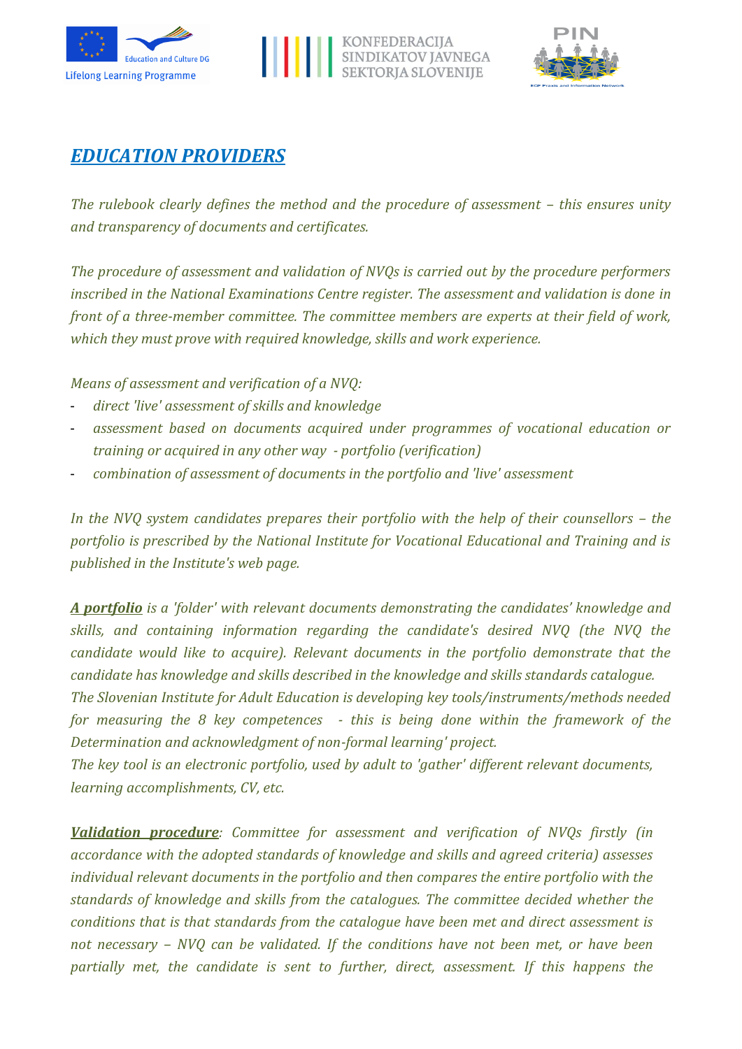## *EDUCATION PROVIDERS*

*The rulebook clearly defines the method and the procedure of assessment – this ensures unity and transparency of documents and certificates.*

*The procedure of assessment and validation of NVQs is carried out by the procedure performers inscribed in the National Examinations Centre register. The assessment and validation is done in front of a three-member committee. The committee members are experts at their field of work, which they must prove with required knowledge, skills and work experience.*

*Means of assessment and verification of a NVQ:*

- *direct 'live' assessment of skills and knowledge*
- *assessment based on documents acquired under programmes of vocational education or training or acquired in any other way - portfolio (verification)*
- *combination of assessment of documents in the portfolio and 'live' assessment*

*In the NVQ system candidates prepares their portfolio with the help of their counsellors – the portfolio is prescribed by the National Institute for Vocational Educational and Training and is published in the Institute's web page.*

***A portfolio*** *is a 'folder' with relevant documents demonstrating the candidates' knowledge and skills, and containing information regarding the candidate's desired NVQ (the NVQ the candidate would like to acquire). Relevant documents in the portfolio demonstrate that the candidate has knowledge and skills described in the knowledge and skills standards catalogue.*
*The Slovenian Institute for Adult Education is developing key tools/instruments/methods needed for measuring the 8 key competences - this is being done within the framework of the Determination and acknowledgment of non-formal learning' project.*
*The key tool is an electronic portfolio, used by adult to 'gather' different relevant documents, learning accomplishments, CV, etc.*

***Validation procedure****: Committee for assessment and verification of NVQs firstly (in accordance with the adopted standards of knowledge and skills and agreed criteria) assesses individual relevant documents in the portfolio and then compares the entire portfolio with the standards of knowledge and skills from the catalogues. The committee decided whether the conditions that is that standards from the catalogue have been met and direct assessment is not necessary – NVQ can be validated. If the conditions have not been met, or have been partially met, the candidate is sent to further, direct, assessment. If this happens the*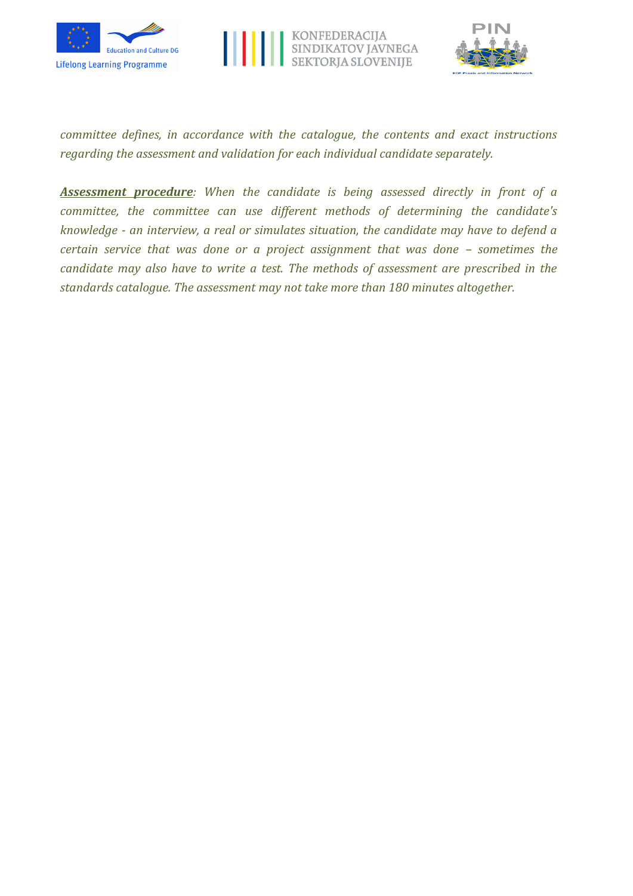*committee defines, in accordance with the catalogue, the contents and exact instructions regarding the assessment and validation for each individual candidate separately.*

***Assessment procedure****: When the candidate is being assessed directly in front of a committee, the committee can use different methods of determining the candidate's knowledge - an interview, a real or simulates situation, the candidate may have to defend a certain service that was done or a project assignment that was done – sometimes the candidate may also have to write a test. The methods of assessment are prescribed in the standards catalogue. The assessment may not take more than 180 minutes altogether.*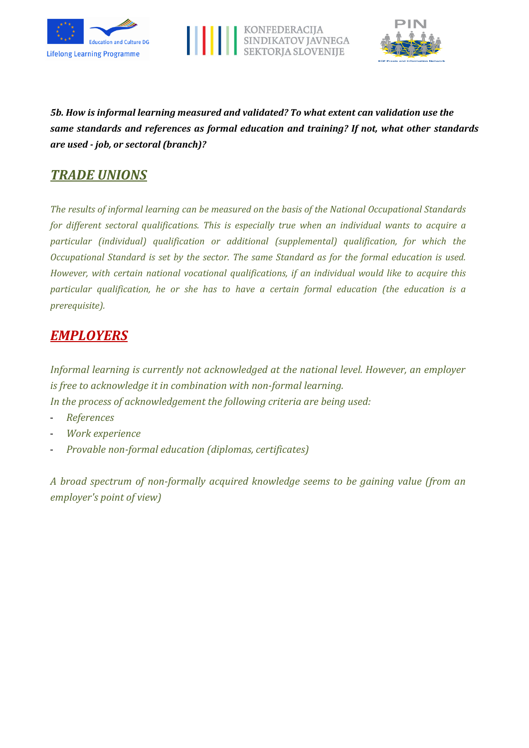***5b. How is informal learning measured and validated? To what extent can validation use the same standards and references as formal education and training? If not, what other standards are used - job, or sectoral (branch)?***

## ***TRADE UNIONS***

*The results of informal learning can be measured on the basis of the National Occupational Standards for different sectoral qualifications. This is especially true when an individual wants to acquire a particular (individual) qualification or additional (supplemental) qualification, for which the Occupational Standard is set by the sector. The same Standard as for the formal education is used. However, with certain national vocational qualifications, if an individual would like to acquire this particular qualification, he or she has to have a certain formal education (the education is a prerequisite).*

## ***EMPLOYERS***

*Informal learning is currently not acknowledged at the national level. However, an employer is free to acknowledge it in combination with non-formal learning.*
*In the process of acknowledgement the following criteria are being used:*

- *References*
- *Work experience*
- *Provable non-formal education (diplomas, certificates)*

*A broad spectrum of non-formally acquired knowledge seems to be gaining value (from an employer's point of view)*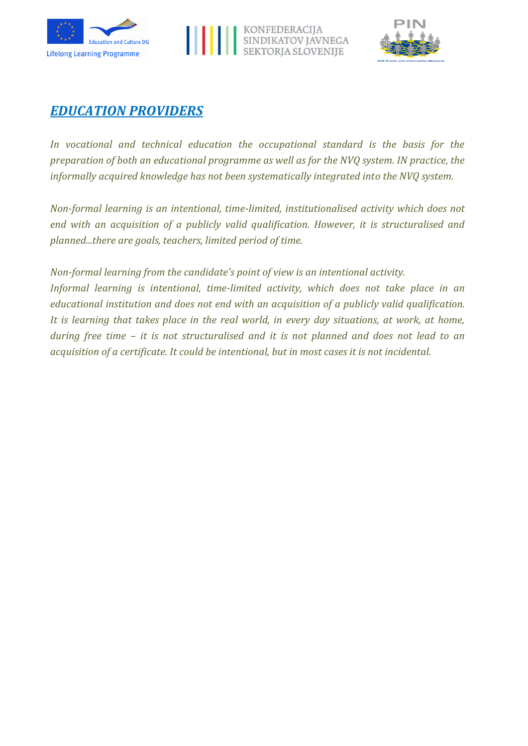## *EDUCATION PROVIDERS*

*In vocational and technical education the occupational standard is the basis for the preparation of both an educational programme as well as for the NVQ system. IN practice, the informally acquired knowledge has not been systematically integrated into the NVQ system.*

*Non-formal learning is an intentional, time-limited, institutionalised activity which does not end with an acquisition of a publicly valid qualification. However, it is structuralised and planned...there are goals, teachers, limited period of time.*

*Non-formal learning from the candidate's point of view is an intentional activity.*
*Informal learning is intentional, time-limited activity, which does not take place in an educational institution and does not end with an acquisition of a publicly valid qualification. It is learning that takes place in the real world, in every day situations, at work, at home, during free time – it is not structuralised and it is not planned and does not lead to an acquisition of a certificate. It could be intentional, but in most cases it is not incidental.*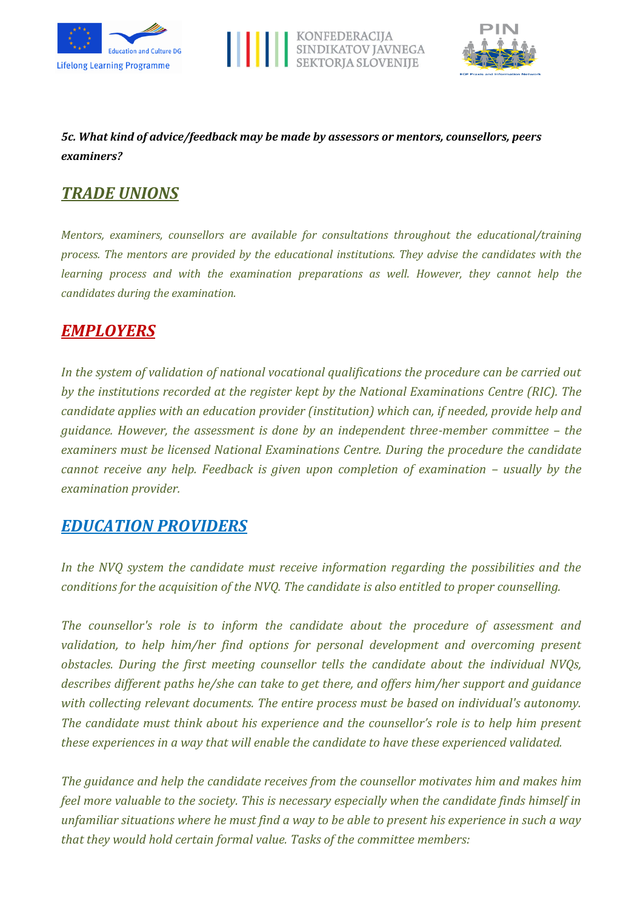***5c. What kind of advice/feedback may be made by assessors or mentors, counsellors, peers examiners?***

## ***TRADE UNIONS***

*Mentors, examiners, counsellors are available for consultations throughout the educational/training process. The mentors are provided by the educational institutions. They advise the candidates with the learning process and with the examination preparations as well. However, they cannot help the candidates during the examination.*

## ***EMPLOYERS***

*In the system of validation of national vocational qualifications the procedure can be carried out by the institutions recorded at the register kept by the National Examinations Centre (RIC). The candidate applies with an education provider (institution) which can, if needed, provide help and guidance. However, the assessment is done by an independent three-member committee – the examiners must be licensed National Examinations Centre. During the procedure the candidate cannot receive any help. Feedback is given upon completion of examination – usually by the examination provider.*

## ***EDUCATION PROVIDERS***

*In the NVQ system the candidate must receive information regarding the possibilities and the conditions for the acquisition of the NVQ. The candidate is also entitled to proper counselling.*

*The counsellor's role is to inform the candidate about the procedure of assessment and validation, to help him/her find options for personal development and overcoming present obstacles. During the first meeting counsellor tells the candidate about the individual NVQs, describes different paths he/she can take to get there, and offers him/her support and guidance with collecting relevant documents. The entire process must be based on individual's autonomy. The candidate must think about his experience and the counsellor's role is to help him present these experiences in a way that will enable the candidate to have these experienced validated.*

*The guidance and help the candidate receives from the counsellor motivates him and makes him feel more valuable to the society. This is necessary especially when the candidate finds himself in unfamiliar situations where he must find a way to be able to present his experience in such a way that they would hold certain formal value. Tasks of the committee members:*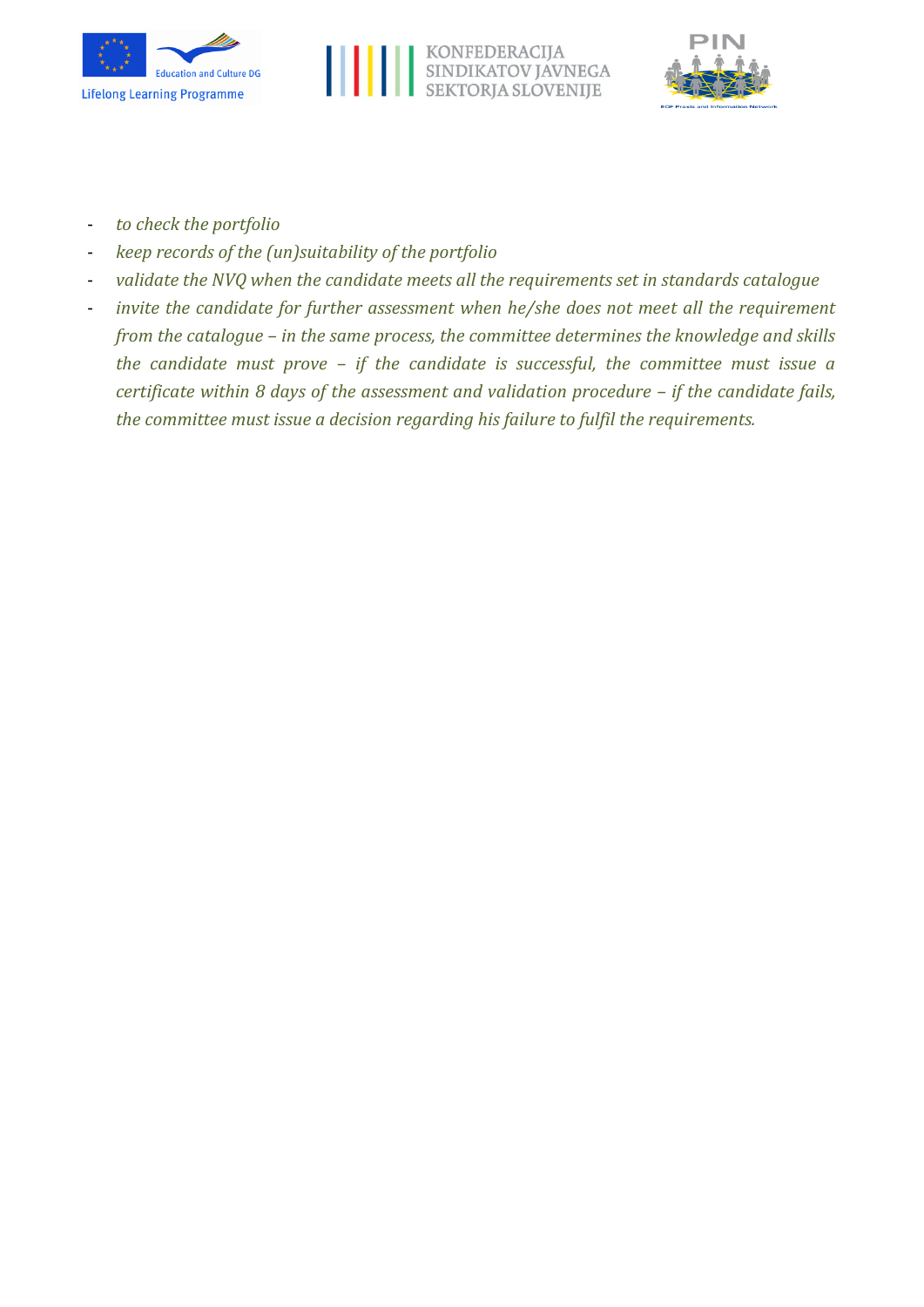- *to check the portfolio*
- *keep records of the (un)suitability of the portfolio*
- *validate the NVQ when the candidate meets all the requirements set in standards catalogue*
- *invite the candidate for further assessment when he/she does not meet all the requirement from the catalogue – in the same process, the committee determines the knowledge and skills the candidate must prove – if the candidate is successful, the committee must issue a certificate within 8 days of the assessment and validation procedure – if the candidate fails, the committee must issue a decision regarding his failure to fulfil the requirements.*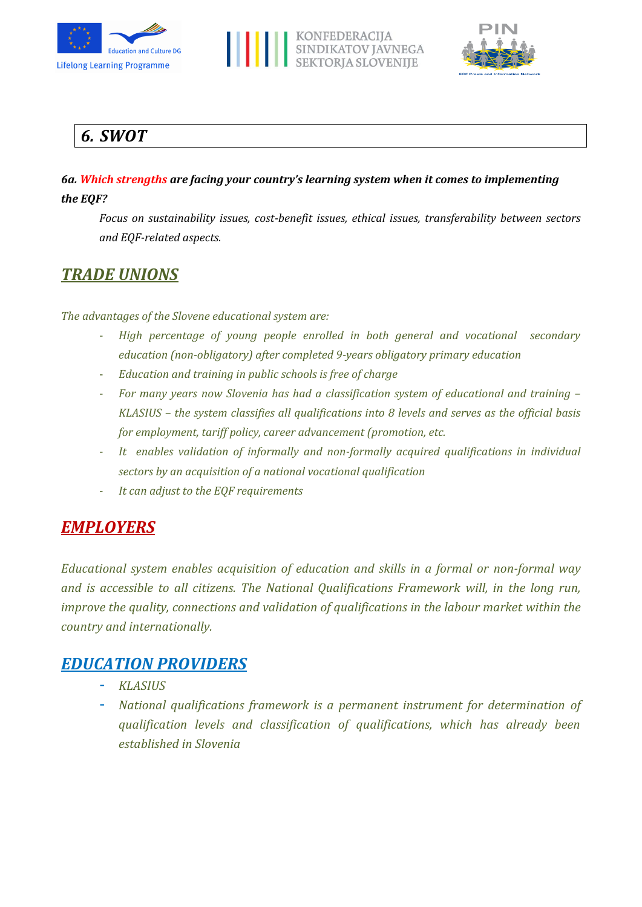# 6. SWOT

***6a. Which strengths are facing your country's learning system when it comes to implementing the EQF?***

*Focus on sustainability issues, cost-benefit issues, ethical issues, transferability between sectors and EQF-related aspects.*

## TRADE UNIONS

*The advantages of the Slovene educational system are:*

- *High percentage of young people enrolled in both general and vocational secondary education (non-obligatory) after completed 9-years obligatory primary education*
- *Education and training in public schools is free of charge*
- *For many years now Slovenia has had a classification system of educational and training – KLASIUS – the system classifies all qualifications into 8 levels and serves as the official basis for employment, tariff policy, career advancement (promotion, etc.*
- *It enables validation of informally and non-formally acquired qualifications in individual sectors by an acquisition of a national vocational qualification*
- *It can adjust to the EQF requirements*

## EMPLOYERS

*Educational system enables acquisition of education and skills in a formal or non-formal way and is accessible to all citizens. The National Qualifications Framework will, in the long run, improve the quality, connections and validation of qualifications in the labour market within the country and internationally.*

## EDUCATION PROVIDERS

- *KLASIUS*
- *National qualifications framework is a permanent instrument for determination of qualification levels and classification of qualifications, which has already been established in Slovenia*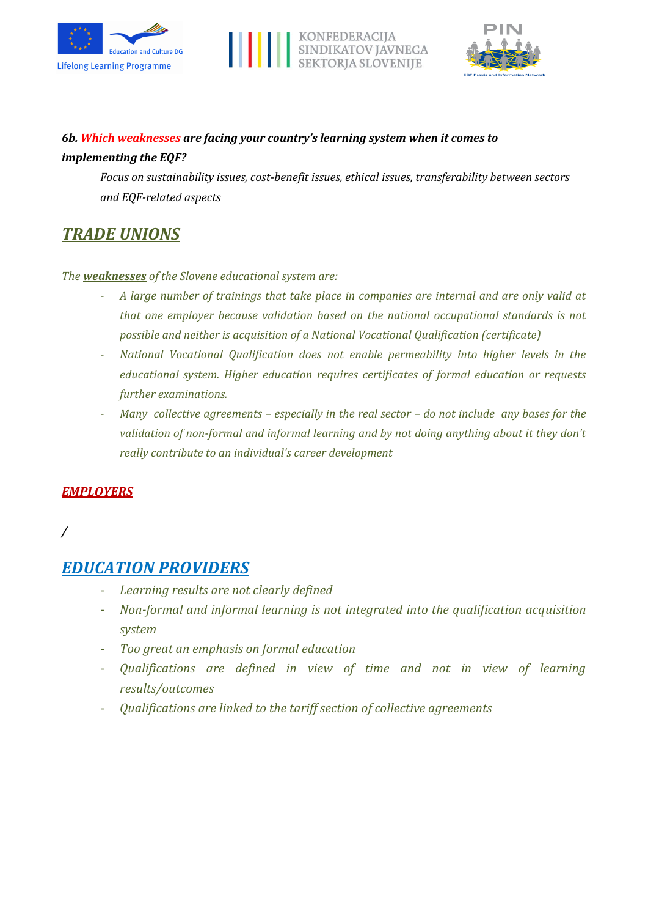***6b. Which weaknesses are facing your country's learning system when it comes to implementing the EQF?***

*Focus on sustainability issues, cost-benefit issues, ethical issues, transferability between sectors and EQF-related aspects*

## ***TRADE UNIONS***

*The **weaknesses** of the Slovene educational system are:*

- *A large number of trainings that take place in companies are internal and are only valid at that one employer because validation based on the national occupational standards is not possible and neither is acquisition of a National Vocational Qualification (certificate)*
- *National Vocational Qualification does not enable permeability into higher levels in the educational system. Higher education requires certificates of formal education or requests further examinations.*
- *Many collective agreements – especially in the real sector – do not include any bases for the validation of non-formal and informal learning and by not doing anything about it they don't really contribute to an individual's career development*

### ***EMPLOYERS***

*/*

## ***EDUCATION PROVIDERS***

- *Learning results are not clearly defined*
- *Non-formal and informal learning is not integrated into the qualification acquisition system*
- *Too great an emphasis on formal education*
- *Qualifications are defined in view of time and not in view of learning results/outcomes*
- *Qualifications are linked to the tariff section of collective agreements*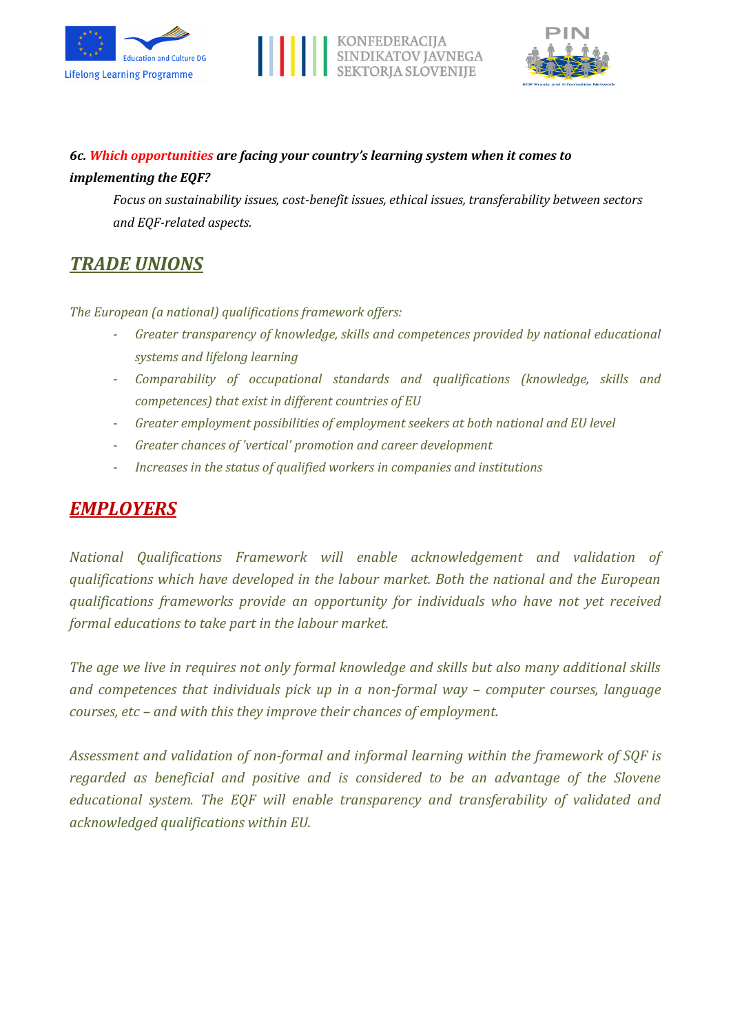***6c. Which opportunities are facing your country's learning system when it comes to implementing the EQF?***

*Focus on sustainability issues, cost-benefit issues, ethical issues, transferability between sectors and EQF-related aspects.*

## *TRADE UNIONS*

*The European (a national) qualifications framework offers:*

- *Greater transparency of knowledge, skills and competences provided by national educational systems and lifelong learning*
- *Comparability of occupational standards and qualifications (knowledge, skills and competences) that exist in different countries of EU*
- *Greater employment possibilities of employment seekers at both national and EU level*
- *Greater chances of 'vertical' promotion and career development*
- *Increases in the status of qualified workers in companies and institutions*

## *EMPLOYERS*

*National Qualifications Framework will enable acknowledgement and validation of qualifications which have developed in the labour market. Both the national and the European qualifications frameworks provide an opportunity for individuals who have not yet received formal educations to take part in the labour market.*

*The age we live in requires not only formal knowledge and skills but also many additional skills and competences that individuals pick up in a non-formal way – computer courses, language courses, etc – and with this they improve their chances of employment.*

*Assessment and validation of non-formal and informal learning within the framework of SQF is regarded as beneficial and positive and is considered to be an advantage of the Slovene educational system. The EQF will enable transparency and transferability of validated and acknowledged qualifications within EU.*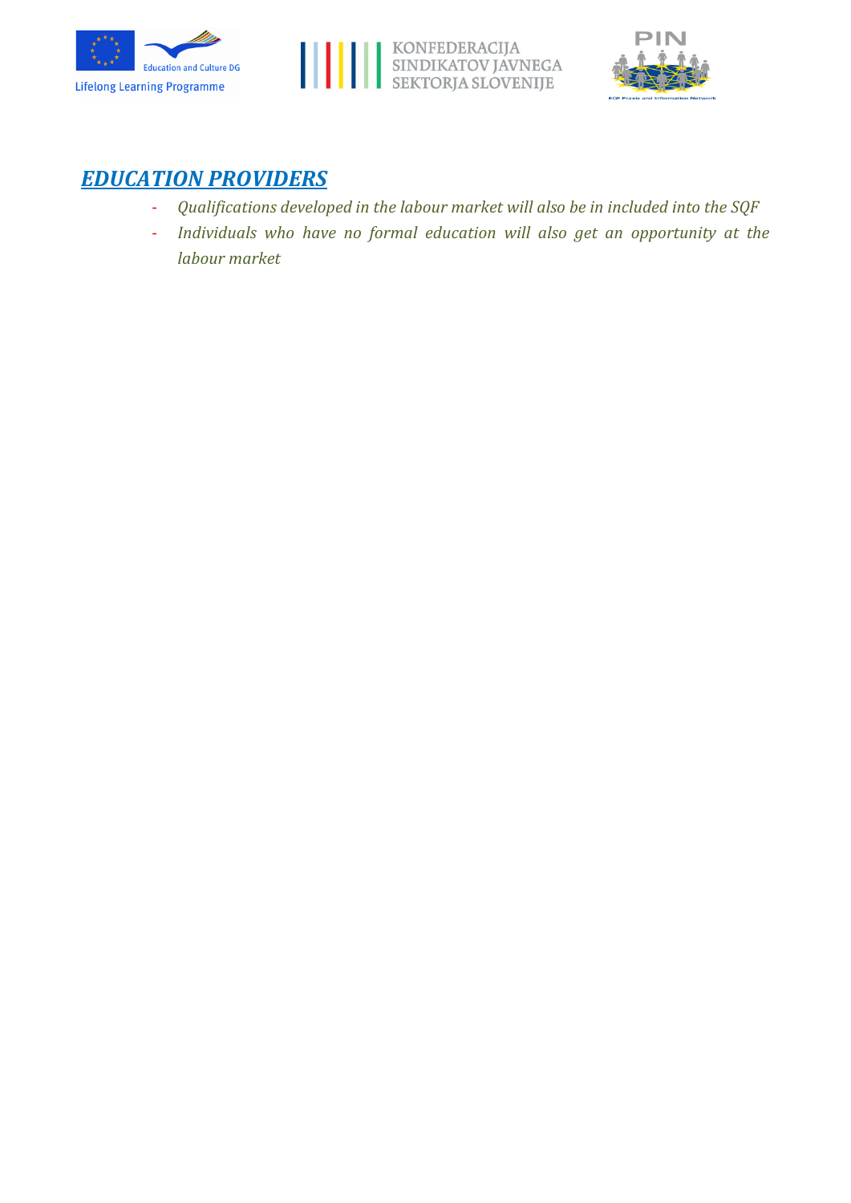## *EDUCATION PROVIDERS*

- *Qualifications developed in the labour market will also be in included into the SQF*
- *Individuals who have no formal education will also get an opportunity at the labour market*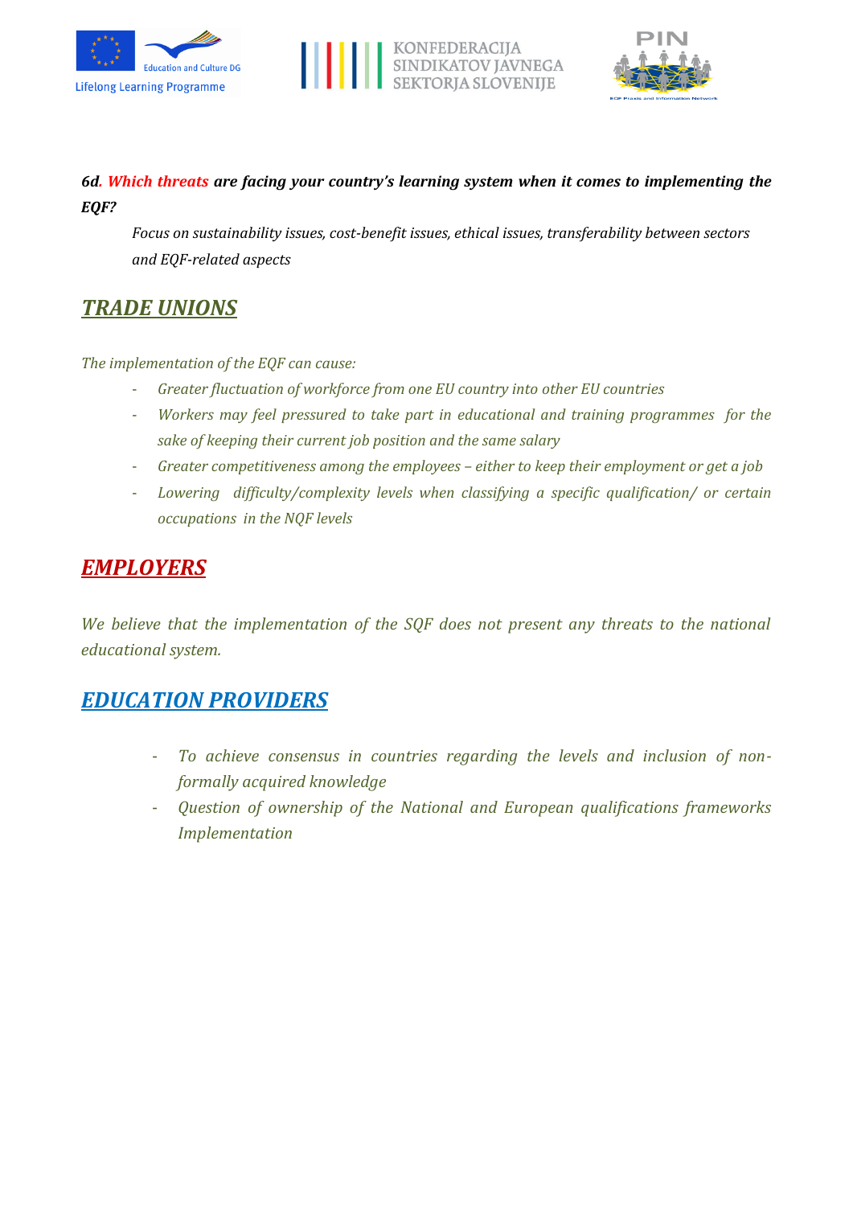***6d. Which threats are facing your country's learning system when it comes to implementing the EQF?***

*Focus on sustainability issues, cost-benefit issues, ethical issues, transferability between sectors and EQF-related aspects*

## ***TRADE UNIONS***

*The implementation of the EQF can cause:*

- *Greater fluctuation of workforce from one EU country into other EU countries*
- *Workers may feel pressured to take part in educational and training programmes for the sake of keeping their current job position and the same salary*
- *Greater competitiveness among the employees – either to keep their employment or get a job*
- *Lowering difficulty/complexity levels when classifying a specific qualification/ or certain occupations in the NQF levels*

## ***EMPLOYERS***

*We believe that the implementation of the SQF does not present any threats to the national educational system.*

## ***EDUCATION PROVIDERS***

- *To achieve consensus in countries regarding the levels and inclusion of non-formally acquired knowledge*
- *Question of ownership of the National and European qualifications frameworks Implementation*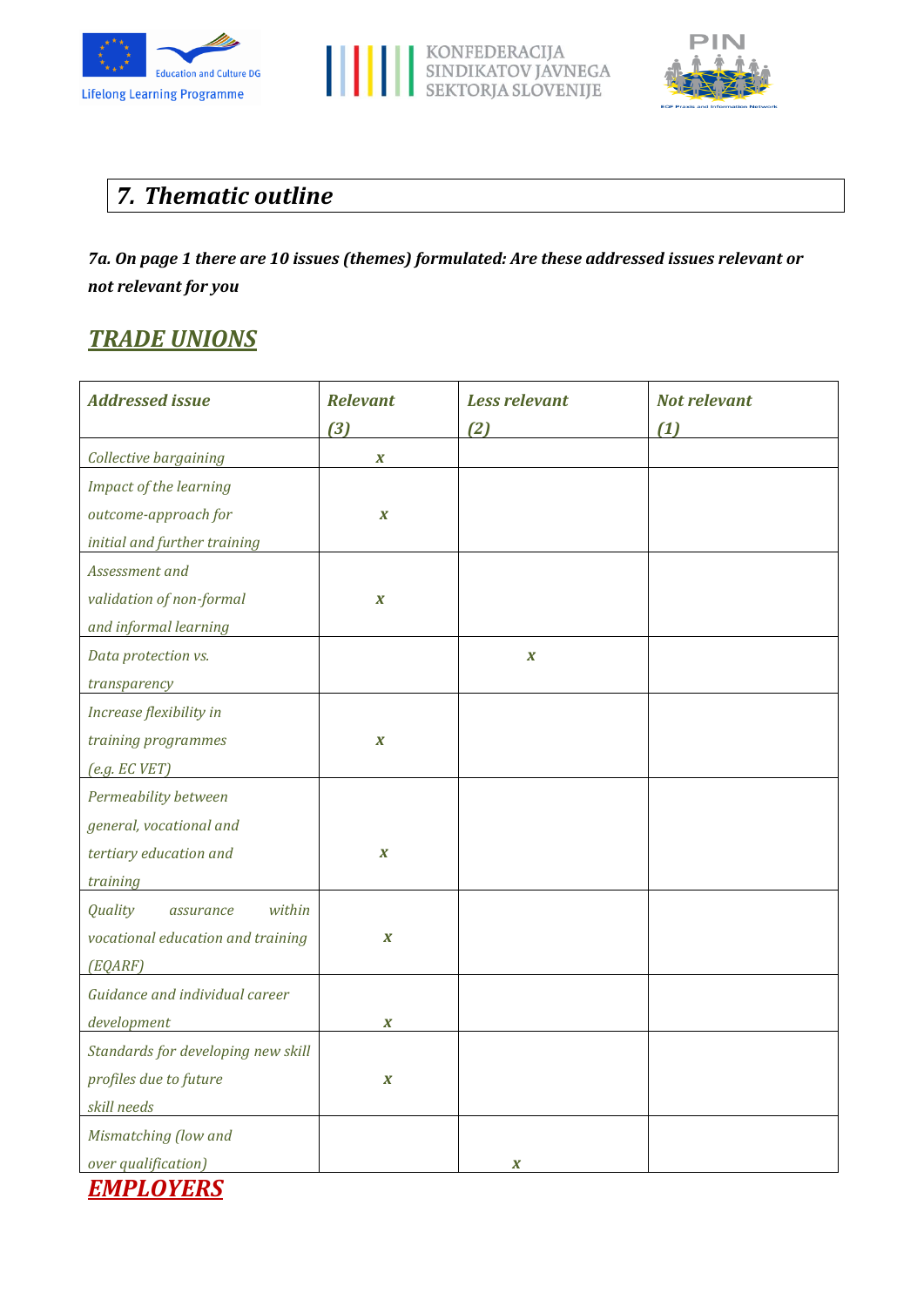## *7. Thematic outline*

***7a. On page 1 there are 10 issues (themes) formulated: Are these addressed issues relevant or not relevant for you***

## ***TRADE UNIONS***

| *Addressed issue* | *Relevant (3)* | *Less relevant (2)* | *Not relevant (1)* |
|---|---|---|---|
| *Collective bargaining* | ***x*** | | |
| *Impact of the learning outcome-approach for initial and further training* | ***x*** | | |
| *Assessment and validation of non-formal and informal learning* | ***x*** | | |
| *Data protection vs. transparency* | | ***x*** | |
| *Increase flexibility in training programmes (e.g. EC VET)* | ***x*** | | |
| *Permeability between general, vocational and tertiary education and training* | ***x*** | | |
| *Quality assurance within vocational education and training (EQARF)* | ***x*** | | |
| *Guidance and individual career development* | ***x*** | | |
| *Standards for developing new skill profiles due to future skill needs* | ***x*** | | |
| *Mismatching (low and over qualification)* | | ***x*** | |

## ***EMPLOYERS***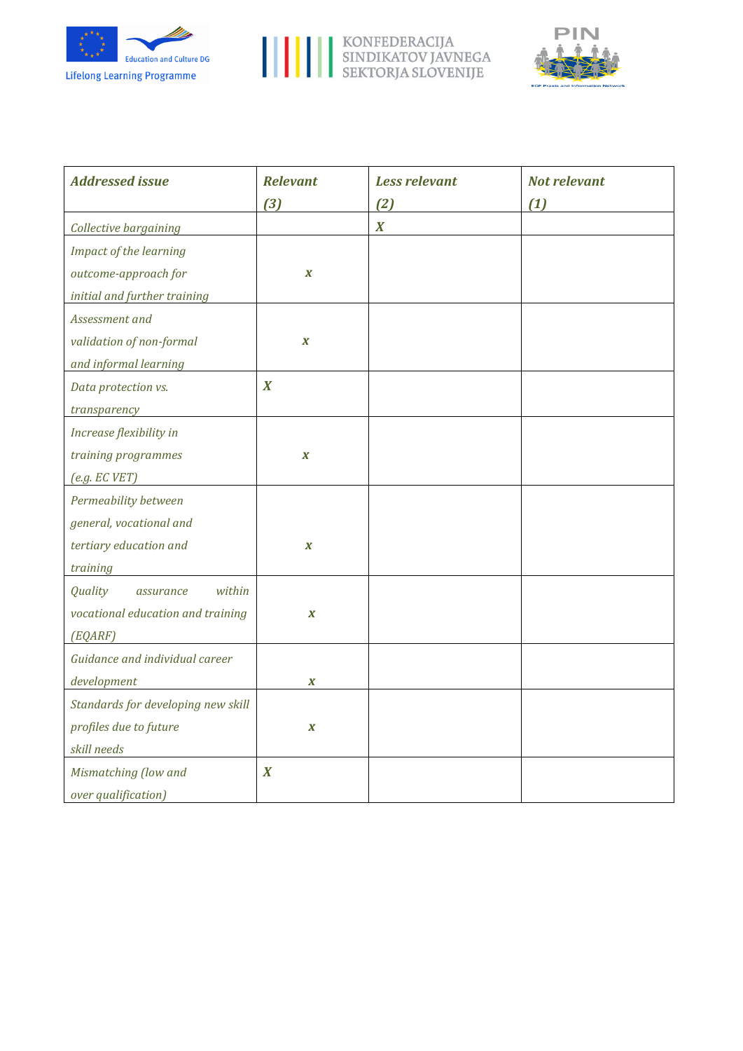| *Addressed issue* | *Relevant (3)* | *Less relevant (2)* | *Not relevant (1)* |
|---|---|---|---|
| *Collective bargaining* | | *X* | |
| *Impact of the learning outcome-approach for initial and further training* | *x* | | |
| *Assessment and validation of non-formal and informal learning* | *x* | | |
| *Data protection vs. transparency* | *X* | | |
| *Increase flexibility in training programmes (e.g. EC VET)* | *x* | | |
| *Permeability between general, vocational and tertiary education and training* | *x* | | |
| *Quality assurance within vocational education and training (EQARF)* | *x* | | |
| *Guidance and individual career development* | *x* | | |
| *Standards for developing new skill profiles due to future skill needs* | *x* | | |
| *Mismatching (low and over qualification)* | *X* | | |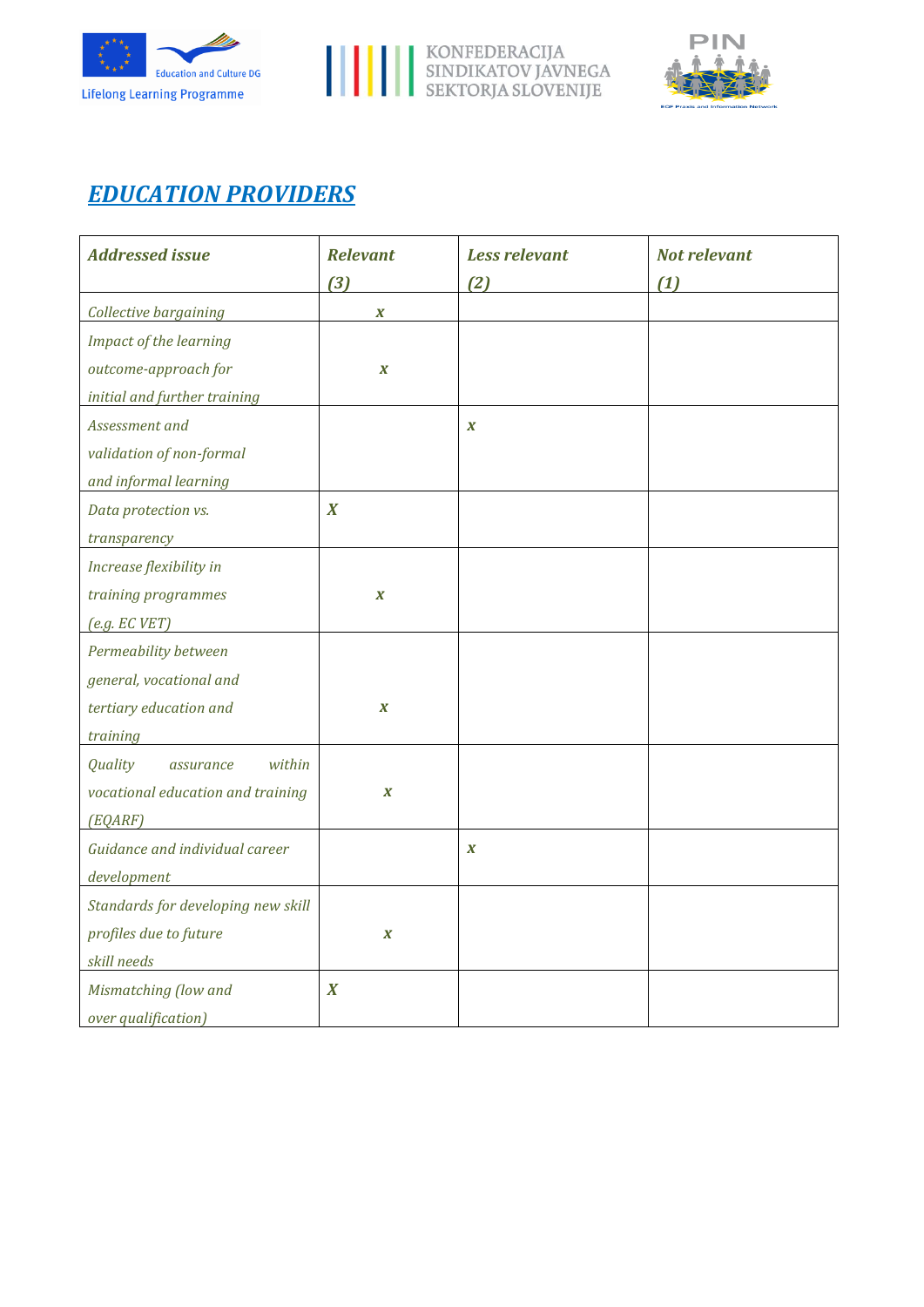## *EDUCATION PROVIDERS*

| *Addressed issue* | *Relevant (3)* | *Less relevant (2)* | *Not relevant (1)* |
|---|---|---|---|
| *Collective bargaining* | *x* | | |
| *Impact of the learning outcome-approach for initial and further training* | *x* | | |
| *Assessment and validation of non-formal and informal learning* | | *x* | |
| *Data protection vs. transparency* | *X* | | |
| *Increase flexibility in training programmes (e.g. EC VET)* | *x* | | |
| *Permeability between general, vocational and tertiary education and training* | *x* | | |
| *Quality assurance within vocational education and training (EQARF)* | *x* | | |
| *Guidance and individual career development* | | *x* | |
| *Standards for developing new skill profiles due to future skill needs* | *x* | | |
| *Mismatching (low and over qualification)* | *X* | | |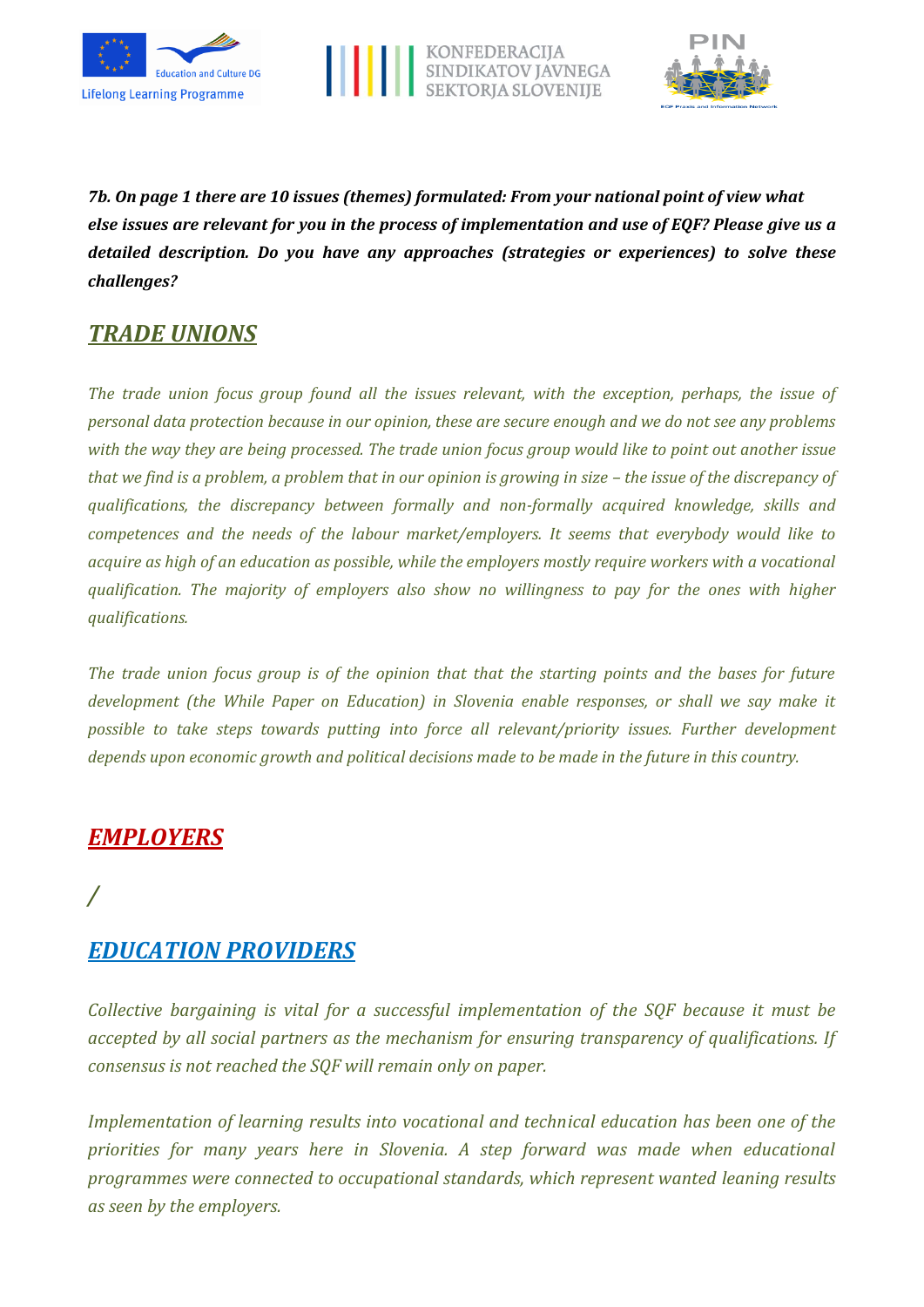***7b. On page 1 there are 10 issues (themes) formulated: From your national point of view what else issues are relevant for you in the process of implementation and use of EQF? Please give us a detailed description. Do you have any approaches (strategies or experiences) to solve these challenges?***

## *TRADE UNIONS*

*The trade union focus group found all the issues relevant, with the exception, perhaps, the issue of personal data protection because in our opinion, these are secure enough and we do not see any problems with the way they are being processed. The trade union focus group would like to point out another issue that we find is a problem, a problem that in our opinion is growing in size – the issue of the discrepancy of qualifications, the discrepancy between formally and non-formally acquired knowledge, skills and competences and the needs of the labour market/employers. It seems that everybody would like to acquire as high of an education as possible, while the employers mostly require workers with a vocational qualification. The majority of employers also show no willingness to pay for the ones with higher qualifications.*

*The trade union focus group is of the opinion that that the starting points and the bases for future development (the While Paper on Education) in Slovenia enable responses, or shall we say make it possible to take steps towards putting into force all relevant/priority issues. Further development depends upon economic growth and political decisions made to be made in the future in this country.*

## *EMPLOYERS*

*/*

## *EDUCATION PROVIDERS*

*Collective bargaining is vital for a successful implementation of the SQF because it must be accepted by all social partners as the mechanism for ensuring transparency of qualifications. If consensus is not reached the SQF will remain only on paper.*

*Implementation of learning results into vocational and technical education has been one of the priorities for many years here in Slovenia. A step forward was made when educational programmes were connected to occupational standards, which represent wanted leaning results as seen by the employers.*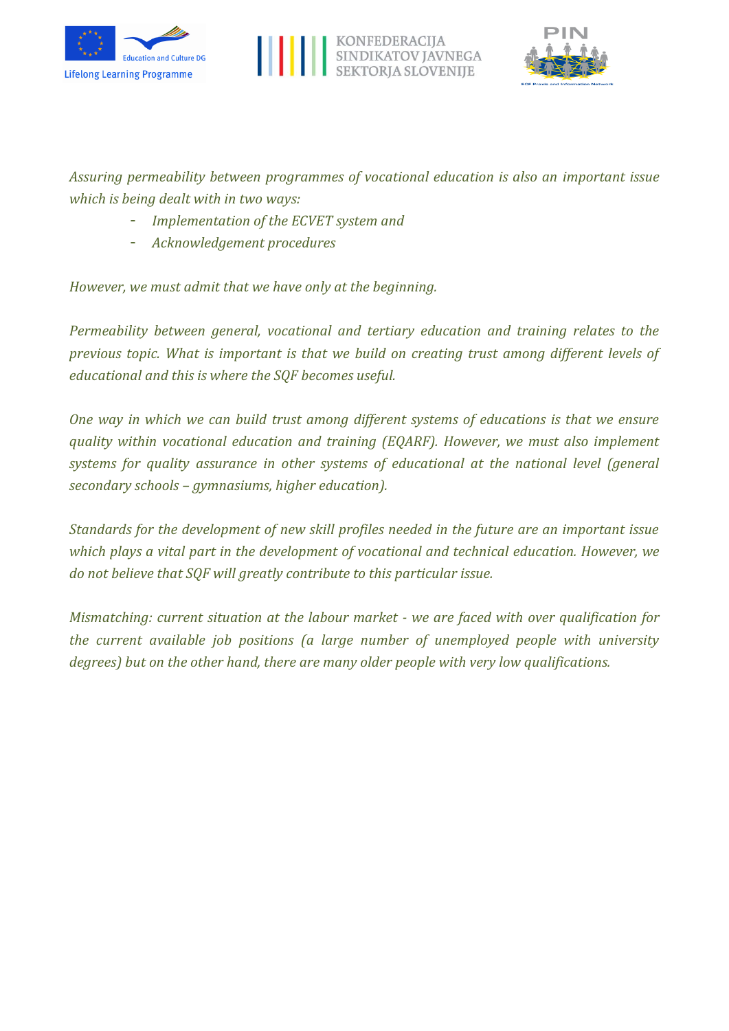*Assuring permeability between programmes of vocational education is also an important issue which is being dealt with in two ways:*

- *Implementation of the ECVET system and*
- *Acknowledgement procedures*

*However, we must admit that we have only at the beginning.*

*Permeability between general, vocational and tertiary education and training relates to the previous topic. What is important is that we build on creating trust among different levels of educational and this is where the SQF becomes useful.*

*One way in which we can build trust among different systems of educations is that we ensure quality within vocational education and training (EQARF). However, we must also implement systems for quality assurance in other systems of educational at the national level (general secondary schools – gymnasiums, higher education).*

*Standards for the development of new skill profiles needed in the future are an important issue which plays a vital part in the development of vocational and technical education. However, we do not believe that SQF will greatly contribute to this particular issue.*

*Mismatching: current situation at the labour market - we are faced with over qualification for the current available job positions (a large number of unemployed people with university degrees) but on the other hand, there are many older people with very low qualifications.*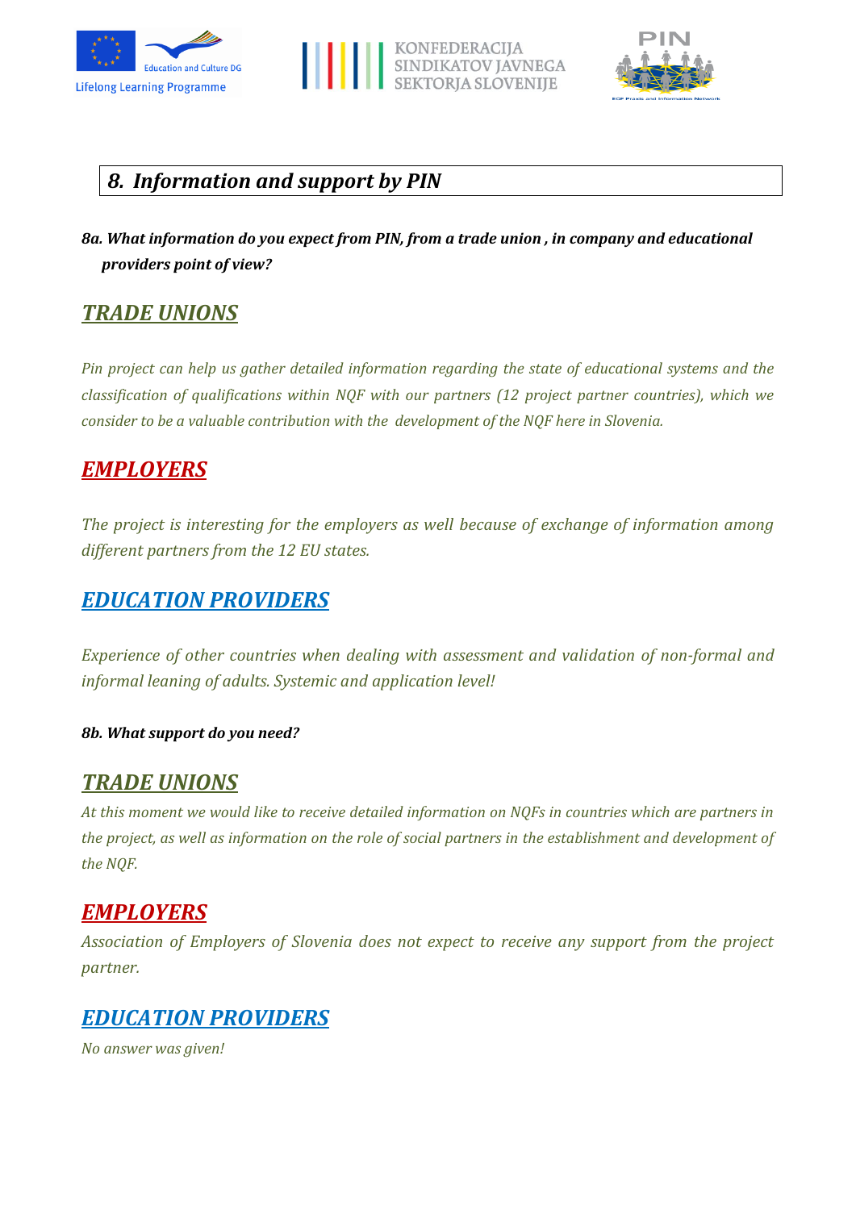## *8. Information and support by PIN*

***8a. What information do you expect from PIN, from a trade union , in company and educational providers point of view?***

## ***TRADE UNIONS***

*Pin project can help us gather detailed information regarding the state of educational systems and the classification of qualifications within NQF with our partners (12 project partner countries), which we consider to be a valuable contribution with the development of the NQF here in Slovenia.*

## ***EMPLOYERS***

*The project is interesting for the employers as well because of exchange of information among different partners from the 12 EU states.*

## ***EDUCATION PROVIDERS***

*Experience of other countries when dealing with assessment and validation of non-formal and informal leaning of adults. Systemic and application level!*

***8b. What support do you need?***

## ***TRADE UNIONS***

*At this moment we would like to receive detailed information on NQFs in countries which are partners in the project, as well as information on the role of social partners in the establishment and development of the NQF.*

## ***EMPLOYERS***

*Association of Employers of Slovenia does not expect to receive any support from the project partner.*

## ***EDUCATION PROVIDERS***

*No answer was given!*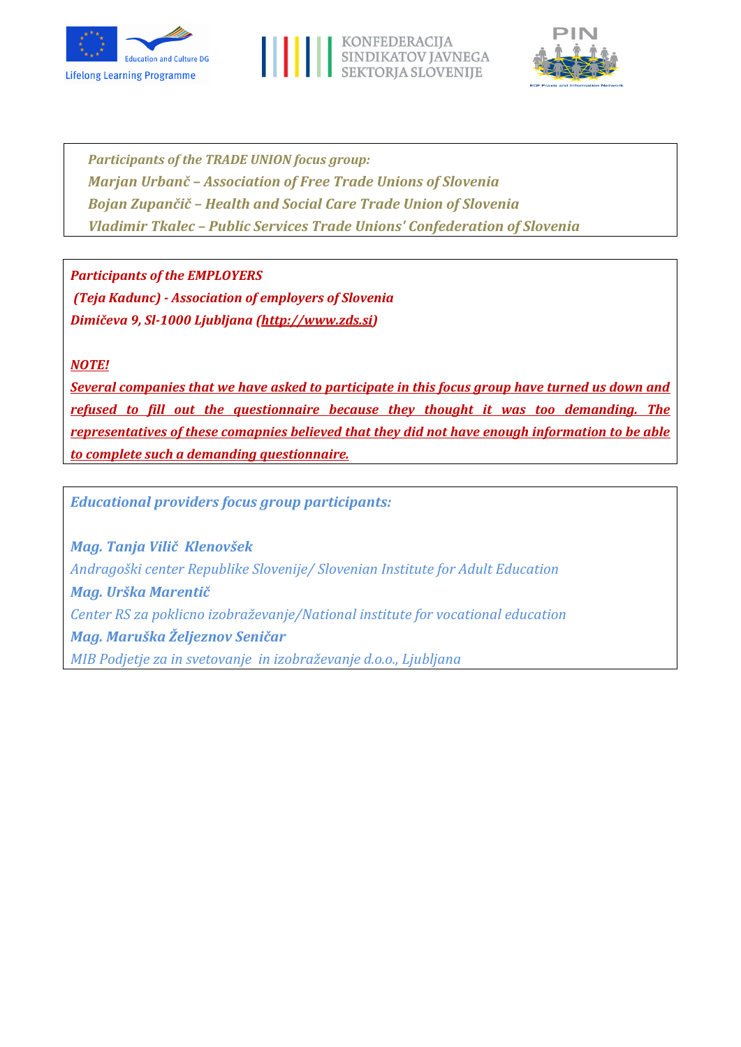*Participants of the TRADE UNION focus group:*

***Marjan Urbanč – Association of Free Trade Unions of Slovenia***

***Bojan Zupančič – Health and Social Care Trade Union of Slovenia***

***Vladimir Tkalec – Public Services Trade Unions' Confederation of Slovenia***

***Participants of the EMPLOYERS***

***(Teja Kadunc) - Association of employers of Slovenia***

***Dimičeva 9, Sl-1000 Ljubljana (http://www.zds.si)***

***NOTE!***

***Several companies that we have asked to participate in this focus group have turned us down and refused to fill out the questionnaire because they thought it was too demanding. The representatives of these comapnies believed that they did not have enough information to be able to complete such a demanding questionnaire.***

***Educational providers focus group participants:***

***Mag. Tanja Vilič Klenovšek***

*Andragoški center Republike Slovenije/ Slovenian Institute for Adult Education*

***Mag. Urška Marentič***

*Center RS za poklicno izobraževanje/National institute for vocational education*

***Mag. Maruška Železnov Seničar***

*MIB Podjetje za in svetovanje in izobraževanje d.o.o., Ljubljana*